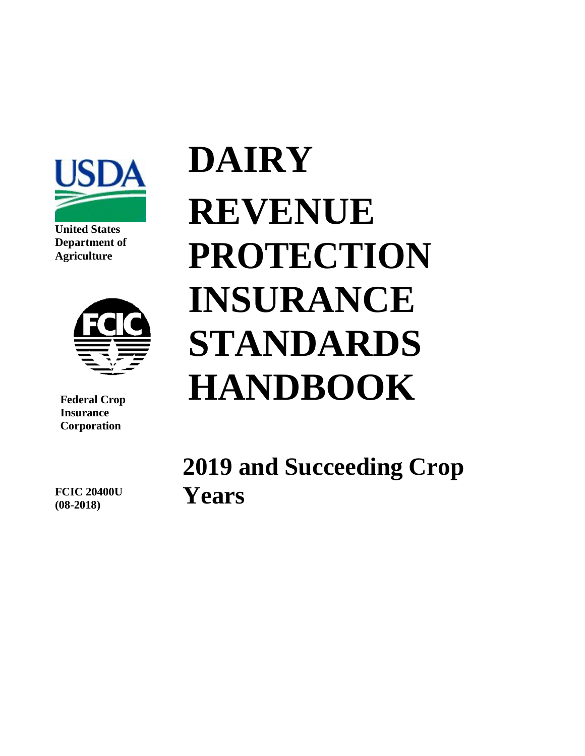**United States Department of Agriculture**

**Federal Crop Insurance Corporation**

**FCIC 20400U (08-2018)**

# DAIRY REVENUE PROTECTION INSURANCE STANDARDS HANDBOOK

## 2019 and Succeeding Crop Years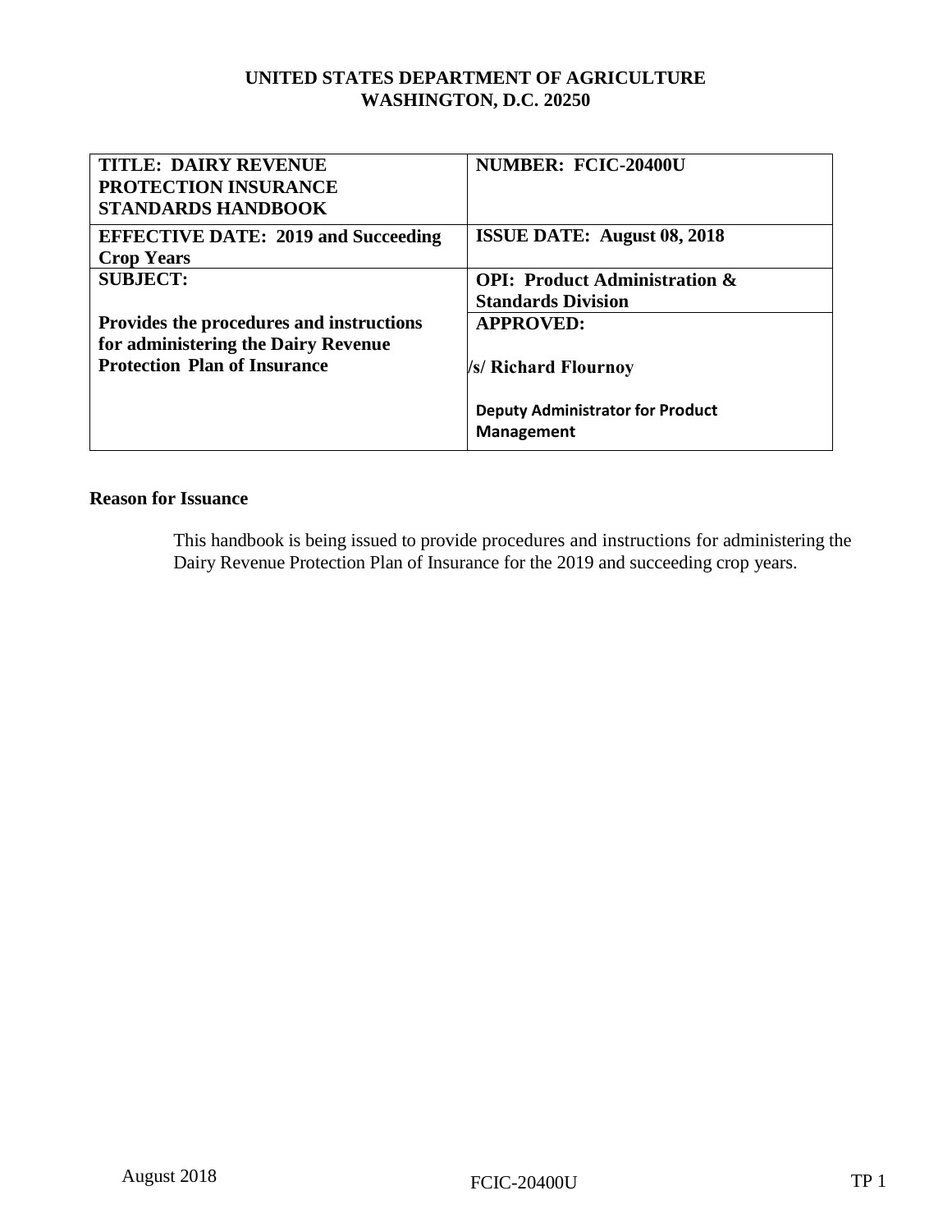**UNITED STATES DEPARTMENT OF AGRICULTURE**
**WASHINGTON, D.C. 20250**

| **TITLE: DAIRY REVENUE PROTECTION INSURANCE STANDARDS HANDBOOK** | **NUMBER: FCIC-20400U** |
|---|---|
| **EFFECTIVE DATE: 2019 and Succeeding Crop Years** | **ISSUE DATE: August 08, 2018** |
| **SUBJECT:** **Provides the procedures and instructions for administering the Dairy Revenue Protection Plan of Insurance** | **OPI: Product Administration & Standards Division** |
| | **APPROVED:** **/s/ Richard Flournoy** **Deputy Administrator for Product Management** |

**Reason for Issuance**

This handbook is being issued to provide procedures and instructions for administering the Dairy Revenue Protection Plan of Insurance for the 2019 and succeeding crop years.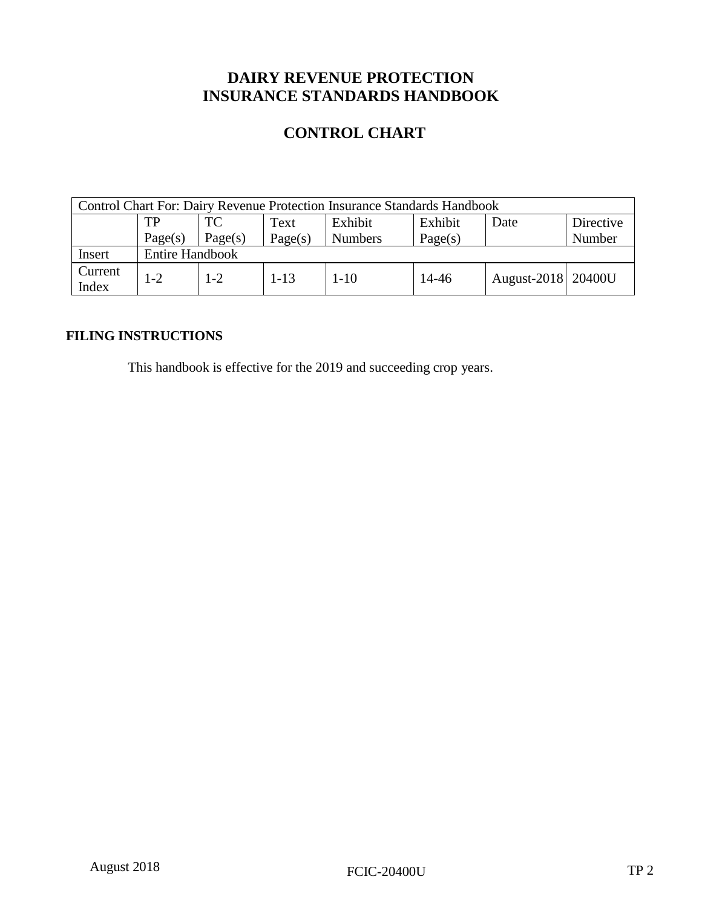# DAIRY REVENUE PROTECTION INSURANCE STANDARDS HANDBOOK

## CONTROL CHART

| Control Chart For: Dairy Revenue Protection Insurance Standards Handbook | | | | | | | |
|---|---|---|---|---|---|---|---|
| | TP Page(s) | TC Page(s) | Text Page(s) | Exhibit Numbers | Exhibit Page(s) | Date | Directive Number |
| Insert | Entire Handbook | | | | | | |
| Current Index | 1-2 | 1-2 | 1-13 | 1-10 | 14-46 | August-2018 | 20400U |

### FILING INSTRUCTIONS

This handbook is effective for the 2019 and succeeding crop years.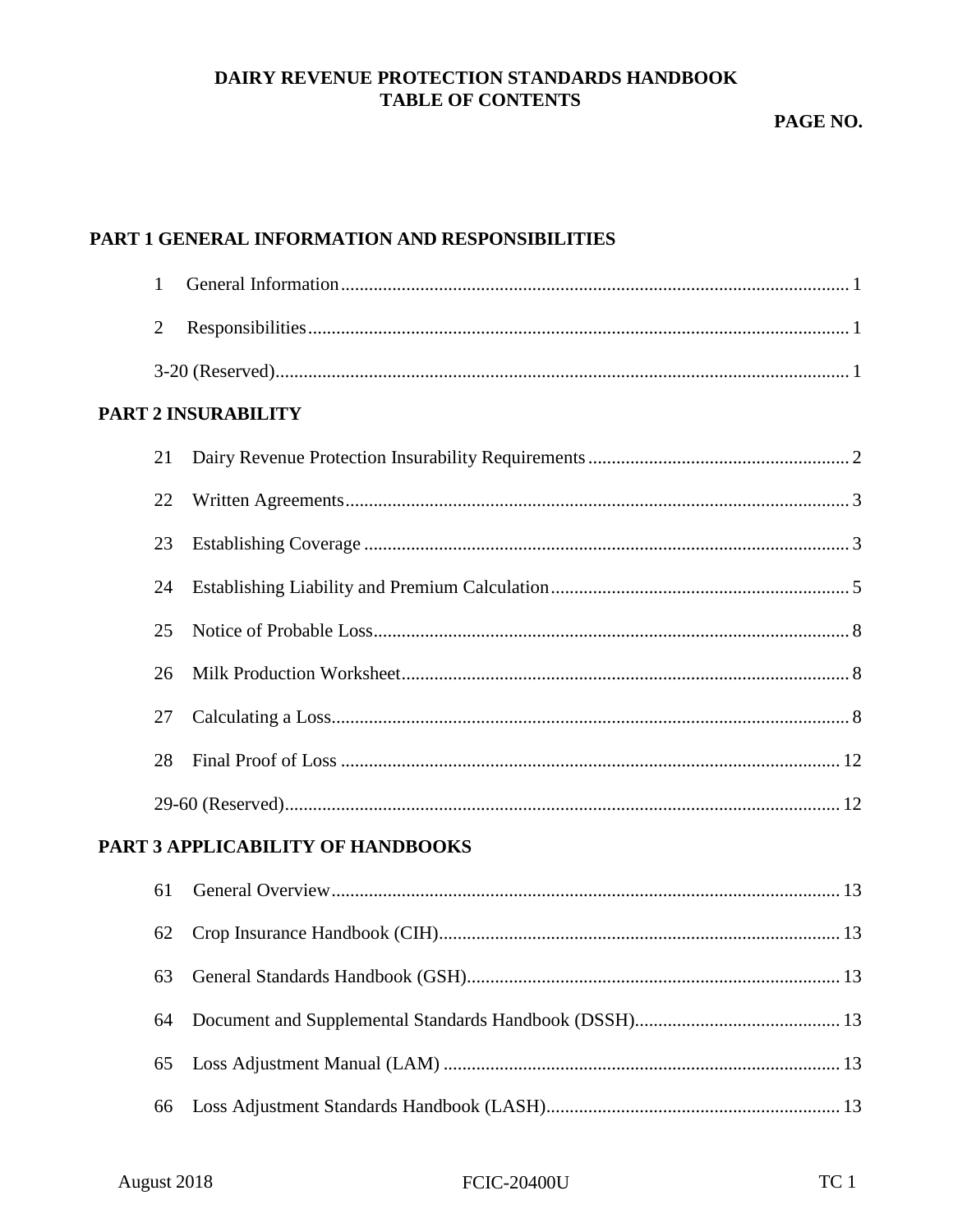# DAIRY REVENUE PROTECTION STANDARDS HANDBOOK
## TABLE OF CONTENTS

**PAGE NO.**

**PART 1 GENERAL INFORMATION AND RESPONSIBILITIES**

| | |
|---|---|
| 1 General Information | 1 |
| 2 Responsibilities | 1 |
| 3-20 (Reserved) | 1 |

**PART 2 INSURABILITY**

| | |
|---|---|
| 21 Dairy Revenue Protection Insurability Requirements | 2 |
| 22 Written Agreements | 3 |
| 23 Establishing Coverage | 3 |
| 24 Establishing Liability and Premium Calculation | 5 |
| 25 Notice of Probable Loss | 8 |
| 26 Milk Production Worksheet | 8 |
| 27 Calculating a Loss | 8 |
| 28 Final Proof of Loss | 12 |
| 29-60 (Reserved) | 12 |

**PART 3 APPLICABILITY OF HANDBOOKS**

| | |
|---|---|
| 61 General Overview | 13 |
| 62 Crop Insurance Handbook (CIH) | 13 |
| 63 General Standards Handbook (GSH) | 13 |
| 64 Document and Supplemental Standards Handbook (DSSH) | 13 |
| 65 Loss Adjustment Manual (LAM) | 13 |
| 66 Loss Adjustment Standards Handbook (LASH) | 13 |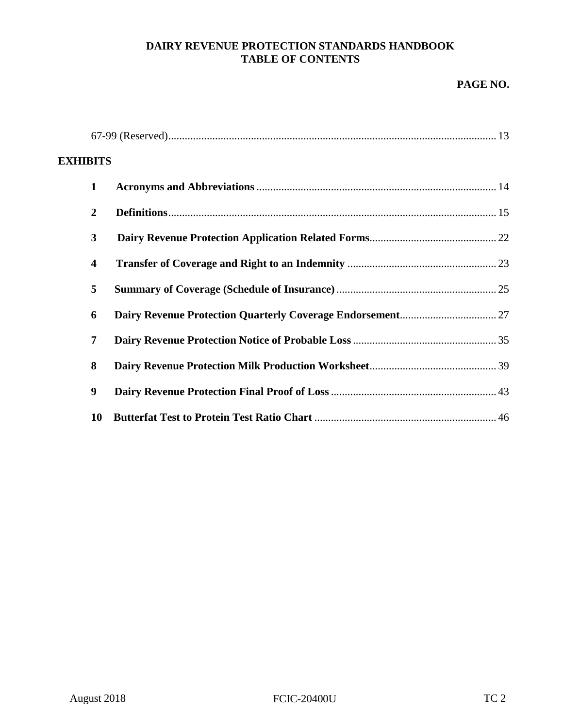# DAIRY REVENUE PROTECTION STANDARDS HANDBOOK
## TABLE OF CONTENTS

**PAGE NO.**

67-99 (Reserved) .......... 13

**EXHIBITS**

| | | |
|---|---|---|
| **1** | **Acronyms and Abbreviations** | 14 |
| **2** | **Definitions** | 15 |
| **3** | **Dairy Revenue Protection Application Related Forms** | 22 |
| **4** | **Transfer of Coverage and Right to an Indemnity** | 23 |
| **5** | **Summary of Coverage (Schedule of Insurance)** | 25 |
| **6** | **Dairy Revenue Protection Quarterly Coverage Endorsement** | 27 |
| **7** | **Dairy Revenue Protection Notice of Probable Loss** | 35 |
| **8** | **Dairy Revenue Protection Milk Production Worksheet** | 39 |
| **9** | **Dairy Revenue Protection Final Proof of Loss** | 43 |
| **10** | **Butterfat Test to Protein Test Ratio Chart** | 46 |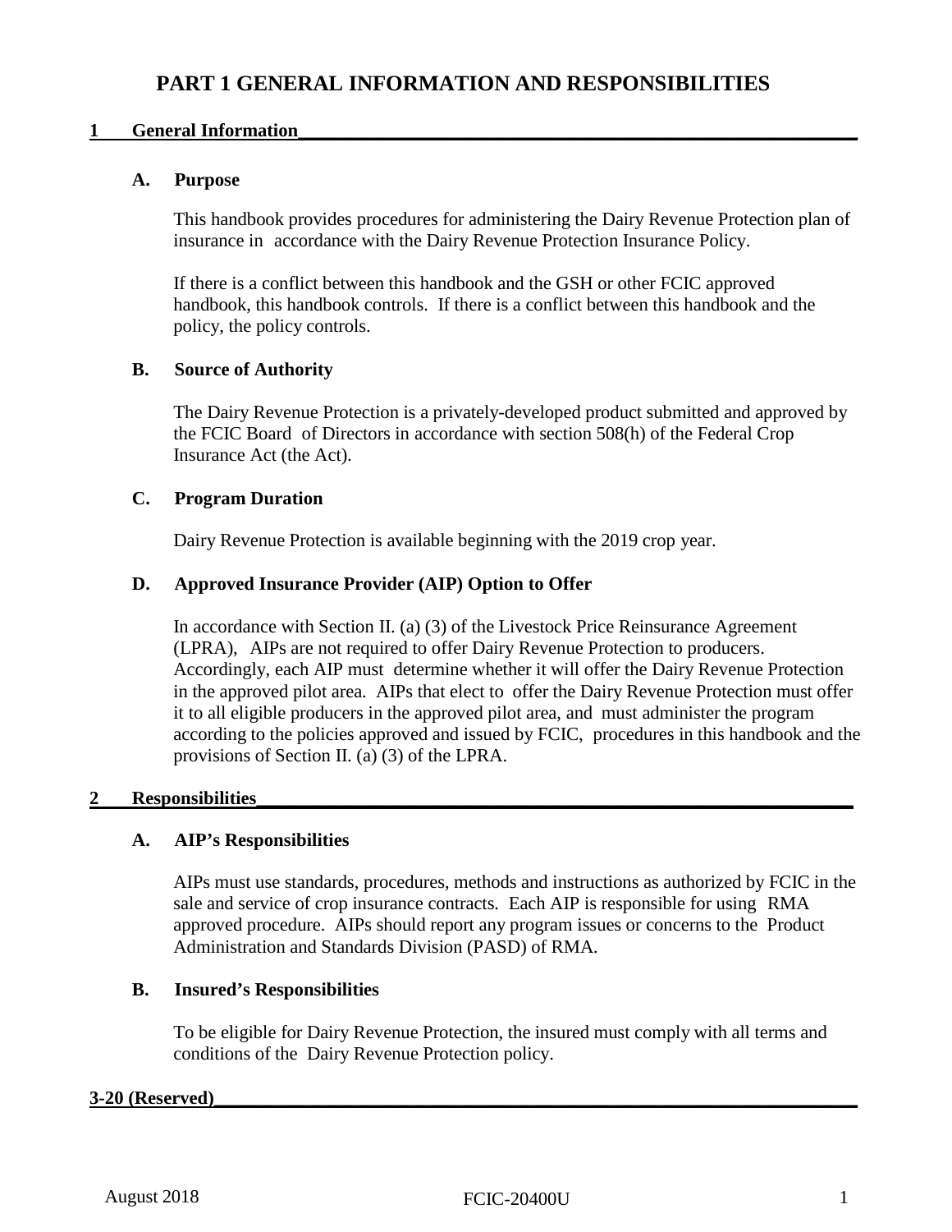# PART 1 GENERAL INFORMATION AND RESPONSIBILITIES

## 1 General Information

### A. Purpose

This handbook provides procedures for administering the Dairy Revenue Protection plan of insurance in accordance with the Dairy Revenue Protection Insurance Policy.

If there is a conflict between this handbook and the GSH or other FCIC approved handbook, this handbook controls. If there is a conflict between this handbook and the policy, the policy controls.

### B. Source of Authority

The Dairy Revenue Protection is a privately-developed product submitted and approved by the FCIC Board of Directors in accordance with section 508(h) of the Federal Crop Insurance Act (the Act).

### C. Program Duration

Dairy Revenue Protection is available beginning with the 2019 crop year.

### D. Approved Insurance Provider (AIP) Option to Offer

In accordance with Section II. (a) (3) of the Livestock Price Reinsurance Agreement (LPRA), AIPs are not required to offer Dairy Revenue Protection to producers. Accordingly, each AIP must determine whether it will offer the Dairy Revenue Protection in the approved pilot area. AIPs that elect to offer the Dairy Revenue Protection must offer it to all eligible producers in the approved pilot area, and must administer the program according to the policies approved and issued by FCIC, procedures in this handbook and the provisions of Section II. (a) (3) of the LPRA.

## 2 Responsibilities

### A. AIP's Responsibilities

AIPs must use standards, procedures, methods and instructions as authorized by FCIC in the sale and service of crop insurance contracts. Each AIP is responsible for using RMA approved procedure. AIPs should report any program issues or concerns to the Product Administration and Standards Division (PASD) of RMA.

### B. Insured's Responsibilities

To be eligible for Dairy Revenue Protection, the insured must comply with all terms and conditions of the Dairy Revenue Protection policy.

## 3-20 (Reserved)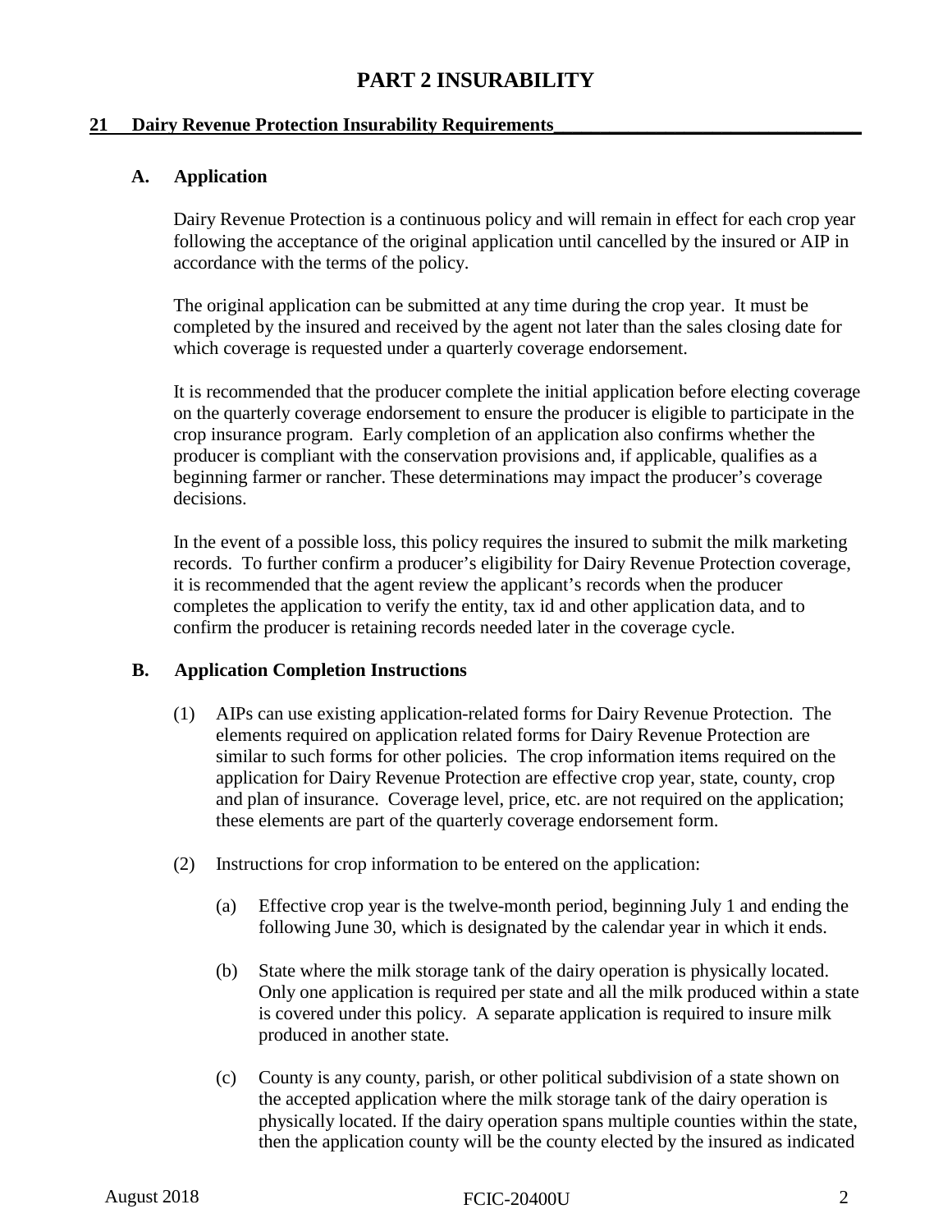# PART 2 INSURABILITY

## 21 Dairy Revenue Protection Insurability Requirements

### A. Application

Dairy Revenue Protection is a continuous policy and will remain in effect for each crop year following the acceptance of the original application until cancelled by the insured or AIP in accordance with the terms of the policy.

The original application can be submitted at any time during the crop year. It must be completed by the insured and received by the agent not later than the sales closing date for which coverage is requested under a quarterly coverage endorsement.

It is recommended that the producer complete the initial application before electing coverage on the quarterly coverage endorsement to ensure the producer is eligible to participate in the crop insurance program. Early completion of an application also confirms whether the producer is compliant with the conservation provisions and, if applicable, qualifies as a beginning farmer or rancher. These determinations may impact the producer's coverage decisions.

In the event of a possible loss, this policy requires the insured to submit the milk marketing records. To further confirm a producer's eligibility for Dairy Revenue Protection coverage, it is recommended that the agent review the applicant's records when the producer completes the application to verify the entity, tax id and other application data, and to confirm the producer is retaining records needed later in the coverage cycle.

### B. Application Completion Instructions

(1) AIPs can use existing application-related forms for Dairy Revenue Protection. The elements required on application related forms for Dairy Revenue Protection are similar to such forms for other policies. The crop information items required on the application for Dairy Revenue Protection are effective crop year, state, county, crop and plan of insurance. Coverage level, price, etc. are not required on the application; these elements are part of the quarterly coverage endorsement form.

(2) Instructions for crop information to be entered on the application:

(a) Effective crop year is the twelve-month period, beginning July 1 and ending the following June 30, which is designated by the calendar year in which it ends.

(b) State where the milk storage tank of the dairy operation is physically located. Only one application is required per state and all the milk produced within a state is covered under this policy. A separate application is required to insure milk produced in another state.

(c) County is any county, parish, or other political subdivision of a state shown on the accepted application where the milk storage tank of the dairy operation is physically located. If the dairy operation spans multiple counties within the state, then the application county will be the county elected by the insured as indicated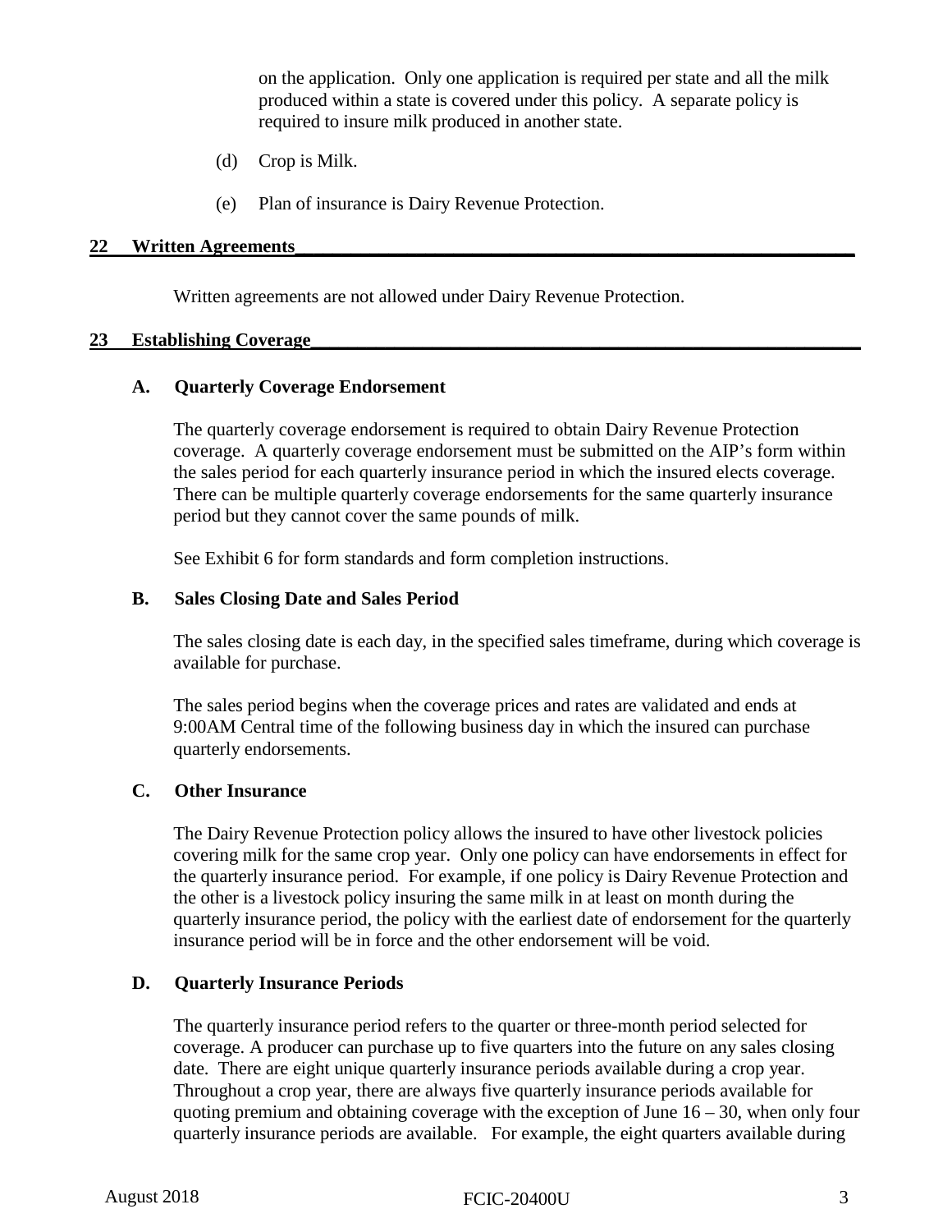on the application. Only one application is required per state and all the milk produced within a state is covered under this policy. A separate policy is required to insure milk produced in another state.

(d) Crop is Milk.

(e) Plan of insurance is Dairy Revenue Protection.

## 22 Written Agreements

Written agreements are not allowed under Dairy Revenue Protection.

## 23 Establishing Coverage

### A. Quarterly Coverage Endorsement

The quarterly coverage endorsement is required to obtain Dairy Revenue Protection coverage. A quarterly coverage endorsement must be submitted on the AIP's form within the sales period for each quarterly insurance period in which the insured elects coverage. There can be multiple quarterly coverage endorsements for the same quarterly insurance period but they cannot cover the same pounds of milk.

See Exhibit 6 for form standards and form completion instructions.

### B. Sales Closing Date and Sales Period

The sales closing date is each day, in the specified sales timeframe, during which coverage is available for purchase.

The sales period begins when the coverage prices and rates are validated and ends at 9:00AM Central time of the following business day in which the insured can purchase quarterly endorsements.

### C. Other Insurance

The Dairy Revenue Protection policy allows the insured to have other livestock policies covering milk for the same crop year. Only one policy can have endorsements in effect for the quarterly insurance period. For example, if one policy is Dairy Revenue Protection and the other is a livestock policy insuring the same milk in at least on month during the quarterly insurance period, the policy with the earliest date of endorsement for the quarterly insurance period will be in force and the other endorsement will be void.

### D. Quarterly Insurance Periods

The quarterly insurance period refers to the quarter or three-month period selected for coverage. A producer can purchase up to five quarters into the future on any sales closing date. There are eight unique quarterly insurance periods available during a crop year. Throughout a crop year, there are always five quarterly insurance periods available for quoting premium and obtaining coverage with the exception of June 16 – 30, when only four quarterly insurance periods are available. For example, the eight quarters available during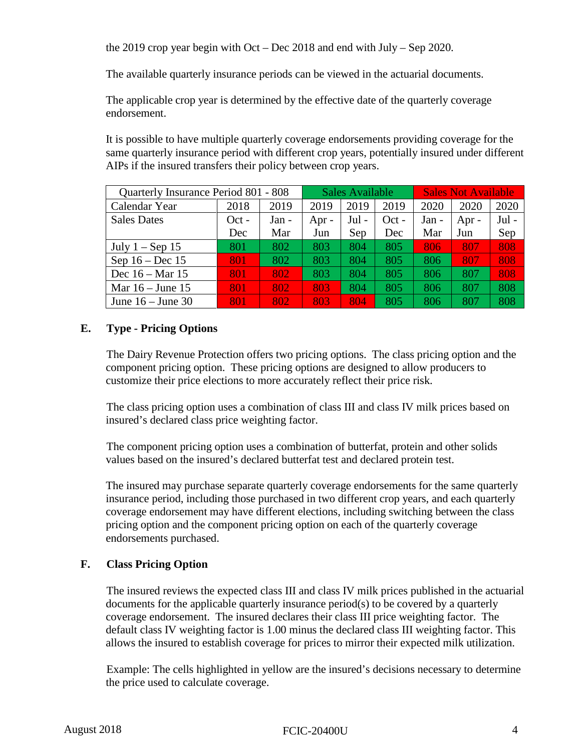the 2019 crop year begin with Oct – Dec 2018 and end with July – Sep 2020.

The available quarterly insurance periods can be viewed in the actuarial documents.

The applicable crop year is determined by the effective date of the quarterly coverage endorsement.

It is possible to have multiple quarterly coverage endorsements providing coverage for the same quarterly insurance period with different crop years, potentially insured under different AIPs if the insured transfers their policy between crop years.

| Quarterly Insurance Period 801 - 808 | | | Sales Available | | | Sales Not Available | | |
|---|---|---|---|---|---|---|---|---|
| Calendar Year | 2018 | 2019 | 2019 | 2019 | 2019 | 2020 | 2020 | 2020 |
| Sales Dates | Oct - Dec | Jan - Mar | Apr - Jun | Jul - Sep | Oct - Dec | Jan - Mar | Apr - Jun | Jul - Sep |
| July 1 – Sep 15 | 801 | 802 | 803 | 804 | 805 | 806 | 807 | 808 |
| Sep 16 – Dec 15 | 801 | 802 | 803 | 804 | 805 | 806 | 807 | 808 |
| Dec 16 – Mar 15 | 801 | 802 | 803 | 804 | 805 | 806 | 807 | 808 |
| Mar 16 – June 15 | 801 | 802 | 803 | 804 | 805 | 806 | 807 | 808 |
| June 16 – June 30 | 801 | 802 | 803 | 804 | 805 | 806 | 807 | 808 |

## E. Type - Pricing Options

The Dairy Revenue Protection offers two pricing options. The class pricing option and the component pricing option. These pricing options are designed to allow producers to customize their price elections to more accurately reflect their price risk.

The class pricing option uses a combination of class III and class IV milk prices based on insured's declared class price weighting factor.

The component pricing option uses a combination of butterfat, protein and other solids values based on the insured's declared butterfat test and declared protein test.

The insured may purchase separate quarterly coverage endorsements for the same quarterly insurance period, including those purchased in two different crop years, and each quarterly coverage endorsement may have different elections, including switching between the class pricing option and the component pricing option on each of the quarterly coverage endorsements purchased.

## F. Class Pricing Option

The insured reviews the expected class III and class IV milk prices published in the actuarial documents for the applicable quarterly insurance period(s) to be covered by a quarterly coverage endorsement. The insured declares their class III price weighting factor. The default class IV weighting factor is 1.00 minus the declared class III weighting factor. This allows the insured to establish coverage for prices to mirror their expected milk utilization.

Example: The cells highlighted in yellow are the insured's decisions necessary to determine the price used to calculate coverage.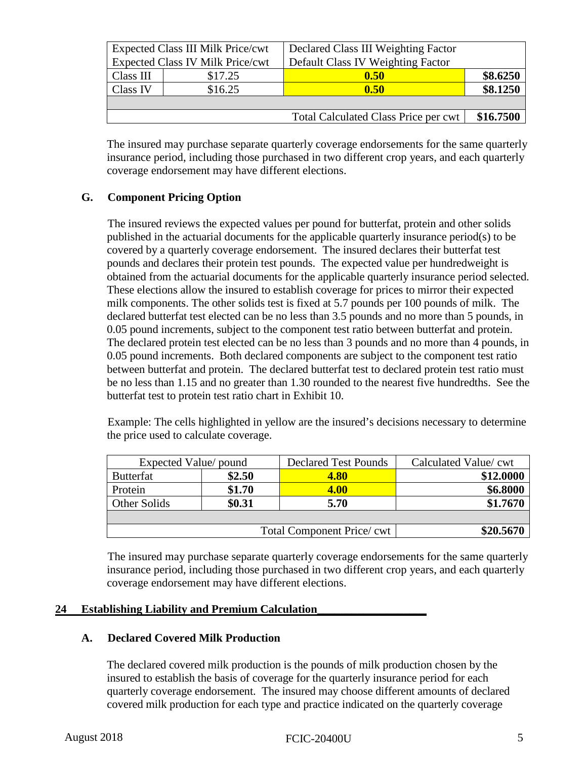| Expected Class III Milk Price/cwt | | Declared Class III Weighting Factor | |
|---|---|---|---|
| Expected Class IV Milk Price/cwt | | Default Class IV Weighting Factor | |
| Class III | $17.25 | **0.50** | **$8.6250** |
| Class IV | $16.25 | **0.50** | **$8.1250** |
| | | | |
| | | Total Calculated Class Price per cwt | **$16.7500** |

The insured may purchase separate quarterly coverage endorsements for the same quarterly insurance period, including those purchased in two different crop years, and each quarterly coverage endorsement may have different elections.

### G. Component Pricing Option

The insured reviews the expected values per pound for butterfat, protein and other solids published in the actuarial documents for the applicable quarterly insurance period(s) to be covered by a quarterly coverage endorsement. The insured declares their butterfat test pounds and declares their protein test pounds. The expected value per hundredweight is obtained from the actuarial documents for the applicable quarterly insurance period selected. These elections allow the insured to establish coverage for prices to mirror their expected milk components. The other solids test is fixed at 5.7 pounds per 100 pounds of milk. The declared butterfat test elected can be no less than 3.5 pounds and no more than 5 pounds, in 0.05 pound increments, subject to the component test ratio between butterfat and protein. The declared protein test elected can be no less than 3 pounds and no more than 4 pounds, in 0.05 pound increments. Both declared components are subject to the component test ratio between butterfat and protein. The declared butterfat test to declared protein test ratio must be no less than 1.15 and no greater than 1.30 rounded to the nearest five hundredths. See the butterfat test to protein test ratio chart in Exhibit 10.

Example: The cells highlighted in yellow are the insured's decisions necessary to determine the price used to calculate coverage.

| Expected Value/ pound | | Declared Test Pounds | Calculated Value/ cwt |
|---|---|---|---|
| Butterfat | **$2.50** | **4.80** | **$12.0000** |
| Protein | **$1.70** | **4.00** | **$6.8000** |
| Other Solids | **$0.31** | **5.70** | **$1.7670** |
| | | | |
| | | Total Component Price/ cwt | **$20.5670** |

The insured may purchase separate quarterly coverage endorsements for the same quarterly insurance period, including those purchased in two different crop years, and each quarterly coverage endorsement may have different elections.

## 24 Establishing Liability and Premium Calculation

### A. Declared Covered Milk Production

The declared covered milk production is the pounds of milk production chosen by the insured to establish the basis of coverage for the quarterly insurance period for each quarterly coverage endorsement. The insured may choose different amounts of declared covered milk production for each type and practice indicated on the quarterly coverage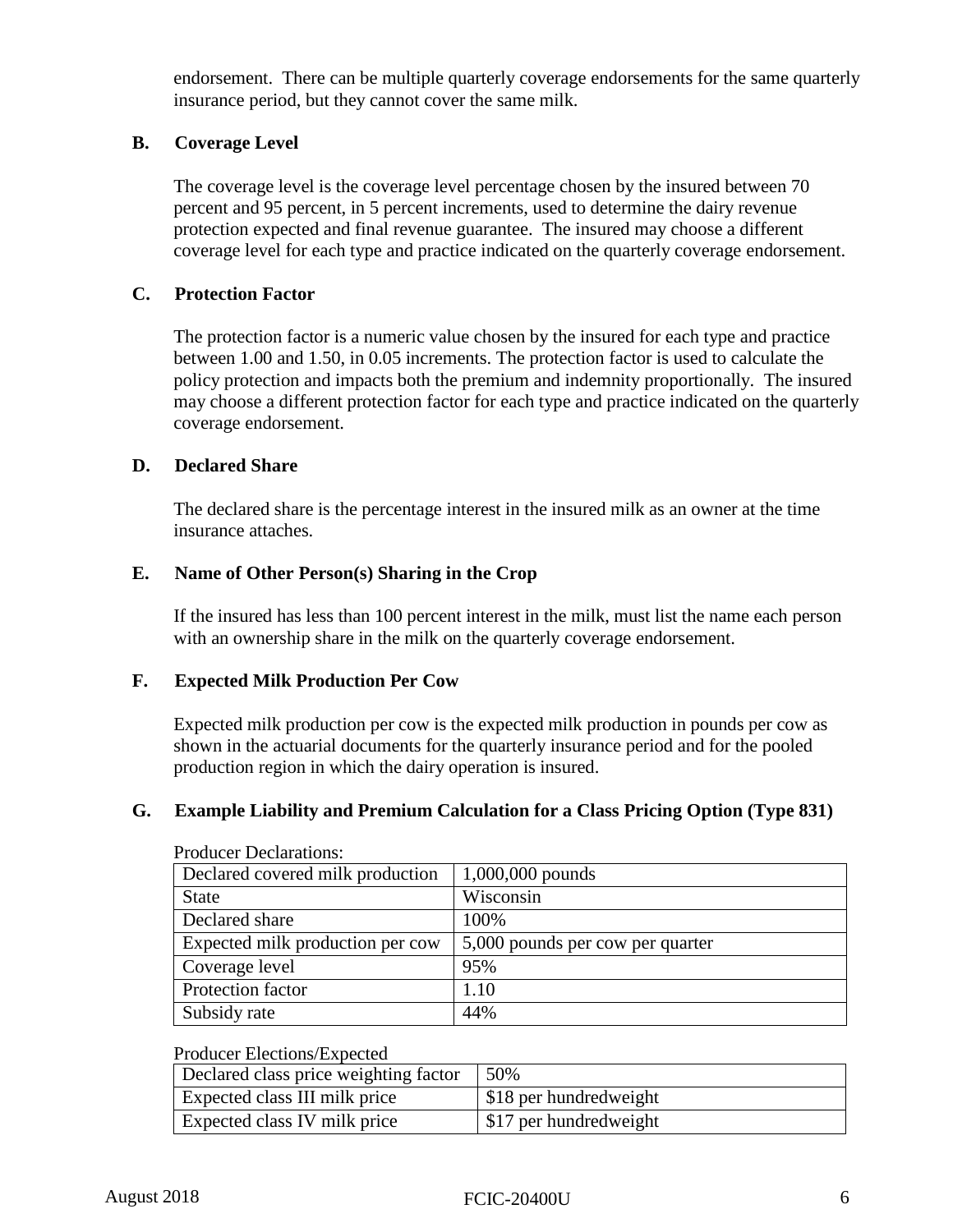endorsement. There can be multiple quarterly coverage endorsements for the same quarterly insurance period, but they cannot cover the same milk.

### B. Coverage Level

The coverage level is the coverage level percentage chosen by the insured between 70 percent and 95 percent, in 5 percent increments, used to determine the dairy revenue protection expected and final revenue guarantee. The insured may choose a different coverage level for each type and practice indicated on the quarterly coverage endorsement.

### C. Protection Factor

The protection factor is a numeric value chosen by the insured for each type and practice between 1.00 and 1.50, in 0.05 increments. The protection factor is used to calculate the policy protection and impacts both the premium and indemnity proportionally. The insured may choose a different protection factor for each type and practice indicated on the quarterly coverage endorsement.

### D. Declared Share

The declared share is the percentage interest in the insured milk as an owner at the time insurance attaches.

### E. Name of Other Person(s) Sharing in the Crop

If the insured has less than 100 percent interest in the milk, must list the name each person with an ownership share in the milk on the quarterly coverage endorsement.

### F. Expected Milk Production Per Cow

Expected milk production per cow is the expected milk production in pounds per cow as shown in the actuarial documents for the quarterly insurance period and for the pooled production region in which the dairy operation is insured.

### G. Example Liability and Premium Calculation for a Class Pricing Option (Type 831)

Producer Declarations:

| | |
|---|---|
| Declared covered milk production | 1,000,000 pounds |
| State | Wisconsin |
| Declared share | 100% |
| Expected milk production per cow | 5,000 pounds per cow per quarter |
| Coverage level | 95% |
| Protection factor | 1.10 |
| Subsidy rate | 44% |

Producer Elections/Expected

| | |
|---|---|
| Declared class price weighting factor | 50% |
| Expected class III milk price | $18 per hundredweight |
| Expected class IV milk price | $17 per hundredweight |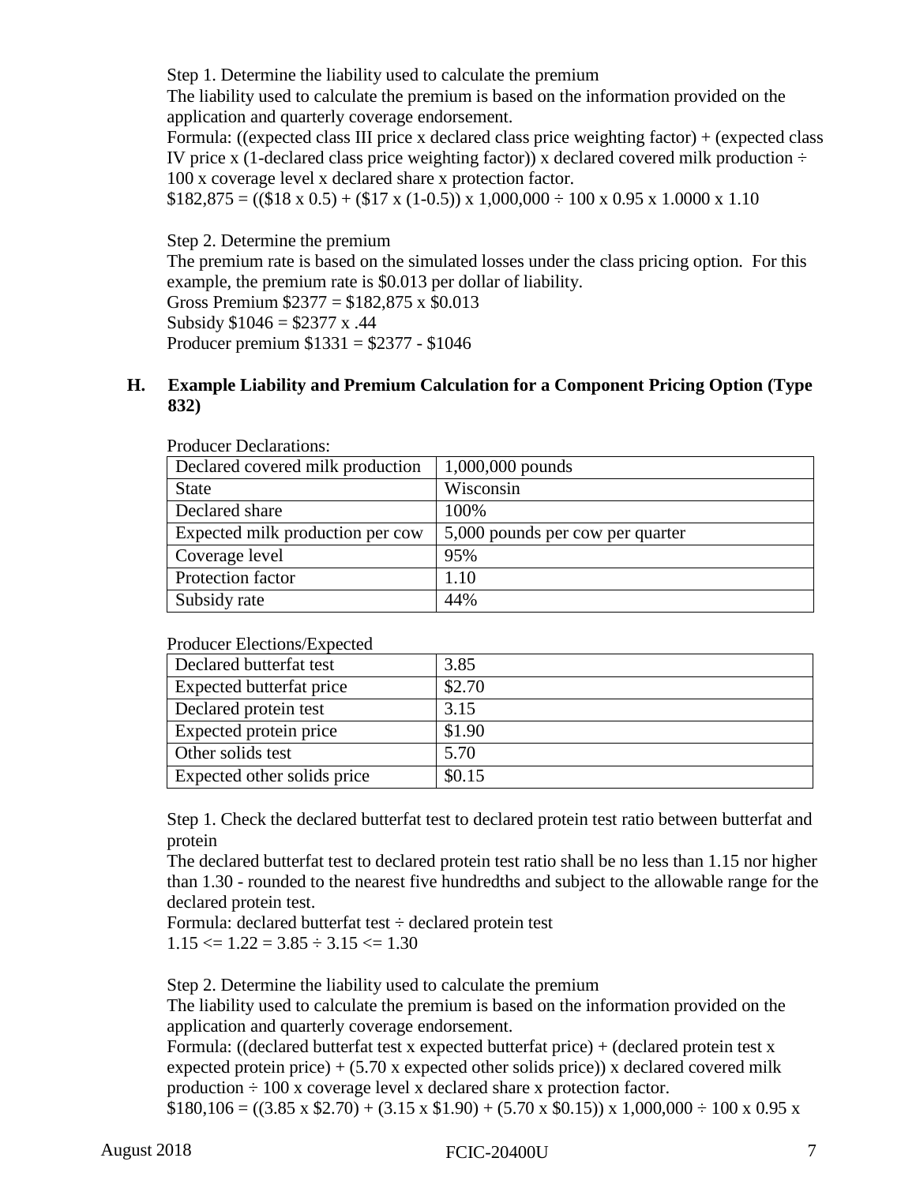Step 1. Determine the liability used to calculate the premium

The liability used to calculate the premium is based on the information provided on the application and quarterly coverage endorsement.

Formula: ((expected class III price x declared class price weighting factor) + (expected class IV price x (1-declared class price weighting factor)) x declared covered milk production ÷ 100 x coverage level x declared share x protection factor.

$182,875 = (($18 x 0.5) + ($17 x (1-0.5)) x 1,000,000 ÷ 100 x 0.95 x 1.0000 x 1.10

Step 2. Determine the premium

The premium rate is based on the simulated losses under the class pricing option. For this example, the premium rate is $0.013 per dollar of liability.

Gross Premium $2377 = $182,875 x $0.013

Subsidy $1046 = $2377 x .44

Producer premium $1331 = $2377 - $1046

### H. Example Liability and Premium Calculation for a Component Pricing Option (Type 832)

Producer Declarations:

| | |
|---|---|
| Declared covered milk production | 1,000,000 pounds |
| State | Wisconsin |
| Declared share | 100% |
| Expected milk production per cow | 5,000 pounds per cow per quarter |
| Coverage level | 95% |
| Protection factor | 1.10 |
| Subsidy rate | 44% |

Producer Elections/Expected

| | |
|---|---|
| Declared butterfat test | 3.85 |
| Expected butterfat price | $2.70 |
| Declared protein test | 3.15 |
| Expected protein price | $1.90 |
| Other solids test | 5.70 |
| Expected other solids price | $0.15 |

Step 1. Check the declared butterfat test to declared protein test ratio between butterfat and protein

The declared butterfat test to declared protein test ratio shall be no less than 1.15 nor higher than 1.30 - rounded to the nearest five hundredths and subject to the allowable range for the declared protein test.

Formula: declared butterfat test ÷ declared protein test

1.15 <= 1.22 = 3.85 ÷ 3.15 <= 1.30

Step 2. Determine the liability used to calculate the premium

The liability used to calculate the premium is based on the information provided on the application and quarterly coverage endorsement.

Formula: ((declared butterfat test x expected butterfat price) + (declared protein test x expected protein price) + (5.70 x expected other solids price)) x declared covered milk production ÷ 100 x coverage level x declared share x protection factor.

$180,106 = ((3.85 x $2.70) + (3.15 x $1.90) + (5.70 x $0.15)) x 1,000,000 ÷ 100 x 0.95 x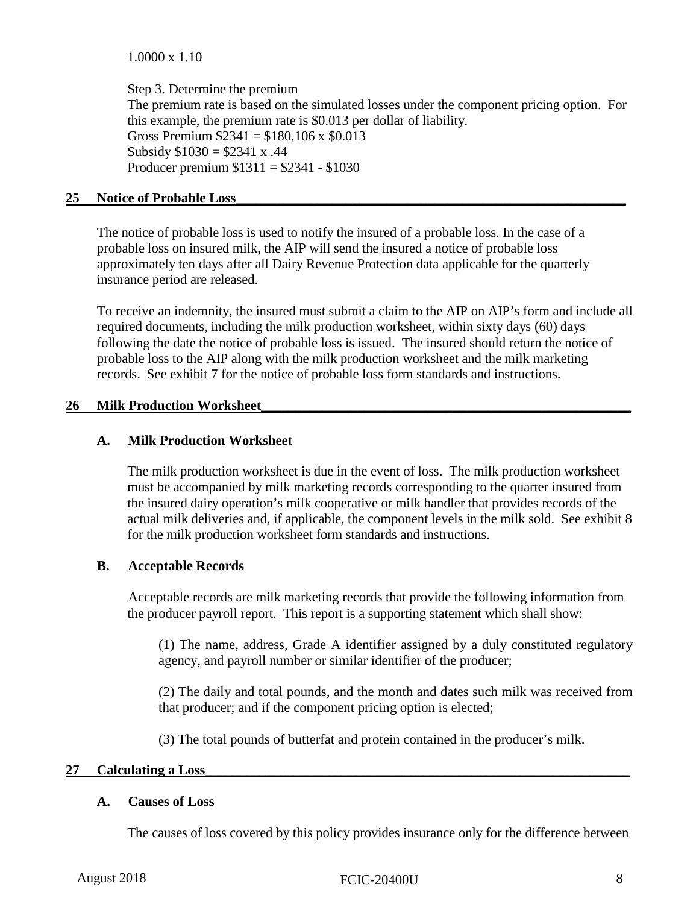1.0000 x 1.10

Step 3. Determine the premium
The premium rate is based on the simulated losses under the component pricing option. For this example, the premium rate is $0.013 per dollar of liability.
Gross Premium $2341 = $180,106 x $0.013
Subsidy $1030 = $2341 x .44
Producer premium $1311 = $2341 - $1030

## 25 Notice of Probable Loss

The notice of probable loss is used to notify the insured of a probable loss. In the case of a probable loss on insured milk, the AIP will send the insured a notice of probable loss approximately ten days after all Dairy Revenue Protection data applicable for the quarterly insurance period are released.

To receive an indemnity, the insured must submit a claim to the AIP on AIP's form and include all required documents, including the milk production worksheet, within sixty days (60) days following the date the notice of probable loss is issued. The insured should return the notice of probable loss to the AIP along with the milk production worksheet and the milk marketing records. See exhibit 7 for the notice of probable loss form standards and instructions.

## 26 Milk Production Worksheet

### A. Milk Production Worksheet

The milk production worksheet is due in the event of loss. The milk production worksheet must be accompanied by milk marketing records corresponding to the quarter insured from the insured dairy operation's milk cooperative or milk handler that provides records of the actual milk deliveries and, if applicable, the component levels in the milk sold. See exhibit 8 for the milk production worksheet form standards and instructions.

### B. Acceptable Records

Acceptable records are milk marketing records that provide the following information from the producer payroll report. This report is a supporting statement which shall show:

(1) The name, address, Grade A identifier assigned by a duly constituted regulatory agency, and payroll number or similar identifier of the producer;

(2) The daily and total pounds, and the month and dates such milk was received from that producer; and if the component pricing option is elected;

(3) The total pounds of butterfat and protein contained in the producer's milk.

## 27 Calculating a Loss

### A. Causes of Loss

The causes of loss covered by this policy provides insurance only for the difference between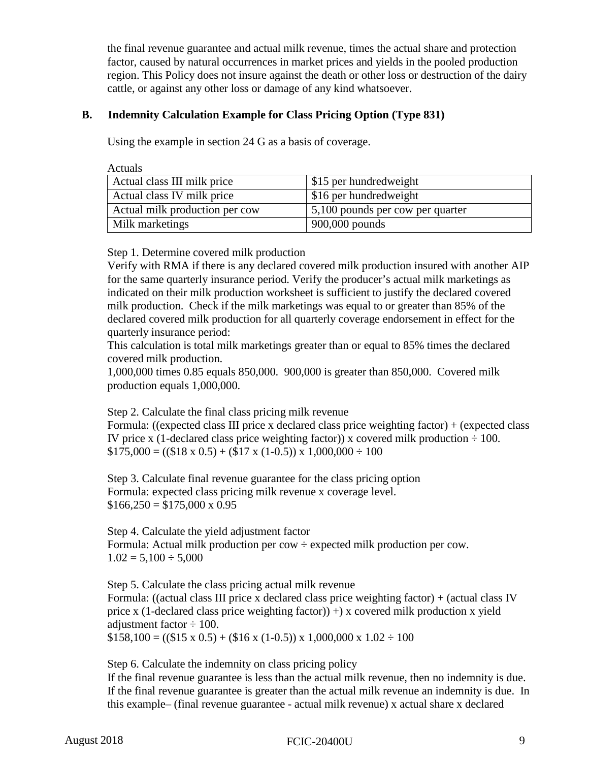the final revenue guarantee and actual milk revenue, times the actual share and protection factor, caused by natural occurrences in market prices and yields in the pooled production region. This Policy does not insure against the death or other loss or destruction of the dairy cattle, or against any other loss or damage of any kind whatsoever.

## B. Indemnity Calculation Example for Class Pricing Option (Type 831)

Using the example in section 24 G as a basis of coverage.

Actuals

| Actual class III milk price | $15 per hundredweight |
|---|---|
| Actual class IV milk price | $16 per hundredweight |
| Actual milk production per cow | 5,100 pounds per cow per quarter |
| Milk marketings | 900,000 pounds |

Step 1. Determine covered milk production
Verify with RMA if there is any declared covered milk production insured with another AIP for the same quarterly insurance period. Verify the producer's actual milk marketings as indicated on their milk production worksheet is sufficient to justify the declared covered milk production. Check if the milk marketings was equal to or greater than 85% of the declared covered milk production for all quarterly coverage endorsement in effect for the quarterly insurance period:
This calculation is total milk marketings greater than or equal to 85% times the declared covered milk production.
1,000,000 times 0.85 equals 850,000. 900,000 is greater than 850,000. Covered milk production equals 1,000,000.

Step 2. Calculate the final class pricing milk revenue
Formula: ((expected class III price x declared class price weighting factor) + (expected class IV price x (1-declared class price weighting factor)) x covered milk production ÷ 100.
$175,000 = (($18 x 0.5) + ($17 x (1-0.5)) x 1,000,000 ÷ 100

Step 3. Calculate final revenue guarantee for the class pricing option
Formula: expected class pricing milk revenue x coverage level.
$166,250 = $175,000 x 0.95

Step 4. Calculate the yield adjustment factor
Formula: Actual milk production per cow ÷ expected milk production per cow.
1.02 = 5,100 ÷ 5,000

Step 5. Calculate the class pricing actual milk revenue
Formula: ((actual class III price x declared class price weighting factor) + (actual class IV price x (1-declared class price weighting factor)) +) x covered milk production x yield adjustment factor ÷ 100.
$158,100 = (($15 x 0.5) + ($16 x (1-0.5)) x 1,000,000 x 1.02 ÷ 100

Step 6. Calculate the indemnity on class pricing policy
If the final revenue guarantee is less than the actual milk revenue, then no indemnity is due. If the final revenue guarantee is greater than the actual milk revenue an indemnity is due. In this example– (final revenue guarantee - actual milk revenue) x actual share x declared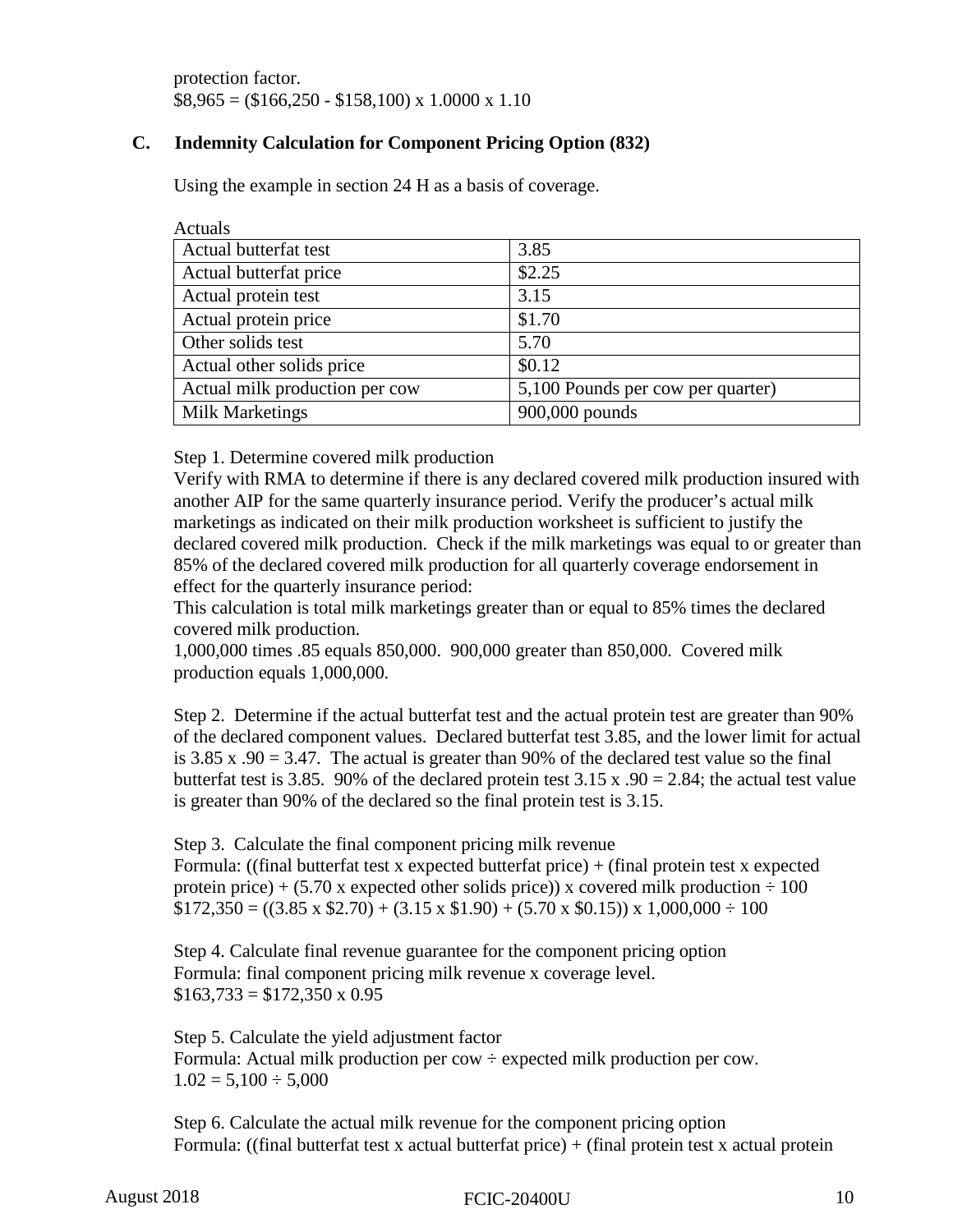protection factor.
$8,965 = ($166,250 - $158,100) x 1.0000 x 1.10

### C. Indemnity Calculation for Component Pricing Option (832)

Using the example in section 24 H as a basis of coverage.

Actuals

| Actual butterfat test | 3.85 |
|---|---|
| Actual butterfat price | $2.25 |
| Actual protein test | 3.15 |
| Actual protein price | $1.70 |
| Other solids test | 5.70 |
| Actual other solids price | $0.12 |
| Actual milk production per cow | 5,100 Pounds per cow per quarter) |
| Milk Marketings | 900,000 pounds |

Step 1. Determine covered milk production
Verify with RMA to determine if there is any declared covered milk production insured with another AIP for the same quarterly insurance period. Verify the producer's actual milk marketings as indicated on their milk production worksheet is sufficient to justify the declared covered milk production. Check if the milk marketings was equal to or greater than 85% of the declared covered milk production for all quarterly coverage endorsement in effect for the quarterly insurance period:
This calculation is total milk marketings greater than or equal to 85% times the declared covered milk production.
1,000,000 times .85 equals 850,000. 900,000 greater than 850,000. Covered milk production equals 1,000,000.

Step 2. Determine if the actual butterfat test and the actual protein test are greater than 90% of the declared component values. Declared butterfat test 3.85, and the lower limit for actual is 3.85 x .90 = 3.47. The actual is greater than 90% of the declared test value so the final butterfat test is 3.85. 90% of the declared protein test 3.15 x .90 = 2.84; the actual test value is greater than 90% of the declared so the final protein test is 3.15.

Step 3. Calculate the final component pricing milk revenue
Formula: ((final butterfat test x expected butterfat price) + (final protein test x expected protein price) + (5.70 x expected other solids price)) x covered milk production ÷ 100
$172,350 = ((3.85 x $2.70) + (3.15 x $1.90) + (5.70 x $0.15)) x 1,000,000 ÷ 100

Step 4. Calculate final revenue guarantee for the component pricing option
Formula: final component pricing milk revenue x coverage level.
$163,733 = $172,350 x 0.95

Step 5. Calculate the yield adjustment factor
Formula: Actual milk production per cow ÷ expected milk production per cow.
1.02 = 5,100 ÷ 5,000

Step 6. Calculate the actual milk revenue for the component pricing option
Formula: ((final butterfat test x actual butterfat price) + (final protein test x actual protein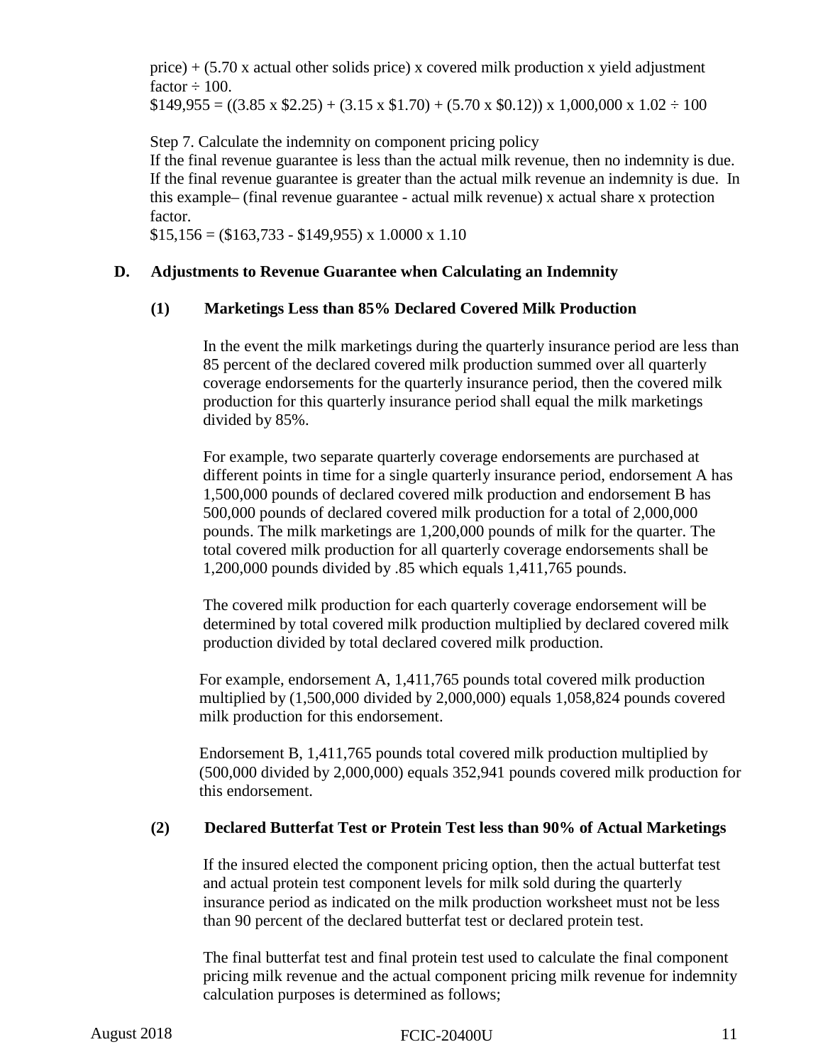price) + (5.70 x actual other solids price) x covered milk production x yield adjustment factor ÷ 100.
$149,955 = ((3.85 x $2.25) + (3.15 x $1.70) + (5.70 x $0.12)) x 1,000,000 x 1.02 ÷ 100

Step 7. Calculate the indemnity on component pricing policy
If the final revenue guarantee is less than the actual milk revenue, then no indemnity is due. If the final revenue guarantee is greater than the actual milk revenue an indemnity is due. In this example– (final revenue guarantee - actual milk revenue) x actual share x protection factor.
$15,156 = ($163,733 - $149,955) x 1.0000 x 1.10

**D. Adjustments to Revenue Guarantee when Calculating an Indemnity**

**(1) Marketings Less than 85% Declared Covered Milk Production**

In the event the milk marketings during the quarterly insurance period are less than 85 percent of the declared covered milk production summed over all quarterly coverage endorsements for the quarterly insurance period, then the covered milk production for this quarterly insurance period shall equal the milk marketings divided by 85%.

For example, two separate quarterly coverage endorsements are purchased at different points in time for a single quarterly insurance period, endorsement A has 1,500,000 pounds of declared covered milk production and endorsement B has 500,000 pounds of declared covered milk production for a total of 2,000,000 pounds. The milk marketings are 1,200,000 pounds of milk for the quarter. The total covered milk production for all quarterly coverage endorsements shall be 1,200,000 pounds divided by .85 which equals 1,411,765 pounds.

The covered milk production for each quarterly coverage endorsement will be determined by total covered milk production multiplied by declared covered milk production divided by total declared covered milk production.

For example, endorsement A, 1,411,765 pounds total covered milk production multiplied by (1,500,000 divided by 2,000,000) equals 1,058,824 pounds covered milk production for this endorsement.

Endorsement B, 1,411,765 pounds total covered milk production multiplied by (500,000 divided by 2,000,000) equals 352,941 pounds covered milk production for this endorsement.

**(2) Declared Butterfat Test or Protein Test less than 90% of Actual Marketings**

If the insured elected the component pricing option, then the actual butterfat test and actual protein test component levels for milk sold during the quarterly insurance period as indicated on the milk production worksheet must not be less than 90 percent of the declared butterfat test or declared protein test.

The final butterfat test and final protein test used to calculate the final component pricing milk revenue and the actual component pricing milk revenue for indemnity calculation purposes is determined as follows;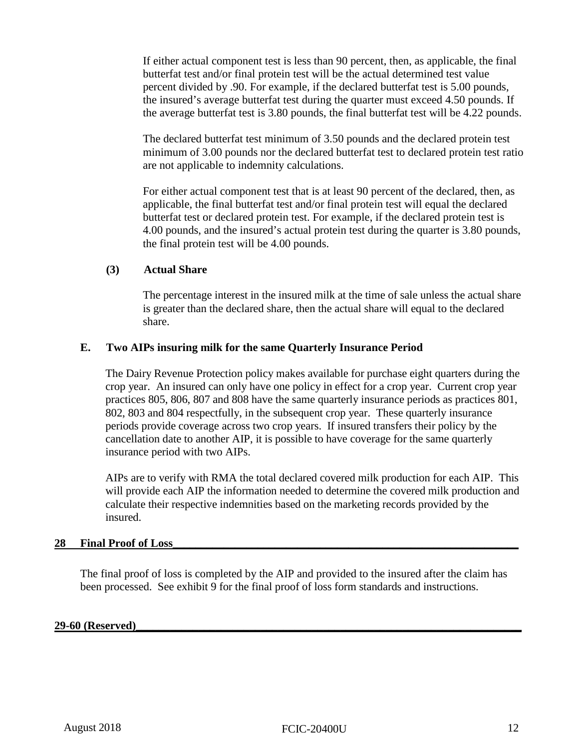If either actual component test is less than 90 percent, then, as applicable, the final butterfat test and/or final protein test will be the actual determined test value percent divided by .90. For example, if the declared butterfat test is 5.00 pounds, the insured's average butterfat test during the quarter must exceed 4.50 pounds. If the average butterfat test is 3.80 pounds, the final butterfat test will be 4.22 pounds.

The declared butterfat test minimum of 3.50 pounds and the declared protein test minimum of 3.00 pounds nor the declared butterfat test to declared protein test ratio are not applicable to indemnity calculations.

For either actual component test that is at least 90 percent of the declared, then, as applicable, the final butterfat test and/or final protein test will equal the declared butterfat test or declared protein test. For example, if the declared protein test is 4.00 pounds, and the insured's actual protein test during the quarter is 3.80 pounds, the final protein test will be 4.00 pounds.

**(3) Actual Share**

The percentage interest in the insured milk at the time of sale unless the actual share is greater than the declared share, then the actual share will equal to the declared share.

**E. Two AIPs insuring milk for the same Quarterly Insurance Period**

The Dairy Revenue Protection policy makes available for purchase eight quarters during the crop year. An insured can only have one policy in effect for a crop year. Current crop year practices 805, 806, 807 and 808 have the same quarterly insurance periods as practices 801, 802, 803 and 804 respectfully, in the subsequent crop year. These quarterly insurance periods provide coverage across two crop years. If insured transfers their policy by the cancellation date to another AIP, it is possible to have coverage for the same quarterly insurance period with two AIPs.

AIPs are to verify with RMA the total declared covered milk production for each AIP. This will provide each AIP the information needed to determine the covered milk production and calculate their respective indemnities based on the marketing records provided by the insured.

## 28 Final Proof of Loss

The final proof of loss is completed by the AIP and provided to the insured after the claim has been processed. See exhibit 9 for the final proof of loss form standards and instructions.

## 29-60 (Reserved)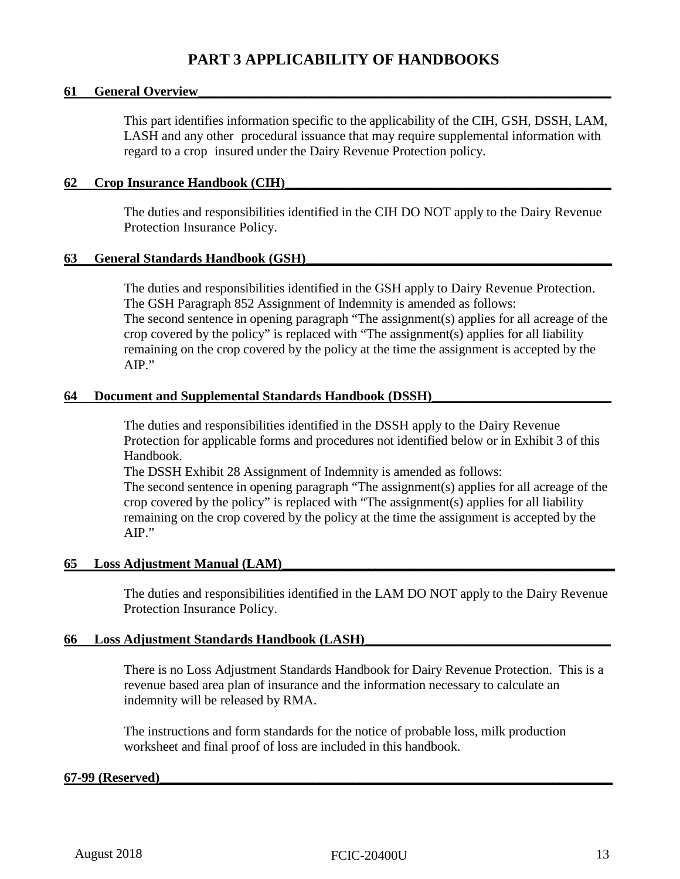# PART 3 APPLICABILITY OF HANDBOOKS

## 61 General Overview

This part identifies information specific to the applicability of the CIH, GSH, DSSH, LAM, LASH and any other procedural issuance that may require supplemental information with regard to a crop insured under the Dairy Revenue Protection policy.

## 62 Crop Insurance Handbook (CIH)

The duties and responsibilities identified in the CIH DO NOT apply to the Dairy Revenue Protection Insurance Policy.

## 63 General Standards Handbook (GSH)

The duties and responsibilities identified in the GSH apply to Dairy Revenue Protection. The GSH Paragraph 852 Assignment of Indemnity is amended as follows:
The second sentence in opening paragraph "The assignment(s) applies for all acreage of the crop covered by the policy" is replaced with "The assignment(s) applies for all liability remaining on the crop covered by the policy at the time the assignment is accepted by the AIP."

## 64 Document and Supplemental Standards Handbook (DSSH)

The duties and responsibilities identified in the DSSH apply to the Dairy Revenue Protection for applicable forms and procedures not identified below or in Exhibit 3 of this Handbook.
The DSSH Exhibit 28 Assignment of Indemnity is amended as follows:
The second sentence in opening paragraph "The assignment(s) applies for all acreage of the crop covered by the policy" is replaced with "The assignment(s) applies for all liability remaining on the crop covered by the policy at the time the assignment is accepted by the AIP."

## 65 Loss Adjustment Manual (LAM)

The duties and responsibilities identified in the LAM DO NOT apply to the Dairy Revenue Protection Insurance Policy.

## 66 Loss Adjustment Standards Handbook (LASH)

There is no Loss Adjustment Standards Handbook for Dairy Revenue Protection. This is a revenue based area plan of insurance and the information necessary to calculate an indemnity will be released by RMA.

The instructions and form standards for the notice of probable loss, milk production worksheet and final proof of loss are included in this handbook.

## 67-99 (Reserved)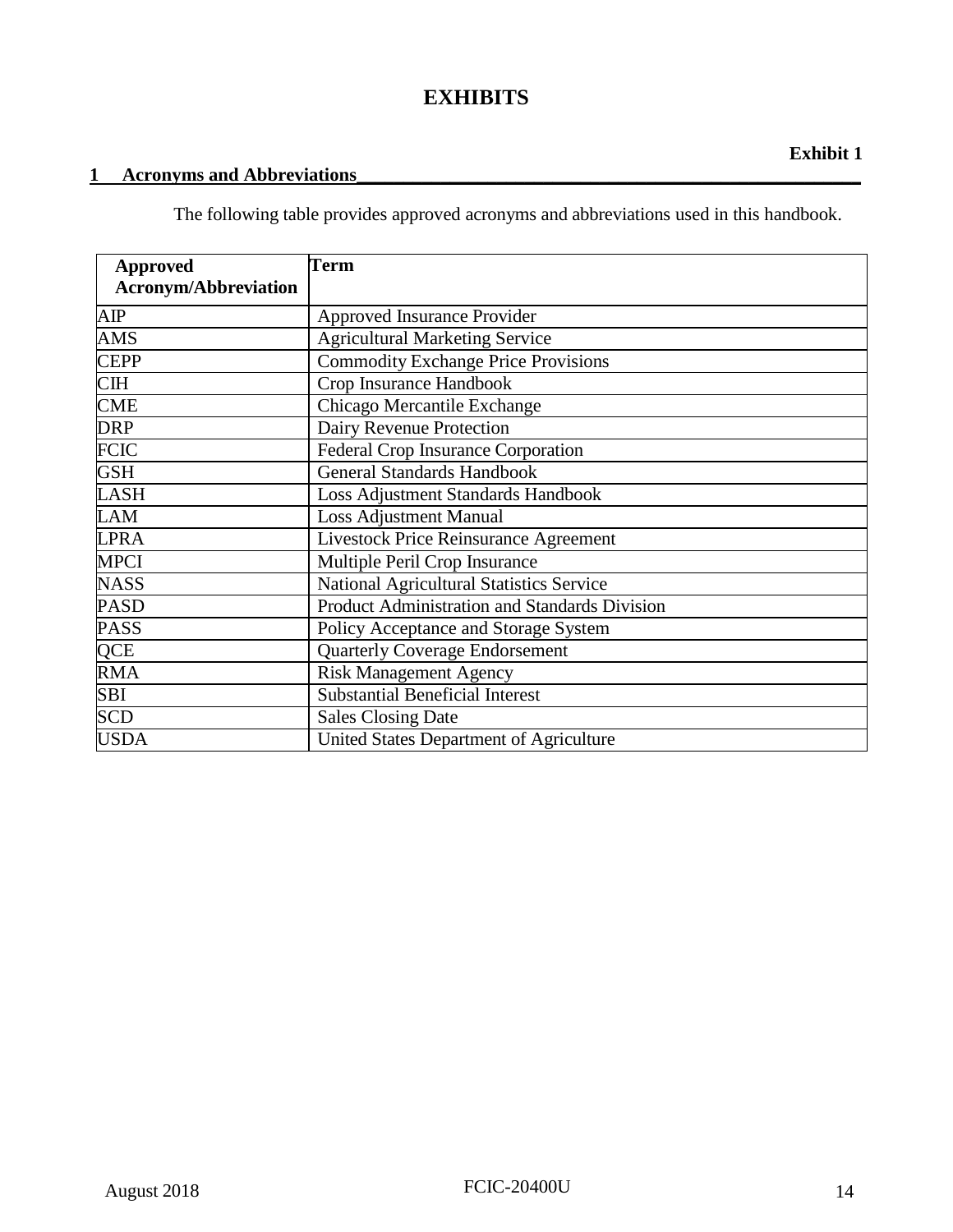# EXHIBITS

**Exhibit 1**

## 1 Acronyms and Abbreviations

The following table provides approved acronyms and abbreviations used in this handbook.

| Approved Acronym/Abbreviation | Term |
|---|---|
| AIP | Approved Insurance Provider |
| AMS | Agricultural Marketing Service |
| CEPP | Commodity Exchange Price Provisions |
| CIH | Crop Insurance Handbook |
| CME | Chicago Mercantile Exchange |
| DRP | Dairy Revenue Protection |
| FCIC | Federal Crop Insurance Corporation |
| GSH | General Standards Handbook |
| LASH | Loss Adjustment Standards Handbook |
| LAM | Loss Adjustment Manual |
| LPRA | Livestock Price Reinsurance Agreement |
| MPCI | Multiple Peril Crop Insurance |
| NASS | National Agricultural Statistics Service |
| PASD | Product Administration and Standards Division |
| PASS | Policy Acceptance and Storage System |
| QCE | Quarterly Coverage Endorsement |
| RMA | Risk Management Agency |
| SBI | Substantial Beneficial Interest |
| SCD | Sales Closing Date |
| USDA | United States Department of Agriculture |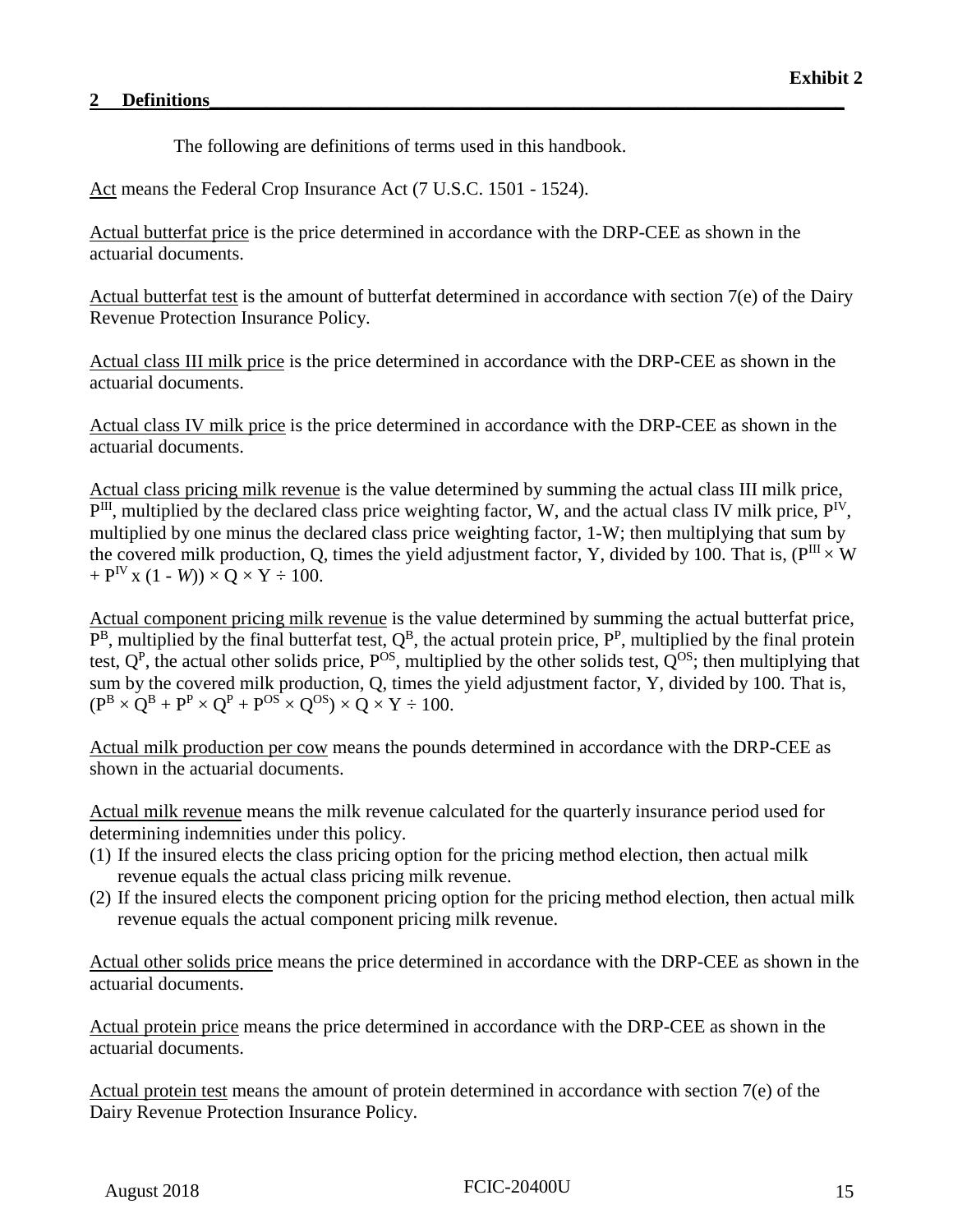**Exhibit 2**

## 2 Definitions

The following definitions are of terms used in this handbook.

Act means the Federal Crop Insurance Act (7 U.S.C. 1501 - 1524).

Actual butterfat price is the price determined in accordance with the DRP-CEE as shown in the actuarial documents.

Actual butterfat test is the amount of butterfat determined in accordance with section 7(e) of the Dairy Revenue Protection Insurance Policy.

Actual class III milk price is the price determined in accordance with the DRP-CEE as shown in the actuarial documents.

Actual class IV milk price is the price determined in accordance with the DRP-CEE as shown in the actuarial documents.

Actual class pricing milk revenue is the value determined by summing the actual class III milk price, $P^{III}$, multiplied by the declared class price weighting factor, W, and the actual class IV milk price, $P^{IV}$, multiplied by one minus the declared class price weighting factor, 1-W; then multiplying that sum by the covered milk production, Q, times the yield adjustment factor, Y, divided by 100. That is, $(P^{III} \times W + P^{IV} \times (1 - W)) \times Q \times Y \div 100$.

Actual component pricing milk revenue is the value determined by summing the actual butterfat price, $P^{B}$, multiplied by the final butterfat test, $Q^{B}$, the actual protein price, $P^{P}$, multiplied by the final protein test, $Q^{P}$, the actual other solids price, $P^{OS}$, multiplied by the other solids test, $Q^{OS}$; then multiplying that sum by the covered milk production, Q, times the yield adjustment factor, Y, divided by 100. That is, $(P^{B} \times Q^{B} + P^{P} \times Q^{P} + P^{OS} \times Q^{OS}) \times Q \times Y \div 100$.

Actual milk production per cow means the pounds determined in accordance with the DRP-CEE as shown in the actuarial documents.

Actual milk revenue means the milk revenue calculated for the quarterly insurance period used for determining indemnities under this policy.

(1) If the insured elects the class pricing option for the pricing method election, then actual milk revenue equals the actual class pricing milk revenue.
(2) If the insured elects the component pricing option for the pricing method election, then actual milk revenue equals the actual component pricing milk revenue.

Actual other solids price means the price determined in accordance with the DRP-CEE as shown in the actuarial documents.

Actual protein price means the price determined in accordance with the DRP-CEE as shown in the actuarial documents.

Actual protein test means the amount of protein determined in accordance with section 7(e) of the Dairy Revenue Protection Insurance Policy.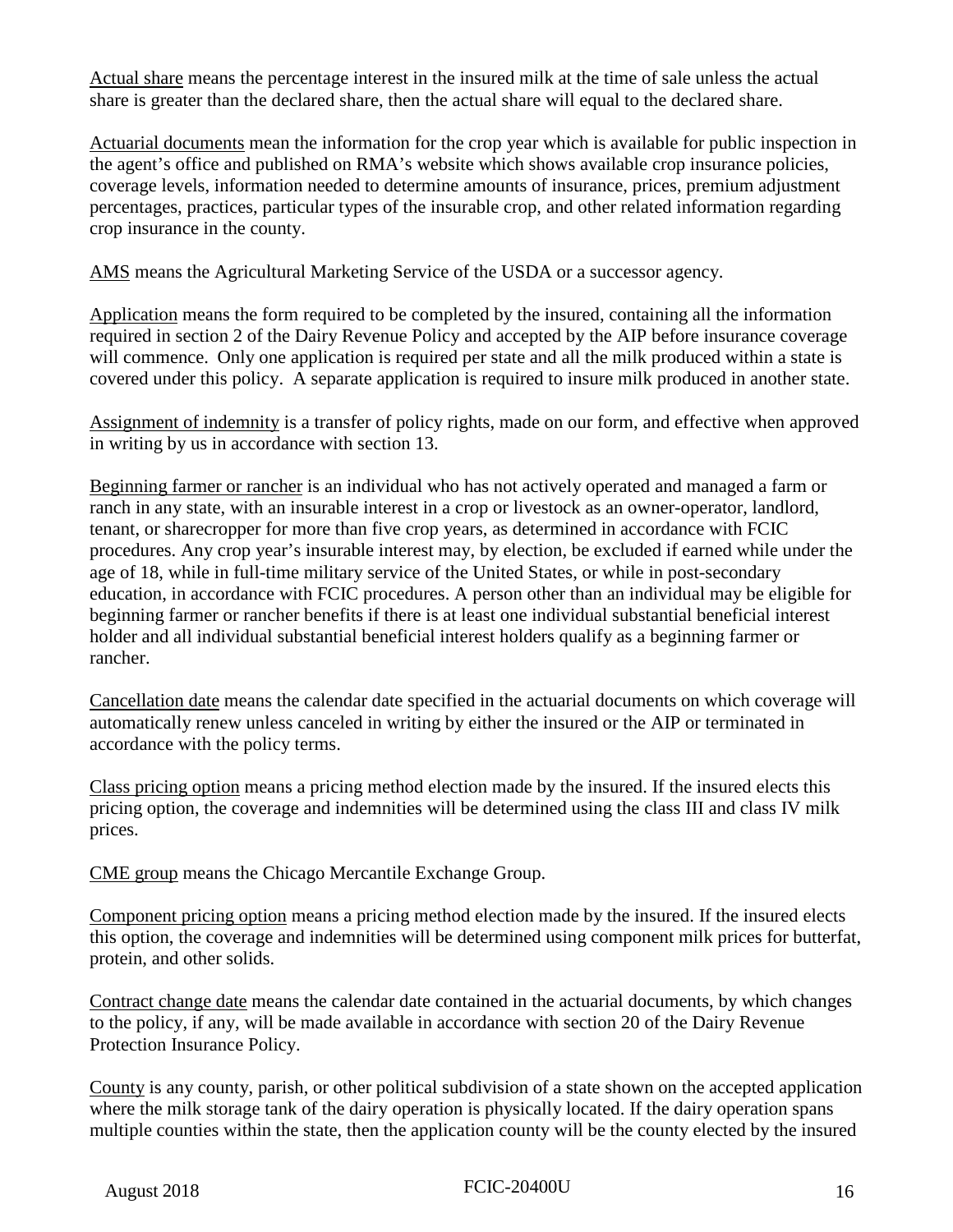Actual share means the percentage interest in the insured milk at the time of sale unless the actual share is greater than the declared share, then the actual share will equal to the declared share.

Actuarial documents mean the information for the crop year which is available for public inspection in the agent's office and published on RMA's website which shows available crop insurance policies, coverage levels, information needed to determine amounts of insurance, prices, premium adjustment percentages, practices, particular types of the insurable crop, and other related information regarding crop insurance in the county.

AMS means the Agricultural Marketing Service of the USDA or a successor agency.

Application means the form required to be completed by the insured, containing all the information required in section 2 of the Dairy Revenue Policy and accepted by the AIP before insurance coverage will commence. Only one application is required per state and all the milk produced within a state is covered under this policy. A separate application is required to insure milk produced in another state.

Assignment of indemnity is a transfer of policy rights, made on our form, and effective when approved in writing by us in accordance with section 13.

Beginning farmer or rancher is an individual who has not actively operated and managed a farm or ranch in any state, with an insurable interest in a crop or livestock as an owner-operator, landlord, tenant, or sharecropper for more than five crop years, as determined in accordance with FCIC procedures. Any crop year's insurable interest may, by election, be excluded if earned while under the age of 18, while in full-time military service of the United States, or while in post-secondary education, in accordance with FCIC procedures. A person other than an individual may be eligible for beginning farmer or rancher benefits if there is at least one individual substantial beneficial interest holder and all individual substantial beneficial interest holders qualify as a beginning farmer or rancher.

Cancellation date means the calendar date specified in the actuarial documents on which coverage will automatically renew unless canceled in writing by either the insured or the AIP or terminated in accordance with the policy terms.

Class pricing option means a pricing method election made by the insured. If the insured elects this pricing option, the coverage and indemnities will be determined using the class III and class IV milk prices.

CME group means the Chicago Mercantile Exchange Group.

Component pricing option means a pricing method election made by the insured. If the insured elects this option, the coverage and indemnities will be determined using component milk prices for butterfat, protein, and other solids.

Contract change date means the calendar date contained in the actuarial documents, by which changes to the policy, if any, will be made available in accordance with section 20 of the Dairy Revenue Protection Insurance Policy.

County is any county, parish, or other political subdivision of a state shown on the accepted application where the milk storage tank of the dairy operation is physically located. If the dairy operation spans multiple counties within the state, then the application county will be the county elected by the insured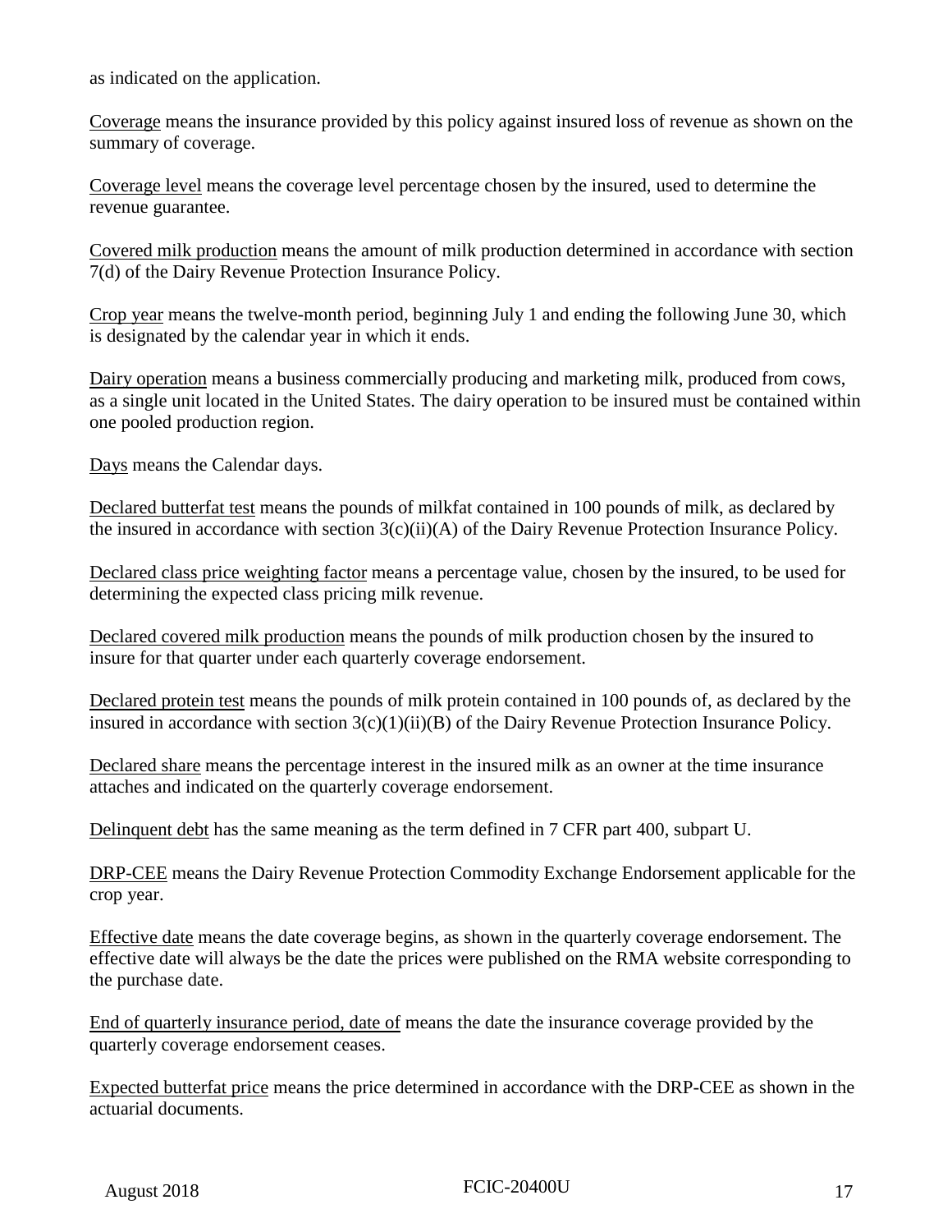as indicated on the application.

Coverage means the insurance provided by this policy against insured loss of revenue as shown on the summary of coverage.

Coverage level means the coverage level percentage chosen by the insured, used to determine the revenue guarantee.

Covered milk production means the amount of milk production determined in accordance with section 7(d) of the Dairy Revenue Protection Insurance Policy.

Crop year means the twelve-month period, beginning July 1 and ending the following June 30, which is designated by the calendar year in which it ends.

Dairy operation means a business commercially producing and marketing milk, produced from cows, as a single unit located in the United States. The dairy operation to be insured must be contained within one pooled production region.

Days means the Calendar days.

Declared butterfat test means the pounds of milkfat contained in 100 pounds of milk, as declared by the insured in accordance with section 3(c)(ii)(A) of the Dairy Revenue Protection Insurance Policy.

Declared class price weighting factor means a percentage value, chosen by the insured, to be used for determining the expected class pricing milk revenue.

Declared covered milk production means the pounds of milk production chosen by the insured to insure for that quarter under each quarterly coverage endorsement.

Declared protein test means the pounds of milk protein contained in 100 pounds of, as declared by the insured in accordance with section 3(c)(1)(ii)(B) of the Dairy Revenue Protection Insurance Policy.

Declared share means the percentage interest in the insured milk as an owner at the time insurance attaches and indicated on the quarterly coverage endorsement.

Delinquent debt has the same meaning as the term defined in 7 CFR part 400, subpart U.

DRP-CEE means the Dairy Revenue Protection Commodity Exchange Endorsement applicable for the crop year.

Effective date means the date coverage begins, as shown in the quarterly coverage endorsement. The effective date will always be the date the prices were published on the RMA website corresponding to the purchase date.

End of quarterly insurance period, date of means the date the insurance coverage provided by the quarterly coverage endorsement ceases.

Expected butterfat price means the price determined in accordance with the DRP-CEE as shown in the actuarial documents.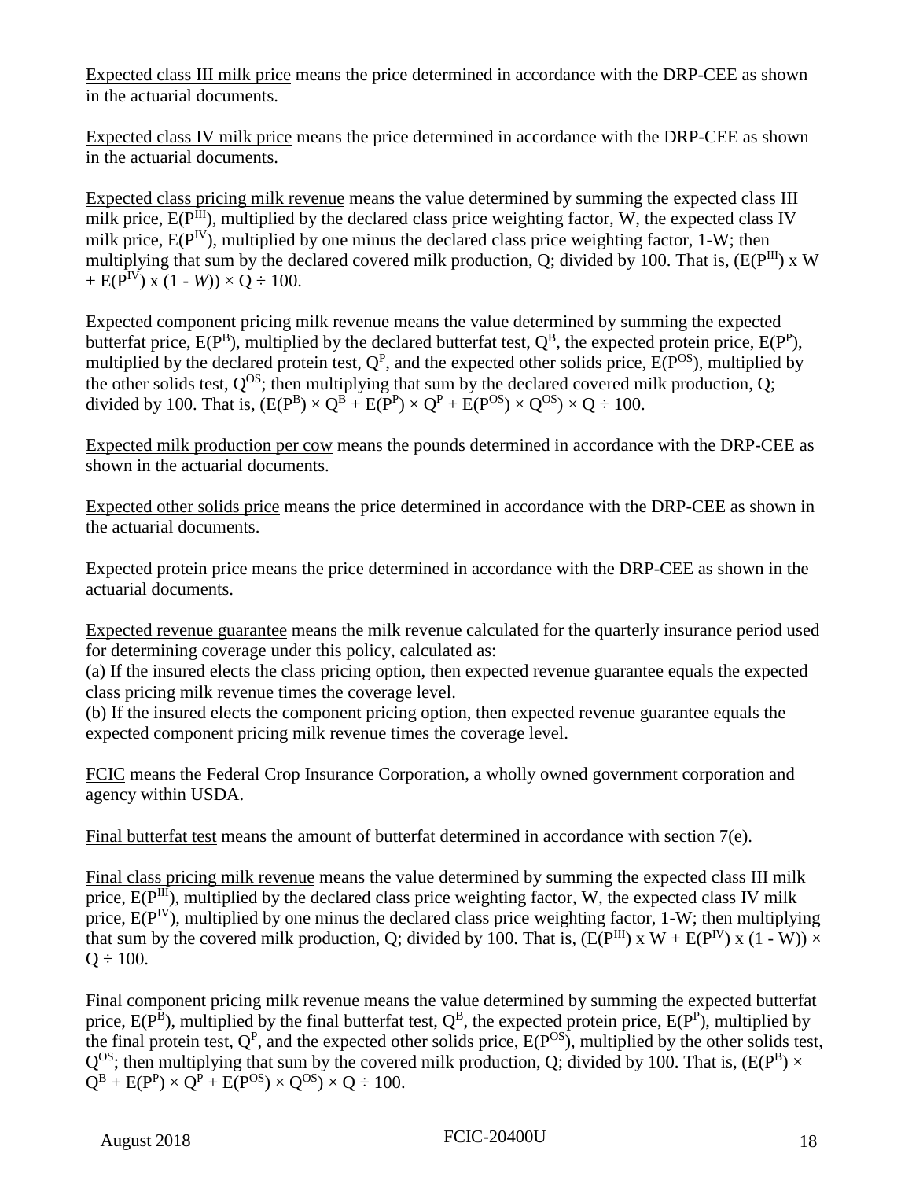<u>Expected class III milk price</u> means the price determined in accordance with the DRP-CEE as shown in the actuarial documents.

<u>Expected class IV milk price</u> means the price determined in accordance with the DRP-CEE as shown in the actuarial documents.

<u>Expected class pricing milk revenue</u> means the value determined by summing the expected class III milk price, $E(P^{III})$, multiplied by the declared class price weighting factor, W, the expected class IV milk price, $E(P^{IV})$, multiplied by one minus the declared class price weighting factor, 1-W; then multiplying that sum by the declared covered milk production, Q; divided by 100. That is, $(E(P^{III}) \times W + E(P^{IV}) \times (1 - W)) \times Q \div 100$.

<u>Expected component pricing milk revenue</u> means the value determined by summing the expected butterfat price, $E(P^{B})$, multiplied by the declared butterfat test, $Q^{B}$, the expected protein price, $E(P^{P})$, multiplied by the declared protein test, $Q^{P}$, and the expected other solids price, $E(P^{OS})$, multiplied by the other solids test, $Q^{OS}$; then multiplying that sum by the declared covered milk production, Q; divided by 100. That is, $(E(P^{B}) \times Q^{B} + E(P^{P}) \times Q^{P} + E(P^{OS}) \times Q^{OS}) \times Q \div 100$.

<u>Expected milk production per cow</u> means the pounds determined in accordance with the DRP-CEE as shown in the actuarial documents.

<u>Expected other solids price</u> means the price determined in accordance with the DRP-CEE as shown in the actuarial documents.

<u>Expected protein price</u> means the price determined in accordance with the DRP-CEE as shown in the actuarial documents.

<u>Expected revenue guarantee</u> means the milk revenue calculated for the quarterly insurance period used for determining coverage under this policy, calculated as:
(a) If the insured elects the class pricing option, then expected revenue guarantee equals the expected class pricing milk revenue times the coverage level.
(b) If the insured elects the component pricing option, then expected revenue guarantee equals the expected component pricing milk revenue times the coverage level.

<u>FCIC</u> means the Federal Crop Insurance Corporation, a wholly owned government corporation and agency within USDA.

<u>Final butterfat test</u> means the amount of butterfat determined in accordance with section 7(e).

<u>Final class pricing milk revenue</u> means the value determined by summing the expected class III milk price, $E(P^{III})$, multiplied by the declared class price weighting factor, W, the expected class IV milk price, $E(P^{IV})$, multiplied by one minus the declared class price weighting factor, 1-W; then multiplying that sum by the covered milk production, Q; divided by 100. That is, $(E(P^{III}) \times W + E(P^{IV}) \times (1 - W)) \times Q \div 100$.

<u>Final component pricing milk revenue</u> means the value determined by summing the expected butterfat price, $E(P^{B})$, multiplied by the final butterfat test, $Q^{B}$, the expected protein price, $E(P^{P})$, multiplied by the final protein test, $Q^{P}$, and the expected other solids price, $E(P^{OS})$, multiplied by the other solids test, $Q^{OS}$; then multiplying that sum by the covered milk production, Q; divided by 100. That is, $(E(P^{B}) \times Q^{B} + E(P^{P}) \times Q^{P} + E(P^{OS}) \times Q^{OS}) \times Q \div 100$.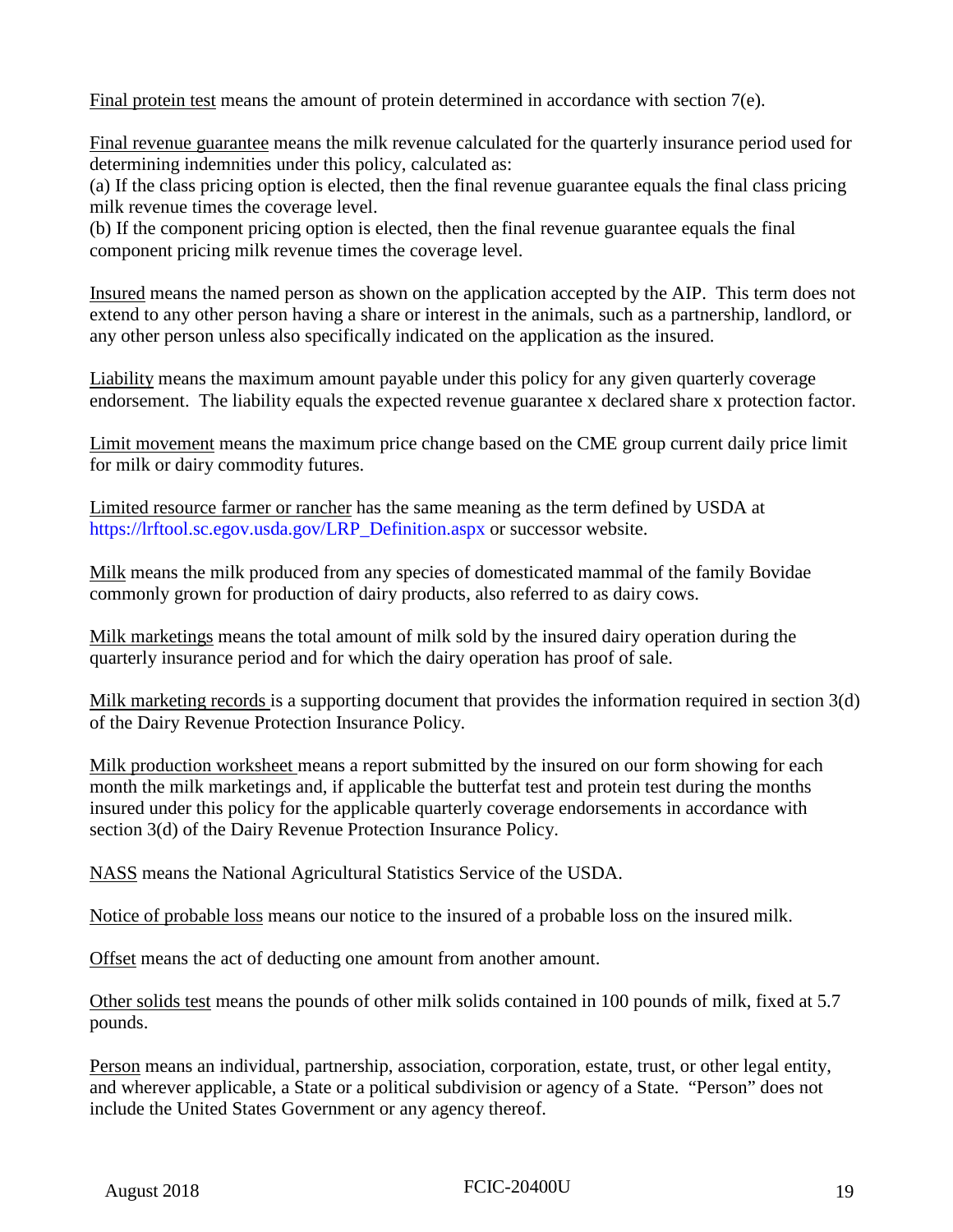Final protein test means the amount of protein determined in accordance with section 7(e).

Final revenue guarantee means the milk revenue calculated for the quarterly insurance period used for determining indemnities under this policy, calculated as:
(a) If the class pricing option is elected, then the final revenue guarantee equals the final class pricing milk revenue times the coverage level.
(b) If the component pricing option is elected, then the final revenue guarantee equals the final component pricing milk revenue times the coverage level.

Insured means the named person as shown on the application accepted by the AIP. This term does not extend to any other person having a share or interest in the animals, such as a partnership, landlord, or any other person unless also specifically indicated on the application as the insured.

Liability means the maximum amount payable under this policy for any given quarterly coverage endorsement. The liability equals the expected revenue guarantee x declared share x protection factor.

Limit movement means the maximum price change based on the CME group current daily price limit for milk or dairy commodity futures.

Limited resource farmer or rancher has the same meaning as the term defined by USDA at https://lrftool.sc.egov.usda.gov/LRP_Definition.aspx or successor website.

Milk means the milk produced from any species of domesticated mammal of the family Bovidae commonly grown for production of dairy products, also referred to as dairy cows.

Milk marketings means the total amount of milk sold by the insured dairy operation during the quarterly insurance period and for which the dairy operation has proof of sale.

Milk marketing records is a supporting document that provides the information required in section 3(d) of the Dairy Revenue Protection Insurance Policy.

Milk production worksheet means a report submitted by the insured on our form showing for each month the milk marketings and, if applicable the butterfat test and protein test during the months insured under this policy for the applicable quarterly coverage endorsements in accordance with section 3(d) of the Dairy Revenue Protection Insurance Policy.

NASS means the National Agricultural Statistics Service of the USDA.

Notice of probable loss means our notice to the insured of a probable loss on the insured milk.

Offset means the act of deducting one amount from another amount.

Other solids test means the pounds of other milk solids contained in 100 pounds of milk, fixed at 5.7 pounds.

Person means an individual, partnership, association, corporation, estate, trust, or other legal entity, and wherever applicable, a State or a political subdivision or agency of a State. "Person" does not include the United States Government or any agency thereof.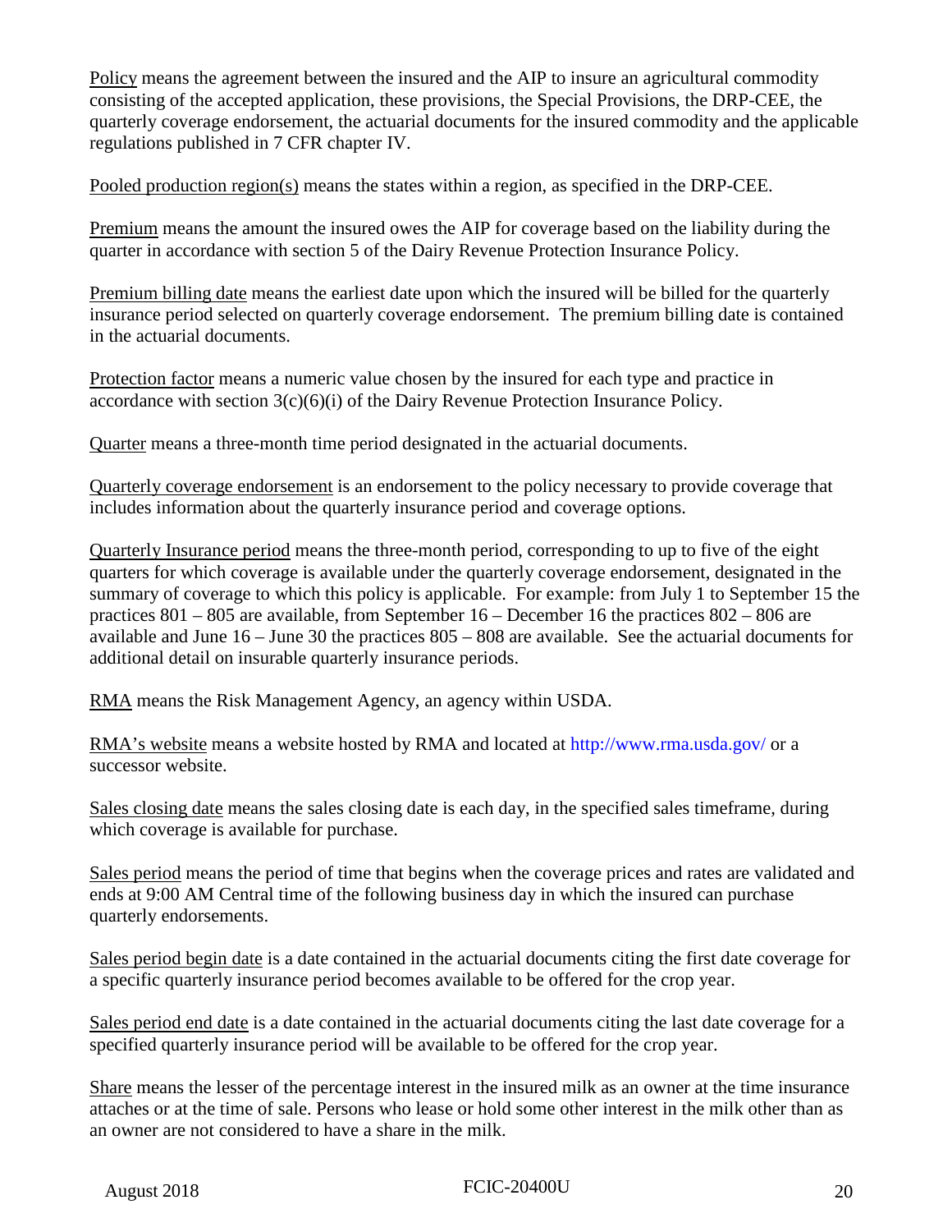Policy means the agreement between the insured and the AIP to insure an agricultural commodity consisting of the accepted application, these provisions, the Special Provisions, the DRP-CEE, the quarterly coverage endorsement, the actuarial documents for the insured commodity and the applicable regulations published in 7 CFR chapter IV.

Pooled production region(s) means the states within a region, as specified in the DRP-CEE.

Premium means the amount the insured owes the AIP for coverage based on the liability during the quarter in accordance with section 5 of the Dairy Revenue Protection Insurance Policy.

Premium billing date means the earliest date upon which the insured will be billed for the quarterly insurance period selected on quarterly coverage endorsement. The premium billing date is contained in the actuarial documents.

Protection factor means a numeric value chosen by the insured for each type and practice in accordance with section 3(c)(6)(i) of the Dairy Revenue Protection Insurance Policy.

Quarter means a three-month time period designated in the actuarial documents.

Quarterly coverage endorsement is an endorsement to the policy necessary to provide coverage that includes information about the quarterly insurance period and coverage options.

Quarterly Insurance period means the three-month period, corresponding to up to five of the eight quarters for which coverage is available under the quarterly coverage endorsement, designated in the summary of coverage to which this policy is applicable. For example: from July 1 to September 15 the practices 801 – 805 are available, from September 16 – December 16 the practices 802 – 806 are available and June 16 – June 30 the practices 805 – 808 are available. See the actuarial documents for additional detail on insurable quarterly insurance periods.

RMA means the Risk Management Agency, an agency within USDA.

RMA's website means a website hosted by RMA and located at http://www.rma.usda.gov/ or a successor website.

Sales closing date means the sales closing date is each day, in the specified sales timeframe, during which coverage is available for purchase.

Sales period means the period of time that begins when the coverage prices and rates are validated and ends at 9:00 AM Central time of the following business day in which the insured can purchase quarterly endorsements.

Sales period begin date is a date contained in the actuarial documents citing the first date coverage for a specific quarterly insurance period becomes available to be offered for the crop year.

Sales period end date is a date contained in the actuarial documents citing the last date coverage for a specified quarterly insurance period will be available to be offered for the crop year.

Share means the lesser of the percentage interest in the insured milk as an owner at the time insurance attaches or at the time of sale. Persons who lease or hold some other interest in the milk other than as an owner are not considered to have a share in the milk.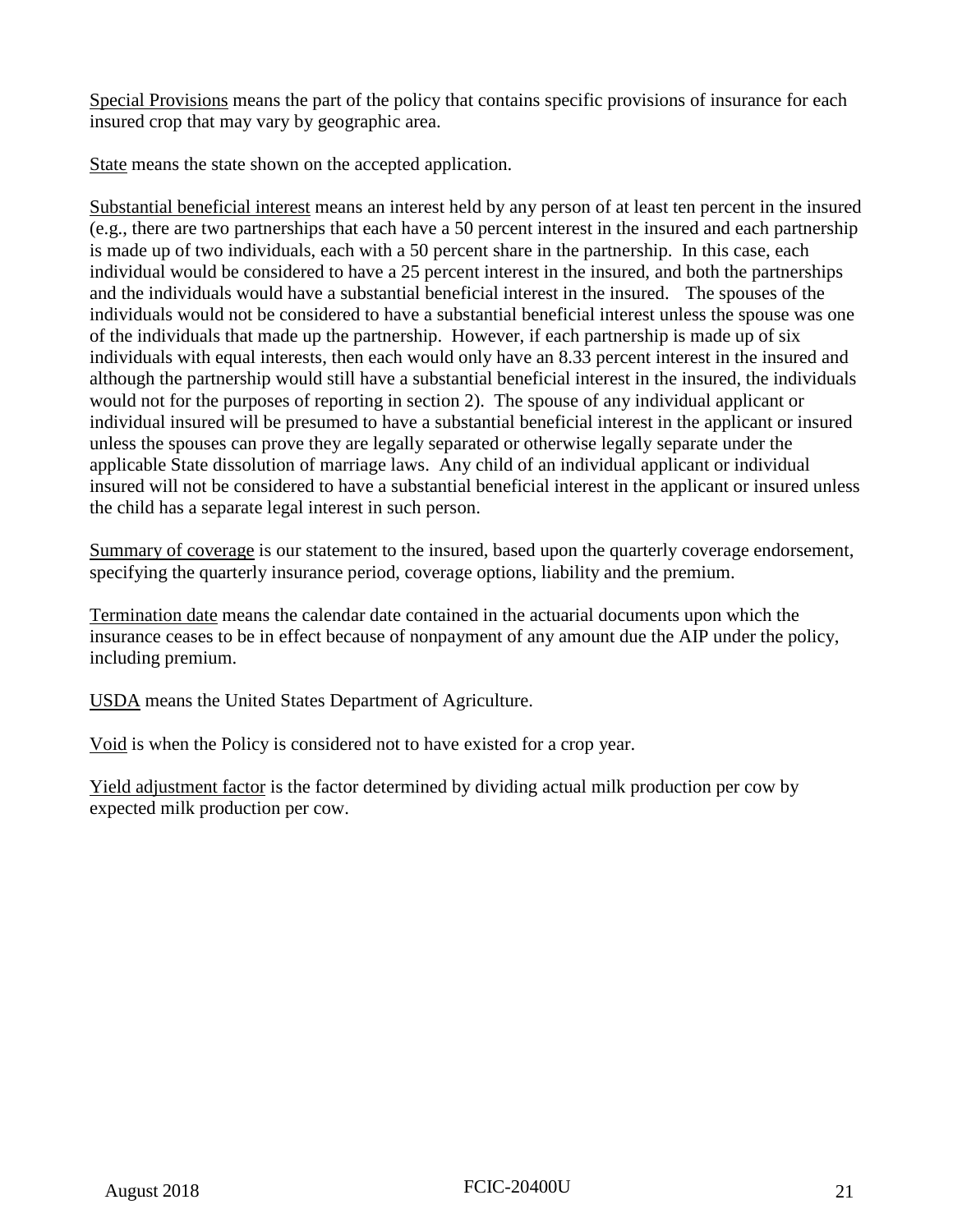Special Provisions means the part of the policy that contains specific provisions of insurance for each insured crop that may vary by geographic area.

State means the state shown on the accepted application.

Substantial beneficial interest means an interest held by any person of at least ten percent in the insured (e.g., there are two partnerships that each have a 50 percent interest in the insured and each partnership is made up of two individuals, each with a 50 percent share in the partnership. In this case, each individual would be considered to have a 25 percent interest in the insured, and both the partnerships and the individuals would have a substantial beneficial interest in the insured. The spouses of the individuals would not be considered to have a substantial beneficial interest unless the spouse was one of the individuals that made up the partnership. However, if each partnership is made up of six individuals with equal interests, then each would only have an 8.33 percent interest in the insured and although the partnership would still have a substantial beneficial interest in the insured, the individuals would not for the purposes of reporting in section 2). The spouse of any individual applicant or individual insured will be presumed to have a substantial beneficial interest in the applicant or insured unless the spouses can prove they are legally separated or otherwise legally separate under the applicable State dissolution of marriage laws. Any child of an individual applicant or individual insured will not be considered to have a substantial beneficial interest in the applicant or insured unless the child has a separate legal interest in such person.

Summary of coverage is our statement to the insured, based upon the quarterly coverage endorsement, specifying the quarterly insurance period, coverage options, liability and the premium.

Termination date means the calendar date contained in the actuarial documents upon which the insurance ceases to be in effect because of nonpayment of any amount due the AIP under the policy, including premium.

USDA means the United States Department of Agriculture.

Void is when the Policy is considered not to have existed for a crop year.

Yield adjustment factor is the factor determined by dividing actual milk production per cow by expected milk production per cow.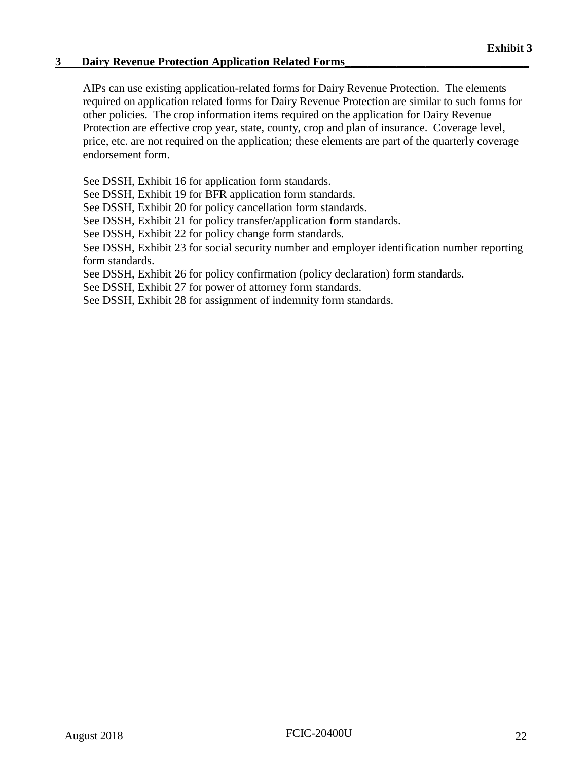**Exhibit 3**

## 3 Dairy Revenue Protection Application Related Forms

AIPs can use existing application-related forms for Dairy Revenue Protection. The elements required on application related forms for Dairy Revenue Protection are similar to such forms for other policies. The crop information items required on the application for Dairy Revenue Protection are effective crop year, state, county, crop and plan of insurance. Coverage level, price, etc. are not required on the application; these elements are part of the quarterly coverage endorsement form.

See DSSH, Exhibit 16 for application form standards.
See DSSH, Exhibit 19 for BFR application form standards.
See DSSH, Exhibit 20 for policy cancellation form standards.
See DSSH, Exhibit 21 for policy transfer/application form standards.
See DSSH, Exhibit 22 for policy change form standards.
See DSSH, Exhibit 23 for social security number and employer identification number reporting form standards.
See DSSH, Exhibit 26 for policy confirmation (policy declaration) form standards.
See DSSH, Exhibit 27 for power of attorney form standards.
See DSSH, Exhibit 28 for assignment of indemnity form standards.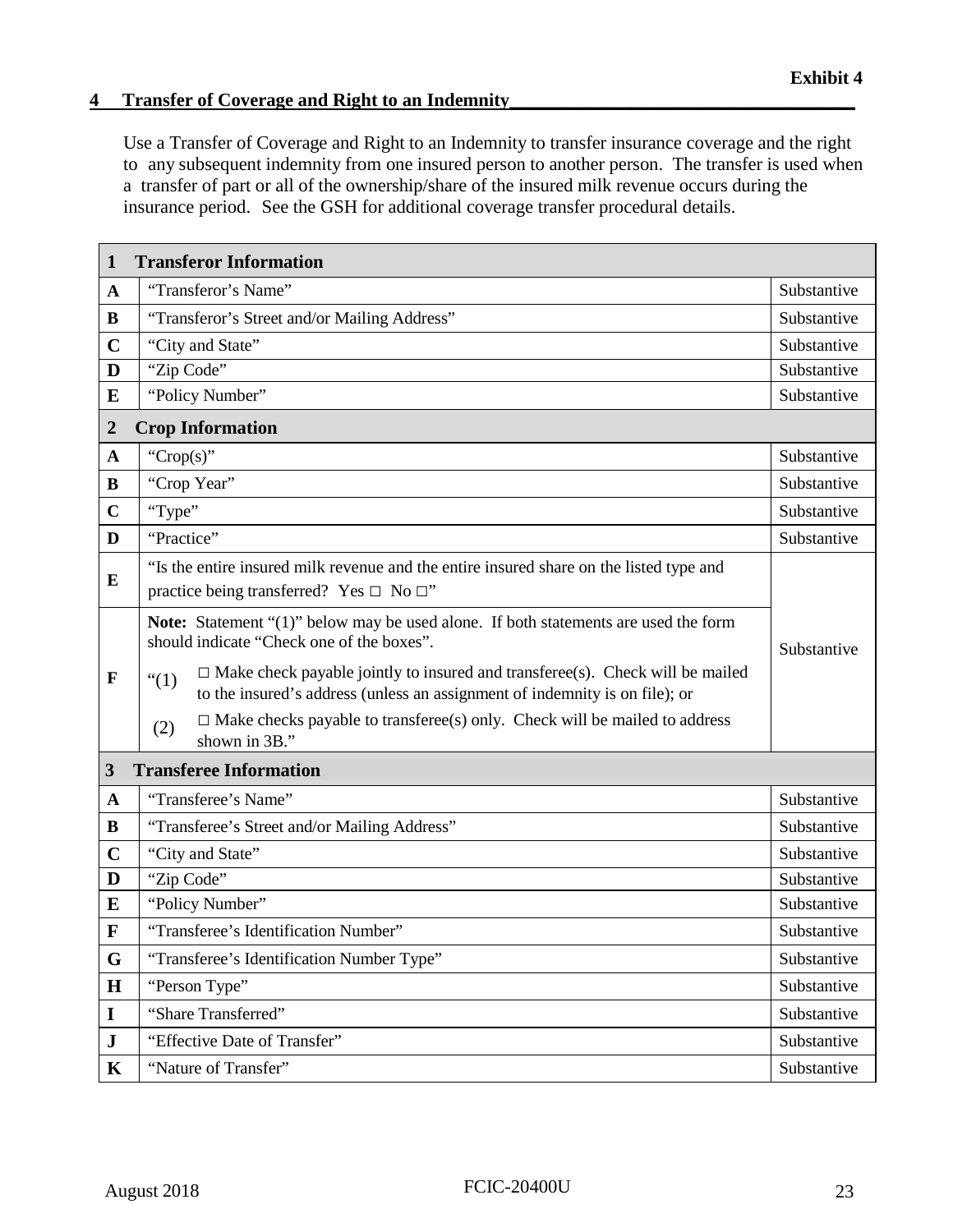**Exhibit 4**

## 4 Transfer of Coverage and Right to an Indemnity

Use a Transfer of Coverage and Right to an Indemnity to transfer insurance coverage and the right to any subsequent indemnity from one insured person to another person. The transfer is used when a transfer of part or all of the ownership/share of the insured milk revenue occurs during the insurance period. See the GSH for additional coverage transfer procedural details.

| **1** | **Transferor Information** | |
|---|---|---|
| **A** | "Transferor's Name" | Substantive |
| **B** | "Transferor's Street and/or Mailing Address" | Substantive |
| **C** | "City and State" | Substantive |
| **D** | "Zip Code" | Substantive |
| **E** | "Policy Number" | Substantive |
| **2** | **Crop Information** | |
| **A** | "Crop(s)" | Substantive |
| **B** | "Crop Year" | Substantive |
| **C** | "Type" | Substantive |
| **D** | "Practice" | Substantive |
| **E** | "Is the entire insured milk revenue and the entire insured share on the listed type and practice being transferred? Yes □ No □" | Substantive |
| **F** | **Note:** Statement "(1)" below may be used alone. If both statements are used the form should indicate "Check one of the boxes".<br>"(1) □ Make check payable jointly to insured and transferee(s). Check will be mailed to the insured's address (unless an assignment of indemnity is on file); or<br>(2) □ Make checks payable to transferee(s) only. Check will be mailed to address shown in 3B." | |
| **3** | **Transferee Information** | |
| **A** | "Transferee's Name" | Substantive |
| **B** | "Transferee's Street and/or Mailing Address" | Substantive |
| **C** | "City and State" | Substantive |
| **D** | "Zip Code" | Substantive |
| **E** | "Policy Number" | Substantive |
| **F** | "Transferee's Identification Number" | Substantive |
| **G** | "Transferee's Identification Number Type" | Substantive |
| **H** | "Person Type" | Substantive |
| **I** | "Share Transferred" | Substantive |
| **J** | "Effective Date of Transfer" | Substantive |
| **K** | "Nature of Transfer" | Substantive |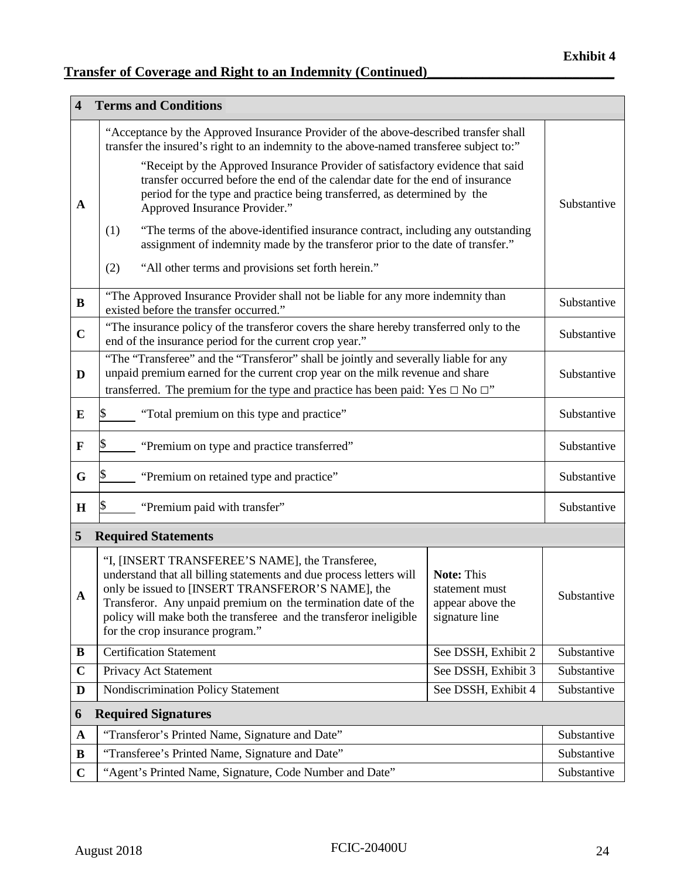**Exhibit 4**

**Transfer of Coverage and Right to an Indemnity (Continued)**

| | | | |
|---|---|---|---|
| **4** | **Terms and Conditions** | | |
| **A** | "Acceptance by the Approved Insurance Provider of the above-described transfer shall transfer the insured's right to an indemnity to the above-named transferee subject to:" <br><br> "Receipt by the Approved Insurance Provider of satisfactory evidence that said transfer occurred before the end of the calendar date for the end of insurance period for the type and practice being transferred, as determined by the Approved Insurance Provider." <br><br> (1) "The terms of the above-identified insurance contract, including any outstanding assignment of indemnity made by the transferor prior to the date of transfer." <br><br> (2) "All other terms and provisions set forth herein." | | Substantive |
| **B** | "The Approved Insurance Provider shall not be liable for any more indemnity than existed before the transfer occurred." | | Substantive |
| **C** | "The insurance policy of the transferor covers the share hereby transferred only to the end of the insurance period for the current crop year." | | Substantive |
| **D** | "The "Transferee" and the "Transferor" shall be jointly and severally liable for any unpaid premium earned for the current crop year on the milk revenue and share transferred. The premium for the type and practice has been paid: Yes □ No □" | | Substantive |
| **E** | $_____ "Total premium on this type and practice" | | Substantive |
| **F** | $_____ "Premium on type and practice transferred" | | Substantive |
| **G** | $_____ "Premium on retained type and practice" | | Substantive |
| **H** | $_____ "Premium paid with transfer" | | Substantive |
| **5** | **Required Statements** | | |
| **A** | "I, [INSERT TRANSFEREE'S NAME], the Transferee, understand that all billing statements and due process letters will only be issued to [INSERT TRANSFEROR'S NAME], the Transferor. Any unpaid premium on the termination date of the policy will make both the transferee and the transferor ineligible for the crop insurance program." | **Note:** This statement must appear above the signature line | Substantive |
| **B** | Certification Statement | See DSSH, Exhibit 2 | Substantive |
| **C** | Privacy Act Statement | See DSSH, Exhibit 3 | Substantive |
| **D** | Nondiscrimination Policy Statement | See DSSH, Exhibit 4 | Substantive |
| **6** | **Required Signatures** | | |
| **A** | "Transferor's Printed Name, Signature and Date" | | Substantive |
| **B** | "Transferee's Printed Name, Signature and Date" | | Substantive |
| **C** | "Agent's Printed Name, Signature, Code Number and Date" | | Substantive |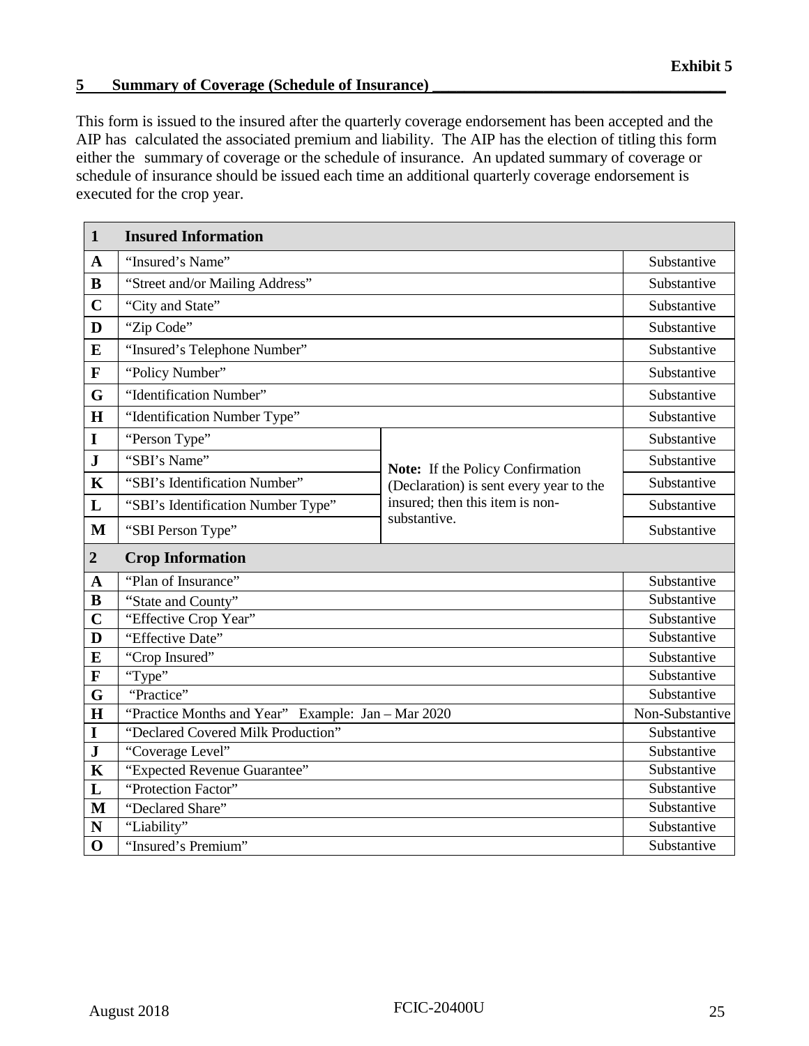**Exhibit 5**

## 5 Summary of Coverage (Schedule of Insurance)

This form is issued to the insured after the quarterly coverage endorsement has been accepted and the AIP has calculated the associated premium and liability. The AIP has the election of titling this form either the summary of coverage or the schedule of insurance. An updated summary of coverage or schedule of insurance should be issued each time an additional quarterly coverage endorsement is executed for the crop year.

| **1** | **Insured Information** | | |
|---|---|---|---|
| **A** | "Insured's Name" | | Substantive |
| **B** | "Street and/or Mailing Address" | | Substantive |
| **C** | "City and State" | | Substantive |
| **D** | "Zip Code" | | Substantive |
| **E** | "Insured's Telephone Number" | | Substantive |
| **F** | "Policy Number" | | Substantive |
| **G** | "Identification Number" | | Substantive |
| **H** | "Identification Number Type" | | Substantive |
| **I** | "Person Type" | **Note:** If the Policy Confirmation (Declaration) is sent every year to the insured; then this item is non-substantive. | Substantive |
| **J** | "SBI's Name" | | Substantive |
| **K** | "SBI's Identification Number" | | Substantive |
| **L** | "SBI's Identification Number Type" | | Substantive |
| **M** | "SBI Person Type" | | Substantive |
| **2** | **Crop Information** | | |
| **A** | "Plan of Insurance" | | Substantive |
| **B** | "State and County" | | Substantive |
| **C** | "Effective Crop Year" | | Substantive |
| **D** | "Effective Date" | | Substantive |
| **E** | "Crop Insured" | | Substantive |
| **F** | "Type" | | Substantive |
| **G** | "Practice" | | Substantive |
| **H** | "Practice Months and Year" Example: Jan – Mar 2020 | | Non-Substantive |
| **I** | "Declared Covered Milk Production" | | Substantive |
| **J** | "Coverage Level" | | Substantive |
| **K** | "Expected Revenue Guarantee" | | Substantive |
| **L** | "Protection Factor" | | Substantive |
| **M** | "Declared Share" | | Substantive |
| **N** | "Liability" | | Substantive |
| **O** | "Insured's Premium" | | Substantive |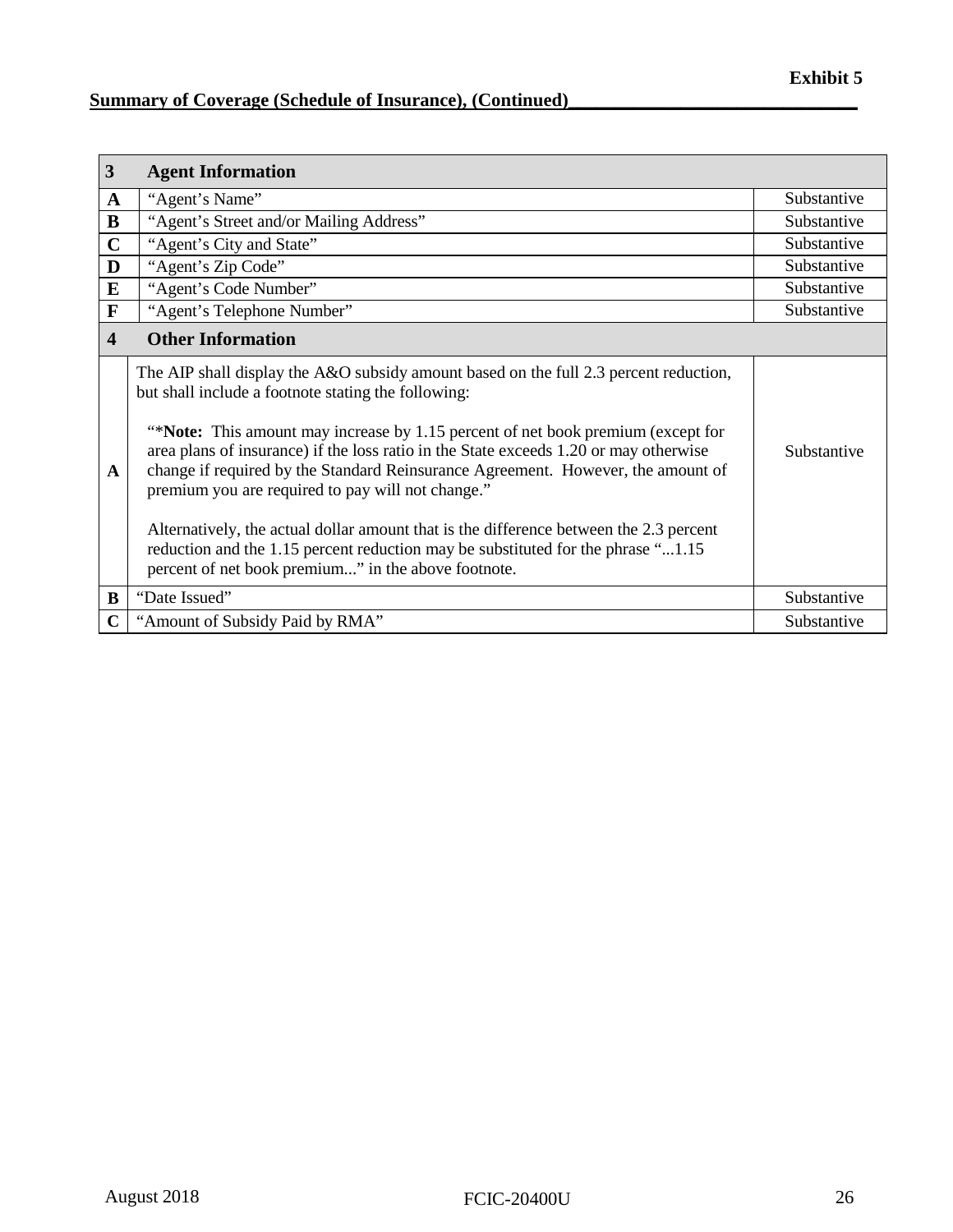**Exhibit 5**

**Summary of Coverage (Schedule of Insurance), (Continued)**

| **3** | **Agent Information** | |
|---|---|---|
| **A** | "Agent's Name" | Substantive |
| **B** | "Agent's Street and/or Mailing Address" | Substantive |
| **C** | "Agent's City and State" | Substantive |
| **D** | "Agent's Zip Code" | Substantive |
| **E** | "Agent's Code Number" | Substantive |
| **F** | "Agent's Telephone Number" | Substantive |
| **4** | **Other Information** | |
| **A** | The AIP shall display the A&O subsidy amount based on the full 2.3 percent reduction, but shall include a footnote stating the following:<br><br>"\***Note:** This amount may increase by 1.15 percent of net book premium (except for area plans of insurance) if the loss ratio in the State exceeds 1.20 or may otherwise change if required by the Standard Reinsurance Agreement. However, the amount of premium you are required to pay will not change."<br><br>Alternatively, the actual dollar amount that is the difference between the 2.3 percent reduction and the 1.15 percent reduction may be substituted for the phrase "...1.15 percent of net book premium..." in the above footnote. | Substantive |
| **B** | "Date Issued" | Substantive |
| **C** | "Amount of Subsidy Paid by RMA" | Substantive |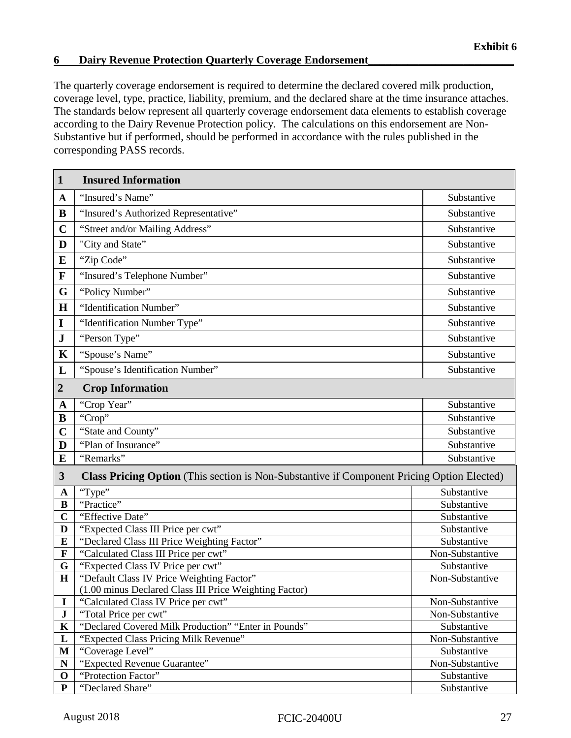**Exhibit 6**

## 6 Dairy Revenue Protection Quarterly Coverage Endorsement

The quarterly coverage endorsement is required to determine the declared covered milk production, coverage level, type, practice, liability, premium, and the declared share at the time insurance attaches. The standards below represent all quarterly coverage endorsement data elements to establish coverage according to the Dairy Revenue Protection policy. The calculations on this endorsement are Non-Substantive but if performed, should be performed in accordance with the rules published in the corresponding PASS records.

| **1** | **Insured Information** | |
|---|---|---|
| **A** | "Insured's Name" | Substantive |
| **B** | "Insured's Authorized Representative" | Substantive |
| **C** | "Street and/or Mailing Address" | Substantive |
| **D** | "City and State" | Substantive |
| **E** | "Zip Code" | Substantive |
| **F** | "Insured's Telephone Number" | Substantive |
| **G** | "Policy Number" | Substantive |
| **H** | "Identification Number" | Substantive |
| **I** | "Identification Number Type" | Substantive |
| **J** | "Person Type" | Substantive |
| **K** | "Spouse's Name" | Substantive |
| **L** | "Spouse's Identification Number" | Substantive |
| **2** | **Crop Information** | |
| **A** | "Crop Year" | Substantive |
| **B** | "Crop" | Substantive |
| **C** | "State and County" | Substantive |
| **D** | "Plan of Insurance" | Substantive |
| **E** | "Remarks" | Substantive |
| **3** | **Class Pricing Option** (This section is Non-Substantive if Component Pricing Option Elected) | |
| **A** | "Type" | Substantive |
| **B** | "Practice" | Substantive |
| **C** | "Effective Date" | Substantive |
| **D** | "Expected Class III Price per cwt" | Substantive |
| **E** | "Declared Class III Price Weighting Factor" | Substantive |
| **F** | "Calculated Class III Price per cwt" | Non-Substantive |
| **G** | "Expected Class IV Price per cwt" | Substantive |
| **H** | "Default Class IV Price Weighting Factor" (1.00 minus Declared Class III Price Weighting Factor) | Non-Substantive |
| **I** | "Calculated Class IV Price per cwt" | Non-Substantive |
| **J** | "Total Price per cwt" | Non-Substantive |
| **K** | "Declared Covered Milk Production" "Enter in Pounds" | Substantive |
| **L** | "Expected Class Pricing Milk Revenue" | Non-Substantive |
| **M** | "Coverage Level" | Substantive |
| **N** | "Expected Revenue Guarantee" | Non-Substantive |
| **O** | "Protection Factor" | Substantive |
| **P** | "Declared Share" | Substantive |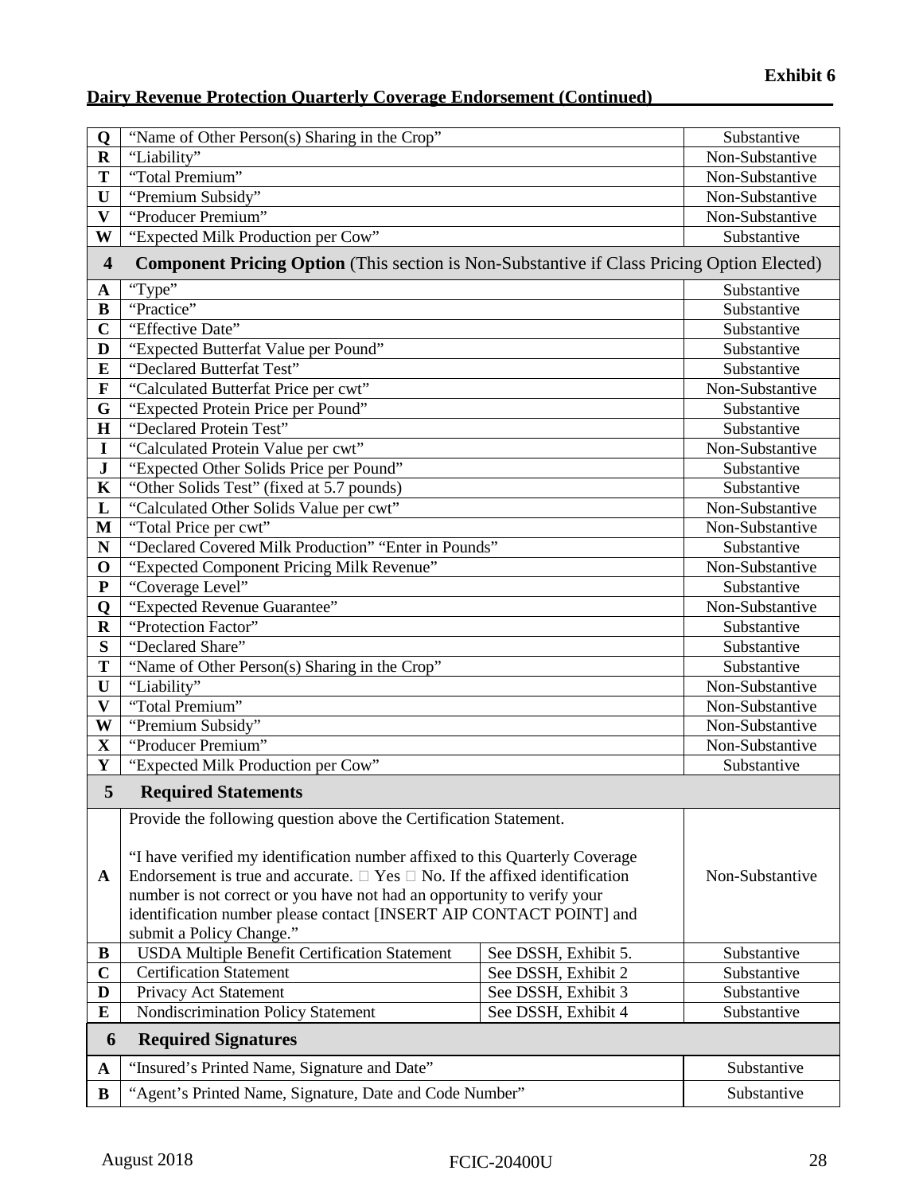**Exhibit 6**

**Dairy Revenue Protection Quarterly Coverage Endorsement (Continued)**

| | | |
|---|---|---|
| **Q** | "Name of Other Person(s) Sharing in the Crop" | Substantive |
| **R** | "Liability" | Non-Substantive |
| **T** | "Total Premium" | Non-Substantive |
| **U** | "Premium Subsidy" | Non-Substantive |
| **V** | "Producer Premium" | Non-Substantive |
| **W** | "Expected Milk Production per Cow" | Substantive |
| **4** | **Component Pricing Option** (This section is Non-Substantive if Class Pricing Option Elected) | |
| **A** | "Type" | Substantive |
| **B** | "Practice" | Substantive |
| **C** | "Effective Date" | Substantive |
| **D** | "Expected Butterfat Value per Pound" | Substantive |
| **E** | "Declared Butterfat Test" | Substantive |
| **F** | "Calculated Butterfat Price per cwt" | Non-Substantive |
| **G** | "Expected Protein Price per Pound" | Substantive |
| **H** | "Declared Protein Test" | Substantive |
| **I** | "Calculated Protein Value per cwt" | Non-Substantive |
| **J** | "Expected Other Solids Price per Pound" | Substantive |
| **K** | "Other Solids Test" (fixed at 5.7 pounds) | Substantive |
| **L** | "Calculated Other Solids Value per cwt" | Non-Substantive |
| **M** | "Total Price per cwt" | Non-Substantive |
| **N** | "Declared Covered Milk Production" "Enter in Pounds" | Substantive |
| **O** | "Expected Component Pricing Milk Revenue" | Non-Substantive |
| **P** | "Coverage Level" | Substantive |
| **Q** | "Expected Revenue Guarantee" | Non-Substantive |
| **R** | "Protection Factor" | Substantive |
| **S** | "Declared Share" | Substantive |
| **T** | "Name of Other Person(s) Sharing in the Crop" | Substantive |
| **U** | "Liability" | Non-Substantive |
| **V** | "Total Premium" | Non-Substantive |
| **W** | "Premium Subsidy" | Non-Substantive |
| **X** | "Producer Premium" | Non-Substantive |
| **Y** | "Expected Milk Production per Cow" | Substantive |
| **5** | **Required Statements** | |
| **A** | Provide the following question above the Certification Statement.<br><br>"I have verified my identification number affixed to this Quarterly Coverage Endorsement is true and accurate. □ Yes □ No. If the affixed identification number is not correct or you have not had an opportunity to verify your identification number please contact [INSERT AIP CONTACT POINT] and submit a Policy Change." | Non-Substantive |
| **B** | USDA Multiple Benefit Certification Statement — See DSSH, Exhibit 5. | Substantive |
| **C** | Certification Statement — See DSSH, Exhibit 2 | Substantive |
| **D** | Privacy Act Statement — See DSSH, Exhibit 3 | Substantive |
| **E** | Nondiscrimination Policy Statement — See DSSH, Exhibit 4 | Substantive |
| **6** | **Required Signatures** | |
| **A** | "Insured's Printed Name, Signature and Date" | Substantive |
| **B** | "Agent's Printed Name, Signature, Date and Code Number" | Substantive |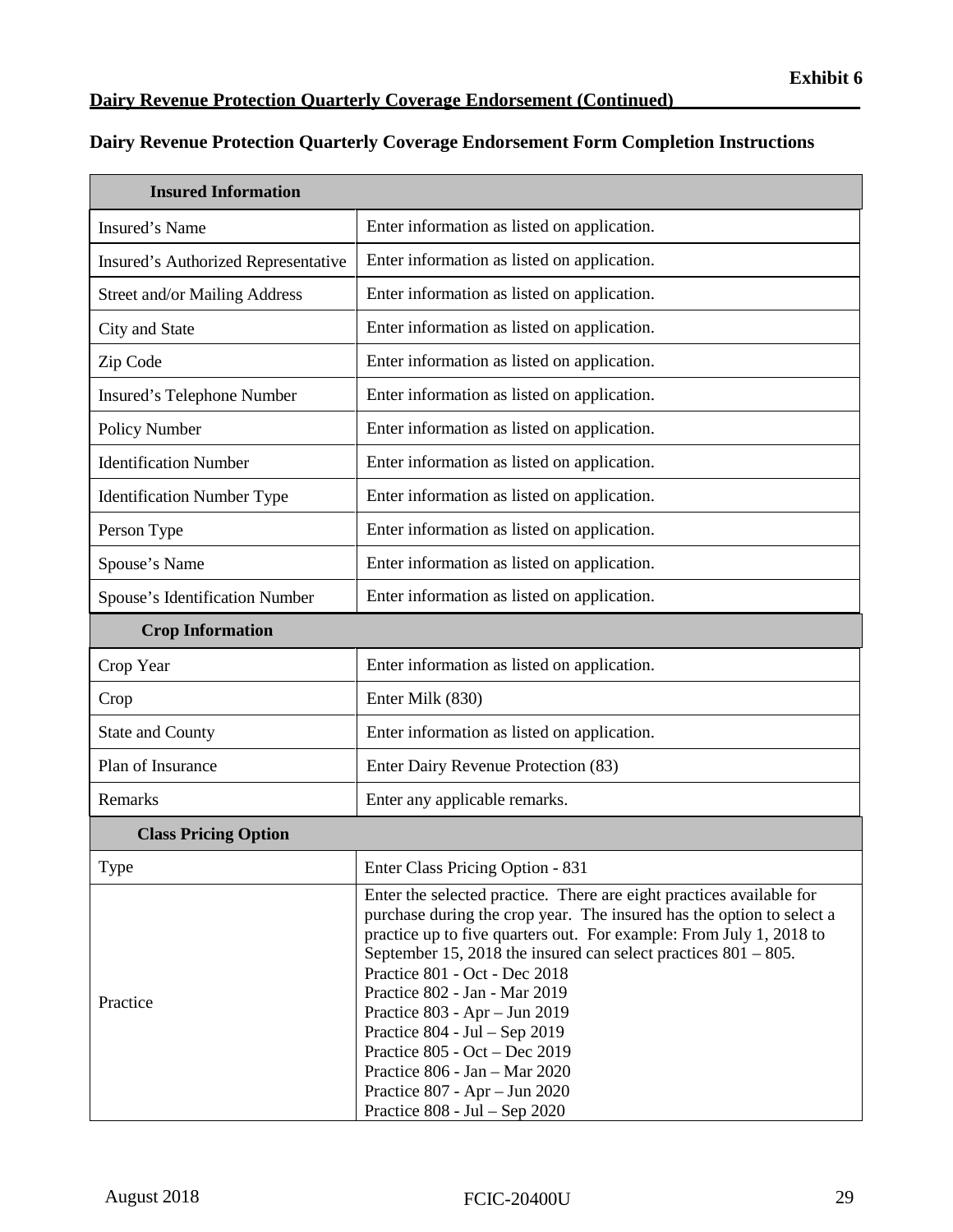**Exhibit 6**

**Dairy Revenue Protection Quarterly Coverage Endorsement (Continued)**

## Dairy Revenue Protection Quarterly Coverage Endorsement Form Completion Instructions

| **Insured Information** | |
|---|---|
| Insured's Name | Enter information as listed on application. |
| Insured's Authorized Representative | Enter information as listed on application. |
| Street and/or Mailing Address | Enter information as listed on application. |
| City and State | Enter information as listed on application. |
| Zip Code | Enter information as listed on application. |
| Insured's Telephone Number | Enter information as listed on application. |
| Policy Number | Enter information as listed on application. |
| Identification Number | Enter information as listed on application. |
| Identification Number Type | Enter information as listed on application. |
| Person Type | Enter information as listed on application. |
| Spouse's Name | Enter information as listed on application. |
| Spouse's Identification Number | Enter information as listed on application. |
| **Crop Information** | |
| Crop Year | Enter information as listed on application. |
| Crop | Enter Milk (830) |
| State and County | Enter information as listed on application. |
| Plan of Insurance | Enter Dairy Revenue Protection (83) |
| Remarks | Enter any applicable remarks. |
| **Class Pricing Option** | |
| Type | Enter Class Pricing Option - 831 |
| Practice | Enter the selected practice. There are eight practices available for purchase during the crop year. The insured has the option to select a practice up to five quarters out. For example: From July 1, 2018 to September 15, 2018 the insured can select practices 801 – 805.<br>Practice 801 - Oct - Dec 2018<br>Practice 802 - Jan - Mar 2019<br>Practice 803 - Apr – Jun 2019<br>Practice 804 - Jul – Sep 2019<br>Practice 805 - Oct – Dec 2019<br>Practice 806 - Jan – Mar 2020<br>Practice 807 - Apr – Jun 2020<br>Practice 808 - Jul – Sep 2020 |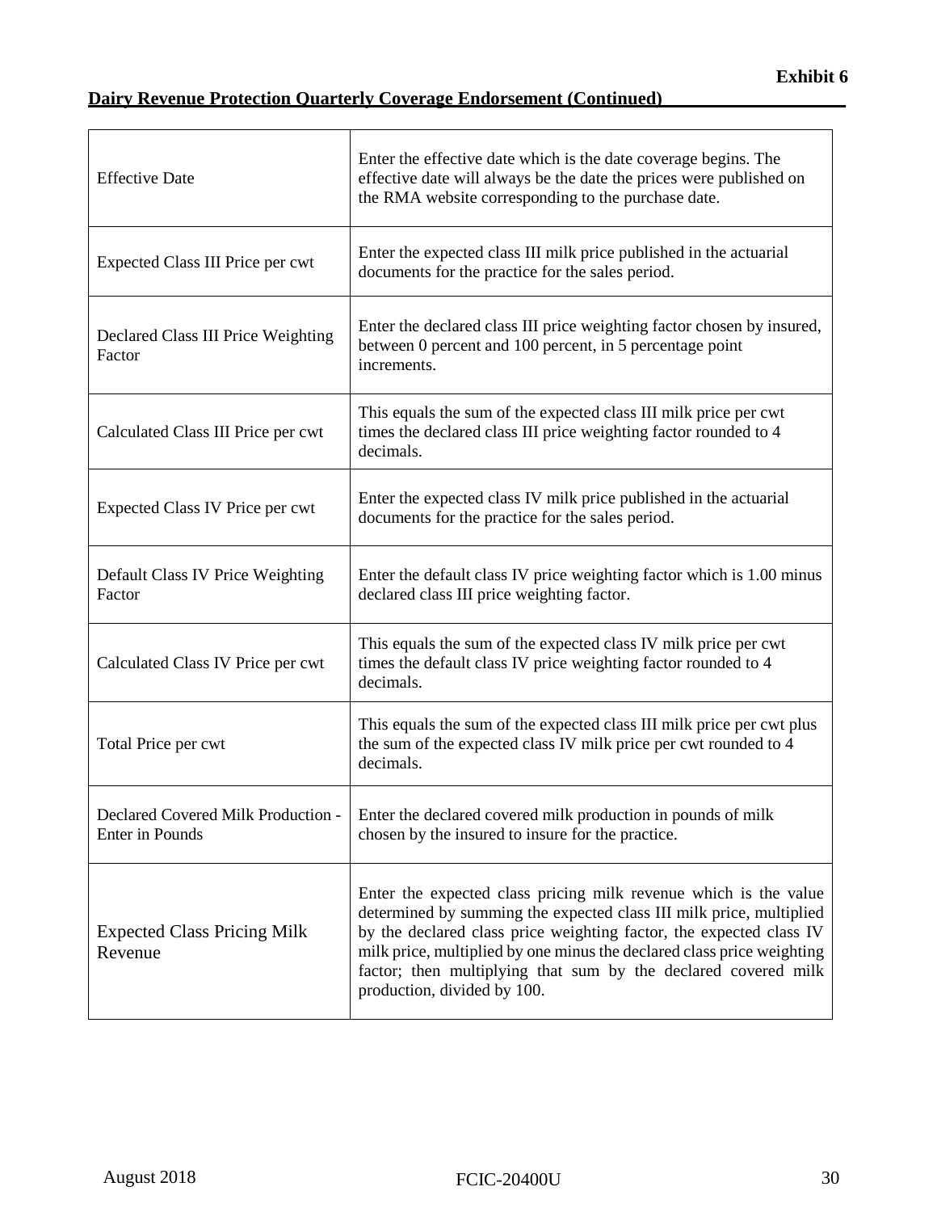**Exhibit 6**

**Dairy Revenue Protection Quarterly Coverage Endorsement (Continued)**

| | |
|---|---|
| Effective Date | Enter the effective date which is the date coverage begins. The effective date will always be the date the prices were published on the RMA website corresponding to the purchase date. |
| Expected Class III Price per cwt | Enter the expected class III milk price published in the actuarial documents for the practice for the sales period. |
| Declared Class III Price Weighting Factor | Enter the declared class III price weighting factor chosen by insured, between 0 percent and 100 percent, in 5 percentage point increments. |
| Calculated Class III Price per cwt | This equals the sum of the expected class III milk price per cwt times the declared class III price weighting factor rounded to 4 decimals. |
| Expected Class IV Price per cwt | Enter the expected class IV milk price published in the actuarial documents for the practice for the sales period. |
| Default Class IV Price Weighting Factor | Enter the default class IV price weighting factor which is 1.00 minus declared class III price weighting factor. |
| Calculated Class IV Price per cwt | This equals the sum of the expected class IV milk price per cwt times the default class IV price weighting factor rounded to 4 decimals. |
| Total Price per cwt | This equals the sum of the expected class III milk price per cwt plus the sum of the expected class IV milk price per cwt rounded to 4 decimals. |
| Declared Covered Milk Production - Enter in Pounds | Enter the declared covered milk production in pounds of milk chosen by the insured to insure for the practice. |
| Expected Class Pricing Milk Revenue | Enter the expected class pricing milk revenue which is the value determined by summing the expected class III milk price, multiplied by the declared class price weighting factor, the expected class IV milk price, multiplied by one minus the declared class price weighting factor; then multiplying that sum by the declared covered milk production, divided by 100. |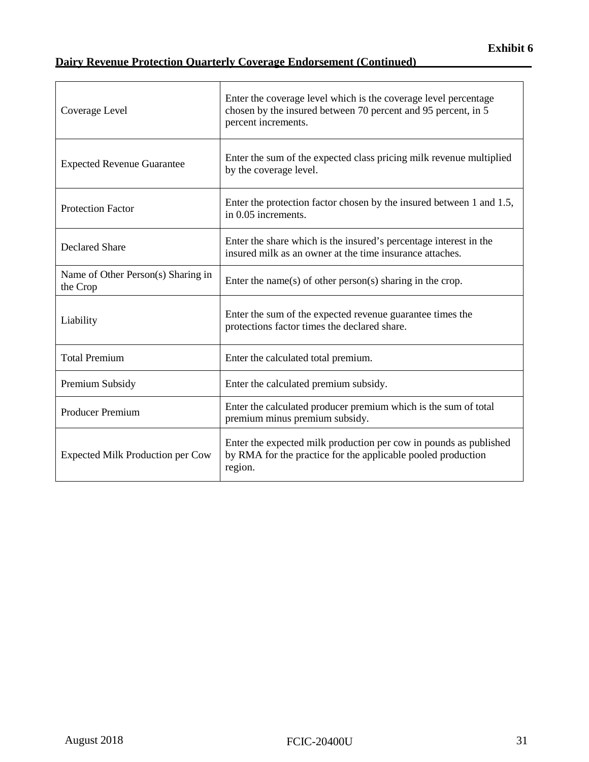**Exhibit 6**

**Dairy Revenue Protection Quarterly Coverage Endorsement (Continued)**

| | |
|---|---|
| Coverage Level | Enter the coverage level which is the coverage level percentage chosen by the insured between 70 percent and 95 percent, in 5 percent increments. |
| Expected Revenue Guarantee | Enter the sum of the expected class pricing milk revenue multiplied by the coverage level. |
| Protection Factor | Enter the protection factor chosen by the insured between 1 and 1.5, in 0.05 increments. |
| Declared Share | Enter the share which is the insured's percentage interest in the insured milk as an owner at the time insurance attaches. |
| Name of Other Person(s) Sharing in the Crop | Enter the name(s) of other person(s) sharing in the crop. |
| Liability | Enter the sum of the expected revenue guarantee times the protections factor times the declared share. |
| Total Premium | Enter the calculated total premium. |
| Premium Subsidy | Enter the calculated premium subsidy. |
| Producer Premium | Enter the calculated producer premium which is the sum of total premium minus premium subsidy. |
| Expected Milk Production per Cow | Enter the expected milk production per cow in pounds as published by RMA for the practice for the applicable pooled production region. |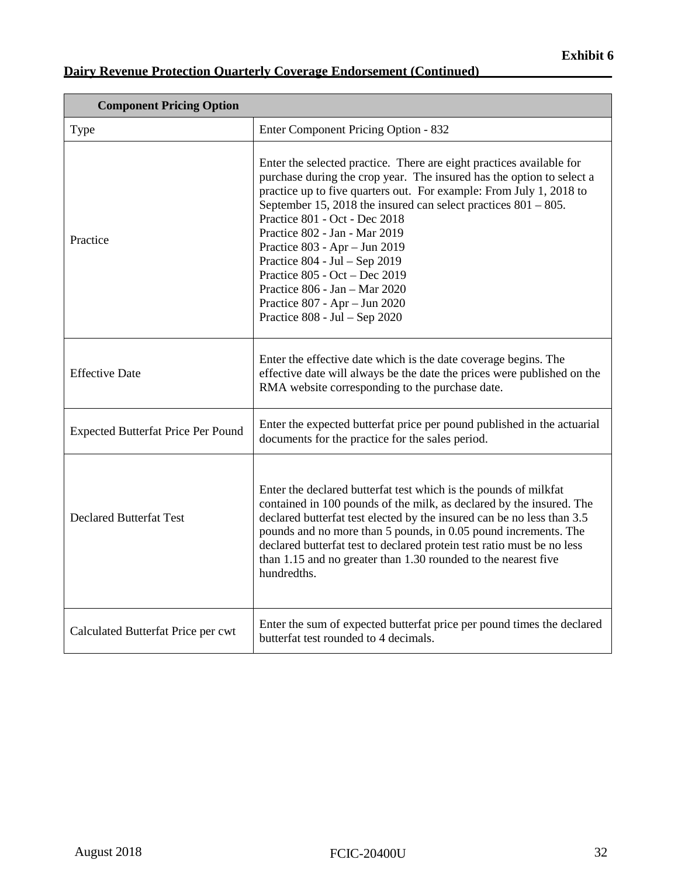**Exhibit 6**

**Dairy Revenue Protection Quarterly Coverage Endorsement (Continued)**

| **Component Pricing Option** | |
|---|---|
| Type | Enter Component Pricing Option - 832 |
| Practice | Enter the selected practice. There are eight practices available for purchase during the crop year. The insured has the option to select a practice up to five quarters out. For example: From July 1, 2018 to September 15, 2018 the insured can select practices 801 – 805.<br>Practice 801 - Oct - Dec 2018<br>Practice 802 - Jan - Mar 2019<br>Practice 803 - Apr – Jun 2019<br>Practice 804 - Jul – Sep 2019<br>Practice 805 - Oct – Dec 2019<br>Practice 806 - Jan – Mar 2020<br>Practice 807 - Apr – Jun 2020<br>Practice 808 - Jul – Sep 2020 |
| Effective Date | Enter the effective date which is the date coverage begins. The effective date will always be the date the prices were published on the RMA website corresponding to the purchase date. |
| Expected Butterfat Price Per Pound | Enter the expected butterfat price per pound published in the actuarial documents for the practice for the sales period. |
| Declared Butterfat Test | Enter the declared butterfat test which is the pounds of milkfat contained in 100 pounds of the milk, as declared by the insured. The declared butterfat test elected by the insured can be no less than 3.5 pounds and no more than 5 pounds, in 0.05 pound increments. The declared butterfat test to declared protein test ratio must be no less than 1.15 and no greater than 1.30 rounded to the nearest five hundredths. |
| Calculated Butterfat Price per cwt | Enter the sum of expected butterfat price per pound times the declared butterfat test rounded to 4 decimals. |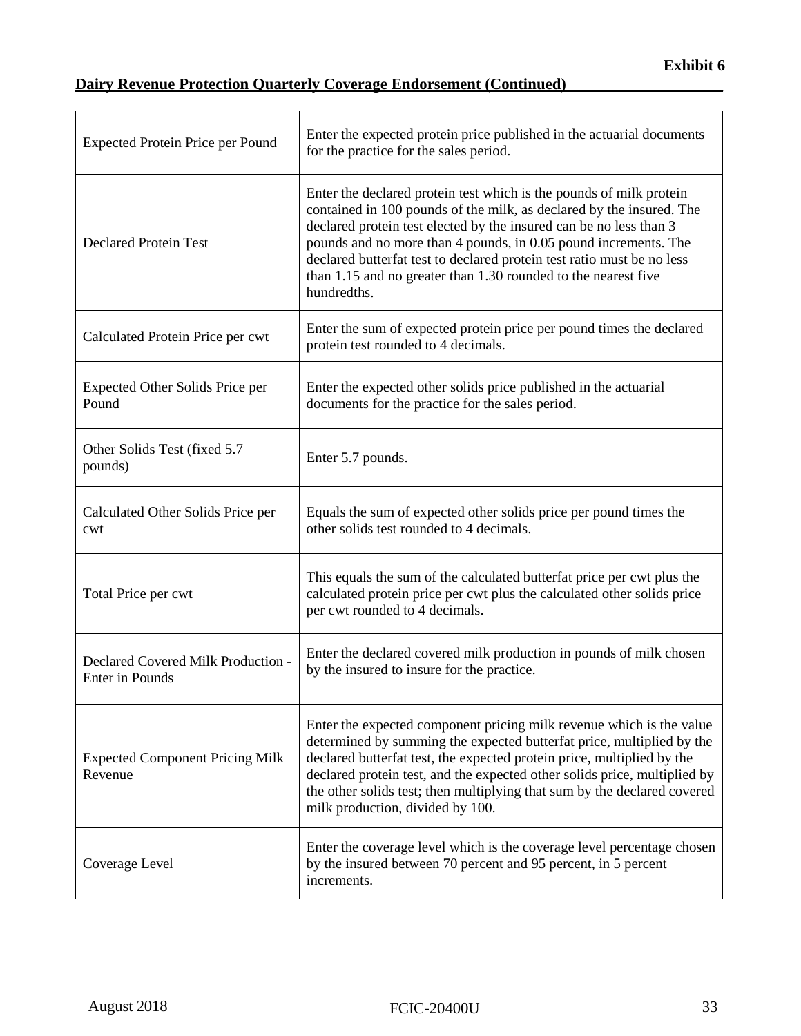**Exhibit 6**

**Dairy Revenue Protection Quarterly Coverage Endorsement (Continued)**

| | |
|---|---|
| Expected Protein Price per Pound | Enter the expected protein price published in the actuarial documents for the practice for the sales period. |
| Declared Protein Test | Enter the declared protein test which is the pounds of milk protein contained in 100 pounds of the milk, as declared by the insured. The declared protein test elected by the insured can be no less than 3 pounds and no more than 4 pounds, in 0.05 pound increments. The declared butterfat test to declared protein test ratio must be no less than 1.15 and no greater than 1.30 rounded to the nearest five hundredths. |
| Calculated Protein Price per cwt | Enter the sum of expected protein price per pound times the declared protein test rounded to 4 decimals. |
| Expected Other Solids Price per Pound | Enter the expected other solids price published in the actuarial documents for the practice for the sales period. |
| Other Solids Test (fixed 5.7 pounds) | Enter 5.7 pounds. |
| Calculated Other Solids Price per cwt | Equals the sum of expected other solids price per pound times the other solids test rounded to 4 decimals. |
| Total Price per cwt | This equals the sum of the calculated butterfat price per cwt plus the calculated protein price per cwt plus the calculated other solids price per cwt rounded to 4 decimals. |
| Declared Covered Milk Production - Enter in Pounds | Enter the declared covered milk production in pounds of milk chosen by the insured to insure for the practice. |
| Expected Component Pricing Milk Revenue | Enter the expected component pricing milk revenue which is the value determined by summing the expected butterfat price, multiplied by the declared butterfat test, the expected protein price, multiplied by the declared protein test, and the expected other solids price, multiplied by the other solids test; then multiplying that sum by the declared covered milk production, divided by 100. |
| Coverage Level | Enter the coverage level which is the coverage level percentage chosen by the insured between 70 percent and 95 percent, in 5 percent increments. |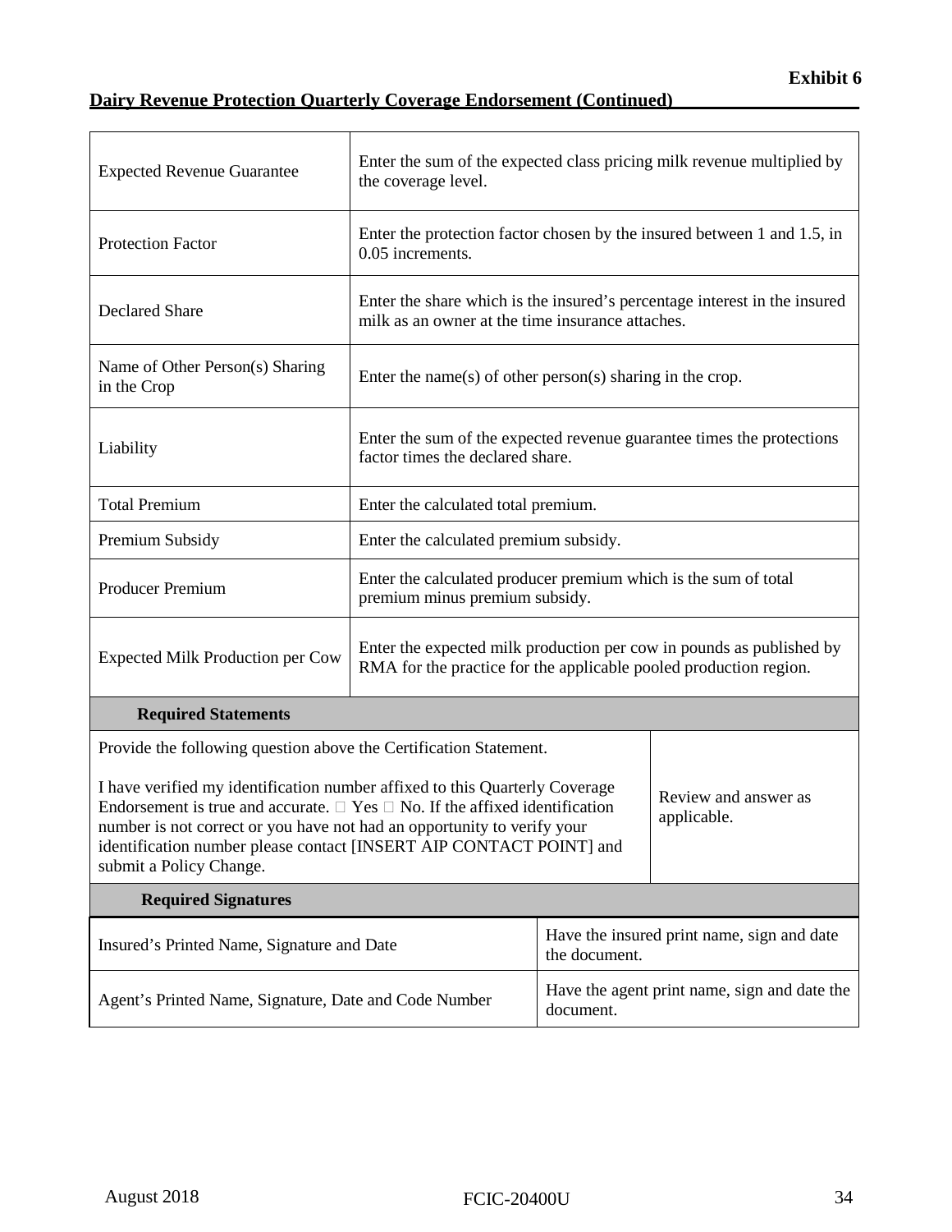**Exhibit 6**

**Dairy Revenue Protection Quarterly Coverage Endorsement (Continued)**

| | |
|---|---|
| Expected Revenue Guarantee | Enter the sum of the expected class pricing milk revenue multiplied by the coverage level. |
| Protection Factor | Enter the protection factor chosen by the insured between 1 and 1.5, in 0.05 increments. |
| Declared Share | Enter the share which is the insured's percentage interest in the insured milk as an owner at the time insurance attaches. |
| Name of Other Person(s) Sharing in the Crop | Enter the name(s) of other person(s) sharing in the crop. |
| Liability | Enter the sum of the expected revenue guarantee times the protections factor times the declared share. |
| Total Premium | Enter the calculated total premium. |
| Premium Subsidy | Enter the calculated premium subsidy. |
| Producer Premium | Enter the calculated producer premium which is the sum of total premium minus premium subsidy. |
| Expected Milk Production per Cow | Enter the expected milk production per cow in pounds as published by RMA for the practice for the applicable pooled production region. |
| **Required Statements** | |
| Provide the following question above the Certification Statement.<br><br>I have verified my identification number affixed to this Quarterly Coverage Endorsement is true and accurate. ☐ Yes ☐ No. If the affixed identification number is not correct or you have not had an opportunity to verify your identification number please contact [INSERT AIP CONTACT POINT] and submit a Policy Change. | Review and answer as applicable. |
| **Required Signatures** | |
| Insured's Printed Name, Signature and Date | Have the insured print name, sign and date the document. |
| Agent's Printed Name, Signature, Date and Code Number | Have the agent print name, sign and date the document. |

August 2018 FCIC-20400U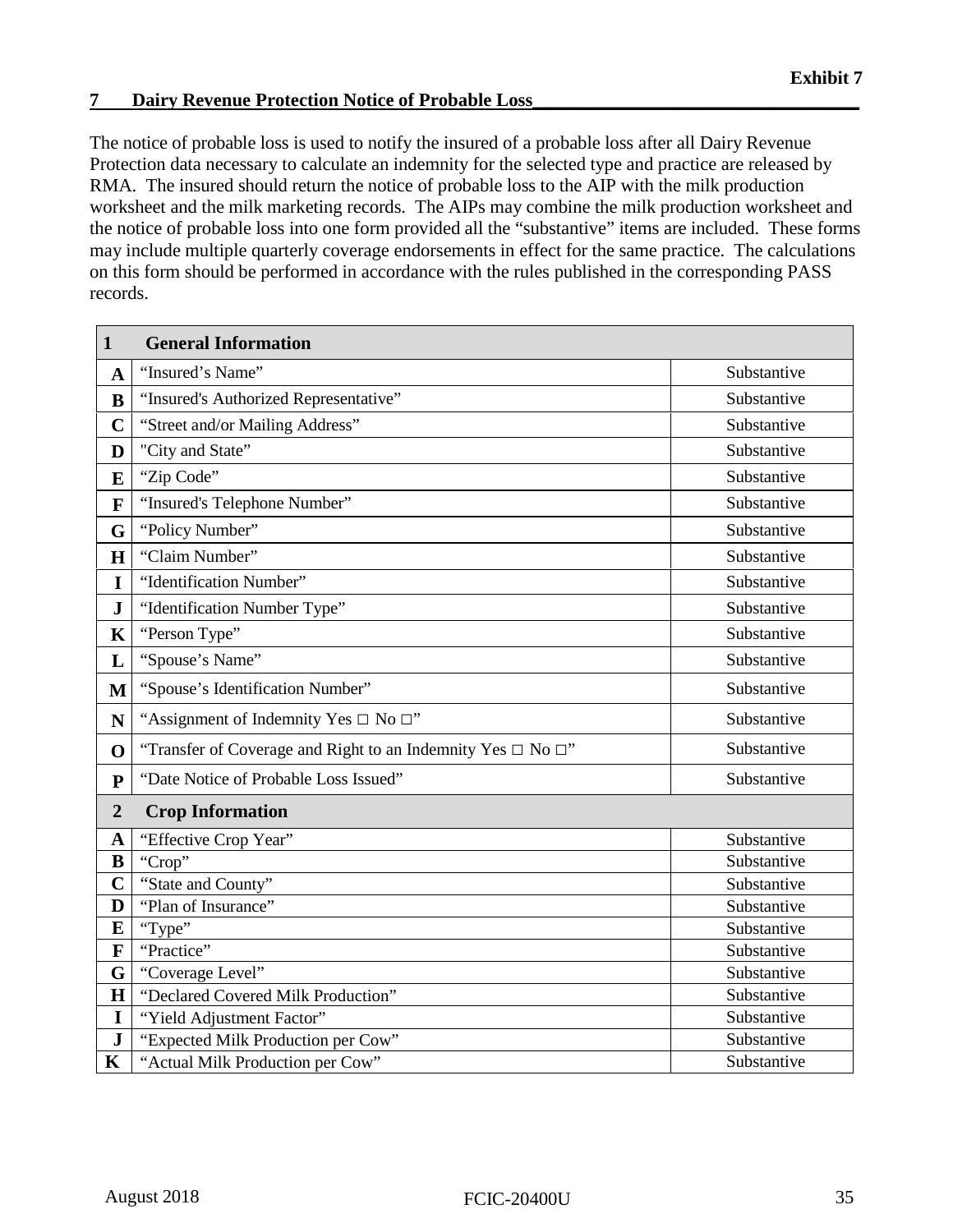**Exhibit 7**

## 7 Dairy Revenue Protection Notice of Probable Loss

The notice of probable loss is used to notify the insured of a probable loss after all Dairy Revenue Protection data necessary to calculate an indemnity for the selected type and practice are released by RMA. The insured should return the notice of probable loss to the AIP with the milk production worksheet and the milk marketing records. The AIPs may combine the milk production worksheet and the notice of probable loss into one form provided all the "substantive" items are included. These forms may include multiple quarterly coverage endorsements in effect for the same practice. The calculations on this form should be performed in accordance with the rules published in the corresponding PASS records.

| **1** | **General Information** | |
|---|---|---|
| **A** | "Insured's Name" | Substantive |
| **B** | "Insured's Authorized Representative" | Substantive |
| **C** | "Street and/or Mailing Address" | Substantive |
| **D** | "City and State" | Substantive |
| **E** | "Zip Code" | Substantive |
| **F** | "Insured's Telephone Number" | Substantive |
| **G** | "Policy Number" | Substantive |
| **H** | "Claim Number" | Substantive |
| **I** | "Identification Number" | Substantive |
| **J** | "Identification Number Type" | Substantive |
| **K** | "Person Type" | Substantive |
| **L** | "Spouse's Name" | Substantive |
| **M** | "Spouse's Identification Number" | Substantive |
| **N** | "Assignment of Indemnity Yes □ No □" | Substantive |
| **O** | "Transfer of Coverage and Right to an Indemnity Yes □ No □" | Substantive |
| **P** | "Date Notice of Probable Loss Issued" | Substantive |
| **2** | **Crop Information** | |
| **A** | "Effective Crop Year" | Substantive |
| **B** | "Crop" | Substantive |
| **C** | "State and County" | Substantive |
| **D** | "Plan of Insurance" | Substantive |
| **E** | "Type" | Substantive |
| **F** | "Practice" | Substantive |
| **G** | "Coverage Level" | Substantive |
| **H** | "Declared Covered Milk Production" | Substantive |
| **I** | "Yield Adjustment Factor" | Substantive |
| **J** | "Expected Milk Production per Cow" | Substantive |
| **K** | "Actual Milk Production per Cow" | Substantive |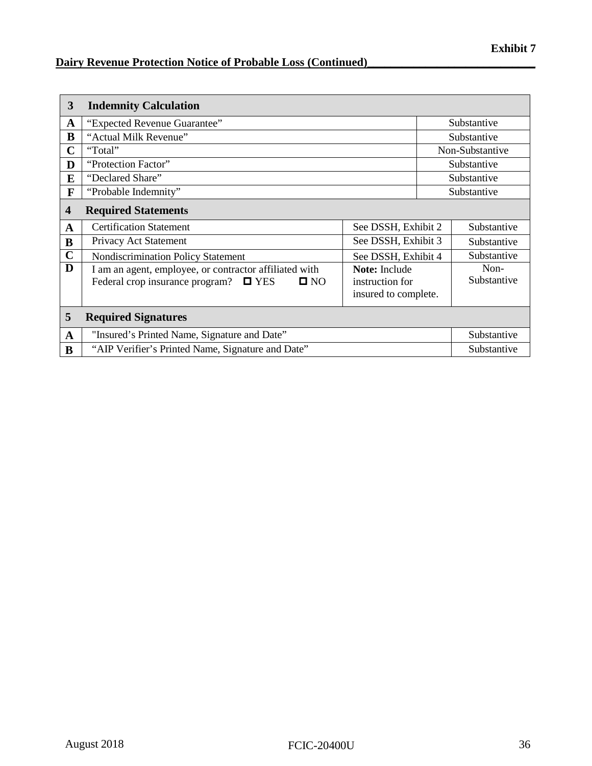Exhibit 7

**Dairy Revenue Protection Notice of Probable Loss (Continued)**

| | | | |
|---|---|---|---|
| **3** | **Indemnity Calculation** | | |
| **A** | "Expected Revenue Guarantee" | | Substantive |
| **B** | "Actual Milk Revenue" | | Substantive |
| **C** | "Total" | | Non-Substantive |
| **D** | "Protection Factor" | | Substantive |
| **E** | "Declared Share" | | Substantive |
| **F** | "Probable Indemnity" | | Substantive |
| **4** | **Required Statements** | | |
| **A** | Certification Statement | See DSSH, Exhibit 2 | Substantive |
| **B** | Privacy Act Statement | See DSSH, Exhibit 3 | Substantive |
| **C** | Nondiscrimination Policy Statement | See DSSH, Exhibit 4 | Substantive |
| **D** | I am an agent, employee, or contractor affiliated with Federal crop insurance program? ☐ YES ☐ NO | **Note:** Include instruction for insured to complete. | Non-Substantive |
| **5** | **Required Signatures** | | |
| **A** | "Insured's Printed Name, Signature and Date" | | Substantive |
| **B** | "AIP Verifier's Printed Name, Signature and Date" | | Substantive |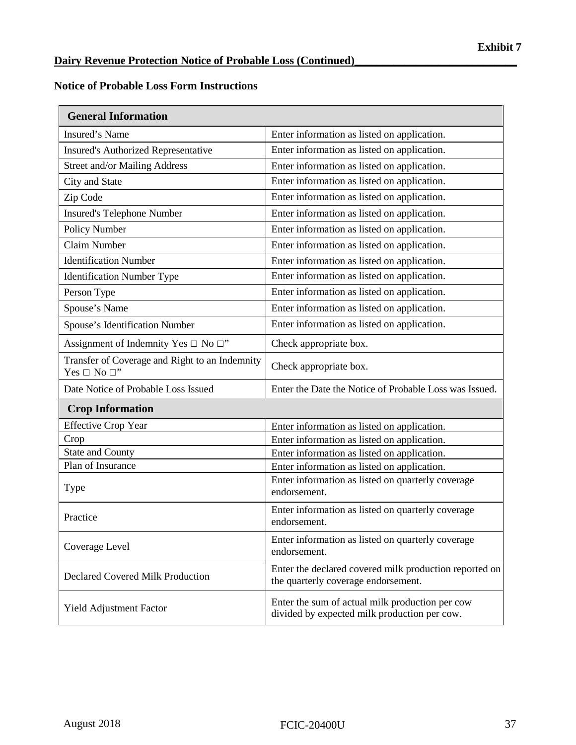**Exhibit 7**

**Dairy Revenue Protection Notice of Probable Loss (Continued)**

**Notice of Probable Loss Form Instructions**

| **General Information** | |
|---|---|
| Insured's Name | Enter information as listed on application. |
| Insured's Authorized Representative | Enter information as listed on application. |
| Street and/or Mailing Address | Enter information as listed on application. |
| City and State | Enter information as listed on application. |
| Zip Code | Enter information as listed on application. |
| Insured's Telephone Number | Enter information as listed on application. |
| Policy Number | Enter information as listed on application. |
| Claim Number | Enter information as listed on application. |
| Identification Number | Enter information as listed on application. |
| Identification Number Type | Enter information as listed on application. |
| Person Type | Enter information as listed on application. |
| Spouse's Name | Enter information as listed on application. |
| Spouse's Identification Number | Enter information as listed on application. |
| Assignment of Indemnity Yes □ No □" | Check appropriate box. |
| Transfer of Coverage and Right to an Indemnity Yes □ No □" | Check appropriate box. |
| Date Notice of Probable Loss Issued | Enter the Date the Notice of Probable Loss was Issued. |
| **Crop Information** | |
| Effective Crop Year | Enter information as listed on application. |
| Crop | Enter information as listed on application. |
| State and County | Enter information as listed on application. |
| Plan of Insurance | Enter information as listed on application. |
| Type | Enter information as listed on quarterly coverage endorsement. |
| Practice | Enter information as listed on quarterly coverage endorsement. |
| Coverage Level | Enter information as listed on quarterly coverage endorsement. |
| Declared Covered Milk Production | Enter the declared covered milk production reported on the quarterly coverage endorsement. |
| Yield Adjustment Factor | Enter the sum of actual milk production per cow divided by expected milk production per cow. |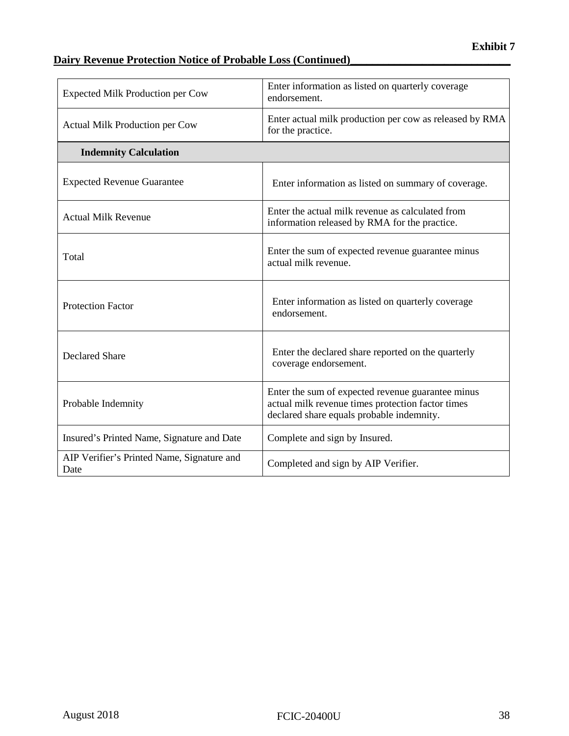**Exhibit 7**

## Dairy Revenue Protection Notice of Probable Loss (Continued)

| | |
|---|---|
| Expected Milk Production per Cow | Enter information as listed on quarterly coverage endorsement. |
| Actual Milk Production per Cow | Enter actual milk production per cow as released by RMA for the practice. |
| **Indemnity Calculation** | |
| Expected Revenue Guarantee | Enter information as listed on summary of coverage. |
| Actual Milk Revenue | Enter the actual milk revenue as calculated from information released by RMA for the practice. |
| Total | Enter the sum of expected revenue guarantee minus actual milk revenue. |
| Protection Factor | Enter information as listed on quarterly coverage endorsement. |
| Declared Share | Enter the declared share reported on the quarterly coverage endorsement. |
| Probable Indemnity | Enter the sum of expected revenue guarantee minus actual milk revenue times protection factor times declared share equals probable indemnity. |
| Insured's Printed Name, Signature and Date | Complete and sign by Insured. |
| AIP Verifier's Printed Name, Signature and Date | Completed and sign by AIP Verifier. |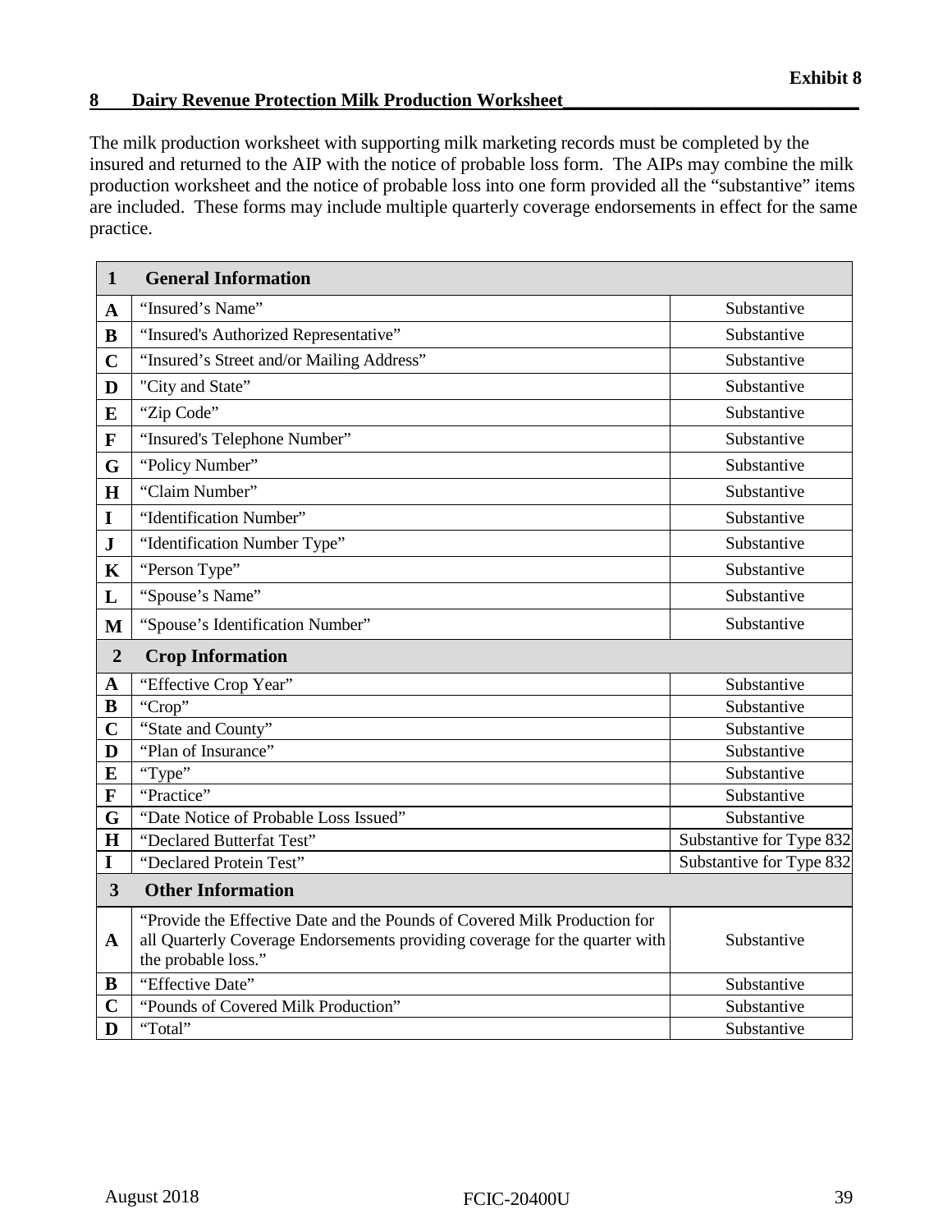**Exhibit 8**

## 8 Dairy Revenue Protection Milk Production Worksheet

The milk production worksheet with supporting milk marketing records must be completed by the insured and returned to the AIP with the notice of probable loss form. The AIPs may combine the milk production worksheet and the notice of probable loss into one form provided all the "substantive" items are included. These forms may include multiple quarterly coverage endorsements in effect for the same practice.

| **1** | **General Information** | |
|---|---|---|
| **A** | "Insured's Name" | Substantive |
| **B** | "Insured's Authorized Representative" | Substantive |
| **C** | "Insured's Street and/or Mailing Address" | Substantive |
| **D** | "City and State" | Substantive |
| **E** | "Zip Code" | Substantive |
| **F** | "Insured's Telephone Number" | Substantive |
| **G** | "Policy Number" | Substantive |
| **H** | "Claim Number" | Substantive |
| **I** | "Identification Number" | Substantive |
| **J** | "Identification Number Type" | Substantive |
| **K** | "Person Type" | Substantive |
| **L** | "Spouse's Name" | Substantive |
| **M** | "Spouse's Identification Number" | Substantive |
| **2** | **Crop Information** | |
| **A** | "Effective Crop Year" | Substantive |
| **B** | "Crop" | Substantive |
| **C** | "State and County" | Substantive |
| **D** | "Plan of Insurance" | Substantive |
| **E** | "Type" | Substantive |
| **F** | "Practice" | Substantive |
| **G** | "Date Notice of Probable Loss Issued" | Substantive |
| **H** | "Declared Butterfat Test" | Substantive for Type 832 |
| **I** | "Declared Protein Test" | Substantive for Type 832 |
| **3** | **Other Information** | |
| **A** | "Provide the Effective Date and the Pounds of Covered Milk Production for all Quarterly Coverage Endorsements providing coverage for the quarter with the probable loss." | Substantive |
| **B** | "Effective Date" | Substantive |
| **C** | "Pounds of Covered Milk Production" | Substantive |
| **D** | "Total" | Substantive |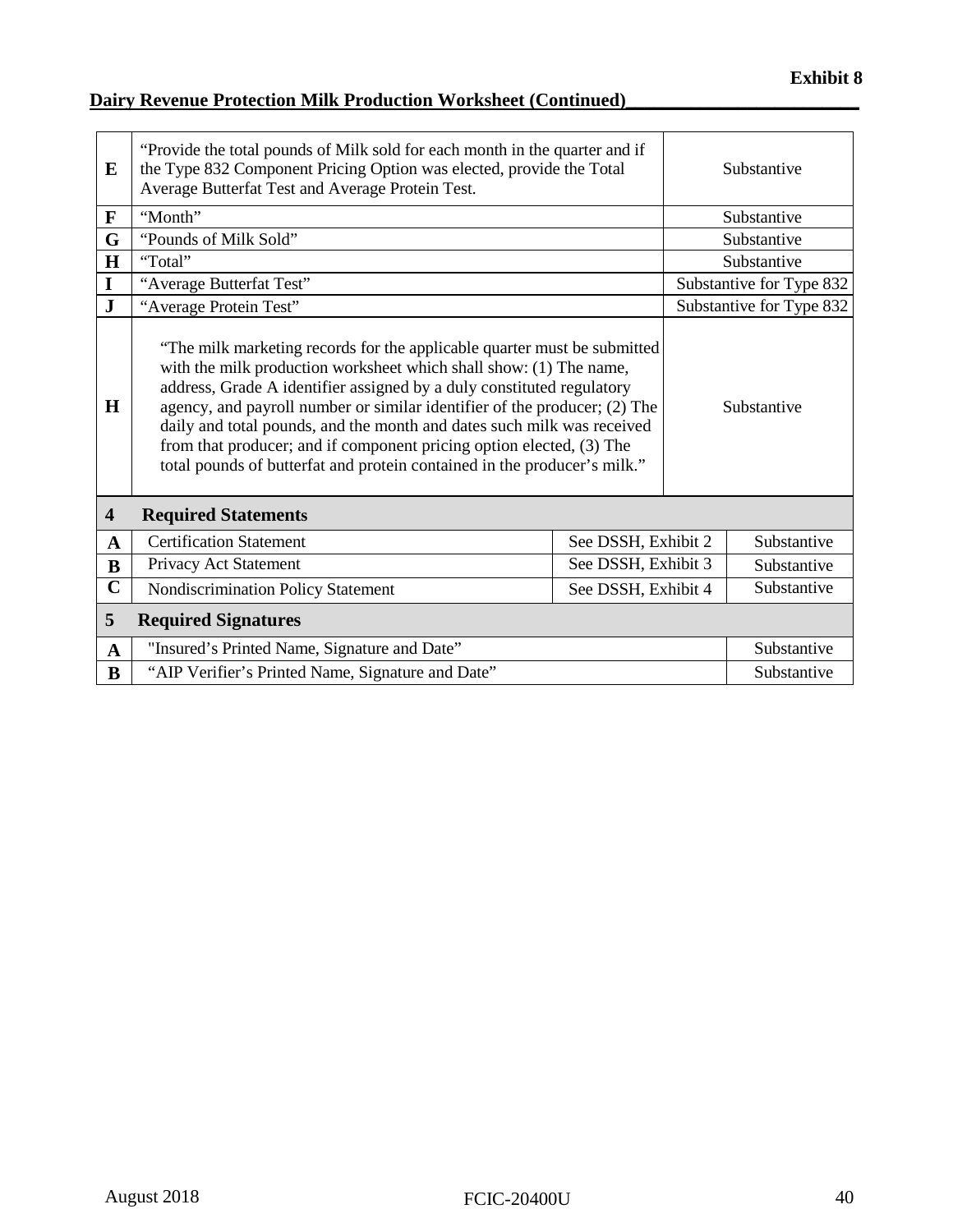**Exhibit 8**

## Dairy Revenue Protection Milk Production Worksheet (Continued)

| | | | |
|---|---|---|---|
| **E** | "Provide the total pounds of Milk sold for each month in the quarter and if the Type 832 Component Pricing Option was elected, provide the Total Average Butterfat Test and Average Protein Test. | | Substantive |
| **F** | "Month" | | Substantive |
| **G** | "Pounds of Milk Sold" | | Substantive |
| **H** | "Total" | | Substantive |
| **I** | "Average Butterfat Test" | | Substantive for Type 832 |
| **J** | "Average Protein Test" | | Substantive for Type 832 |
| **H** | "The milk marketing records for the applicable quarter must be submitted with the milk production worksheet which shall show: (1) The name, address, Grade A identifier assigned by a duly constituted regulatory agency, and payroll number or similar identifier of the producer; (2) The daily and total pounds, and the month and dates such milk was received from that producer; and if component pricing option elected, (3) The total pounds of butterfat and protein contained in the producer's milk." | | Substantive |
| **4** | **Required Statements** | | |
| **A** | Certification Statement | See DSSH, Exhibit 2 | Substantive |
| **B** | Privacy Act Statement | See DSSH, Exhibit 3 | Substantive |
| **C** | Nondiscrimination Policy Statement | See DSSH, Exhibit 4 | Substantive |
| **5** | **Required Signatures** | | |
| **A** | "Insured's Printed Name, Signature and Date" | | Substantive |
| **B** | "AIP Verifier's Printed Name, Signature and Date" | | Substantive |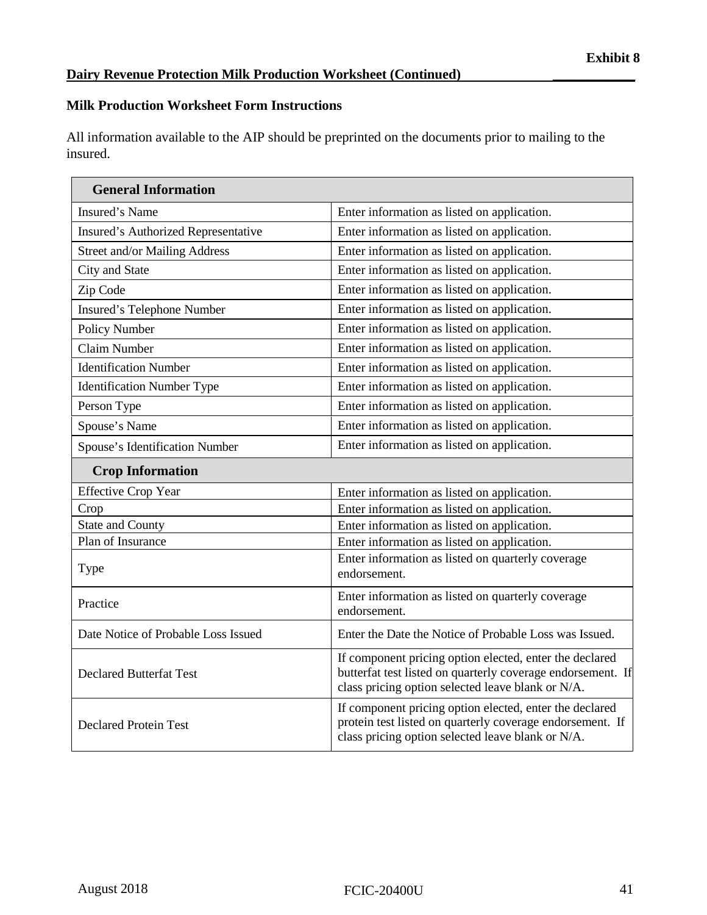**Exhibit 8**

## Dairy Revenue Protection Milk Production Worksheet (Continued)

### Milk Production Worksheet Form Instructions

All information available to the AIP should be preprinted on the documents prior to mailing to the insured.

| **General Information** | |
|---|---|
| Insured’s Name | Enter information as listed on application. |
| Insured’s Authorized Representative | Enter information as listed on application. |
| Street and/or Mailing Address | Enter information as listed on application. |
| City and State | Enter information as listed on application. |
| Zip Code | Enter information as listed on application. |
| Insured’s Telephone Number | Enter information as listed on application. |
| Policy Number | Enter information as listed on application. |
| Claim Number | Enter information as listed on application. |
| Identification Number | Enter information as listed on application. |
| Identification Number Type | Enter information as listed on application. |
| Person Type | Enter information as listed on application. |
| Spouse’s Name | Enter information as listed on application. |
| Spouse’s Identification Number | Enter information as listed on application. |
| **Crop Information** | |
| Effective Crop Year | Enter information as listed on application. |
| Crop | Enter information as listed on application. |
| State and County | Enter information as listed on application. |
| Plan of Insurance | Enter information as listed on application. |
| Type | Enter information as listed on quarterly coverage endorsement. |
| Practice | Enter information as listed on quarterly coverage endorsement. |
| Date Notice of Probable Loss Issued | Enter the Date the Notice of Probable Loss was Issued. |
| Declared Butterfat Test | If component pricing option elected, enter the declared butterfat test listed on quarterly coverage endorsement. If class pricing option selected leave blank or N/A. |
| Declared Protein Test | If component pricing option elected, enter the declared protein test listed on quarterly coverage endorsement. If class pricing option selected leave blank or N/A. |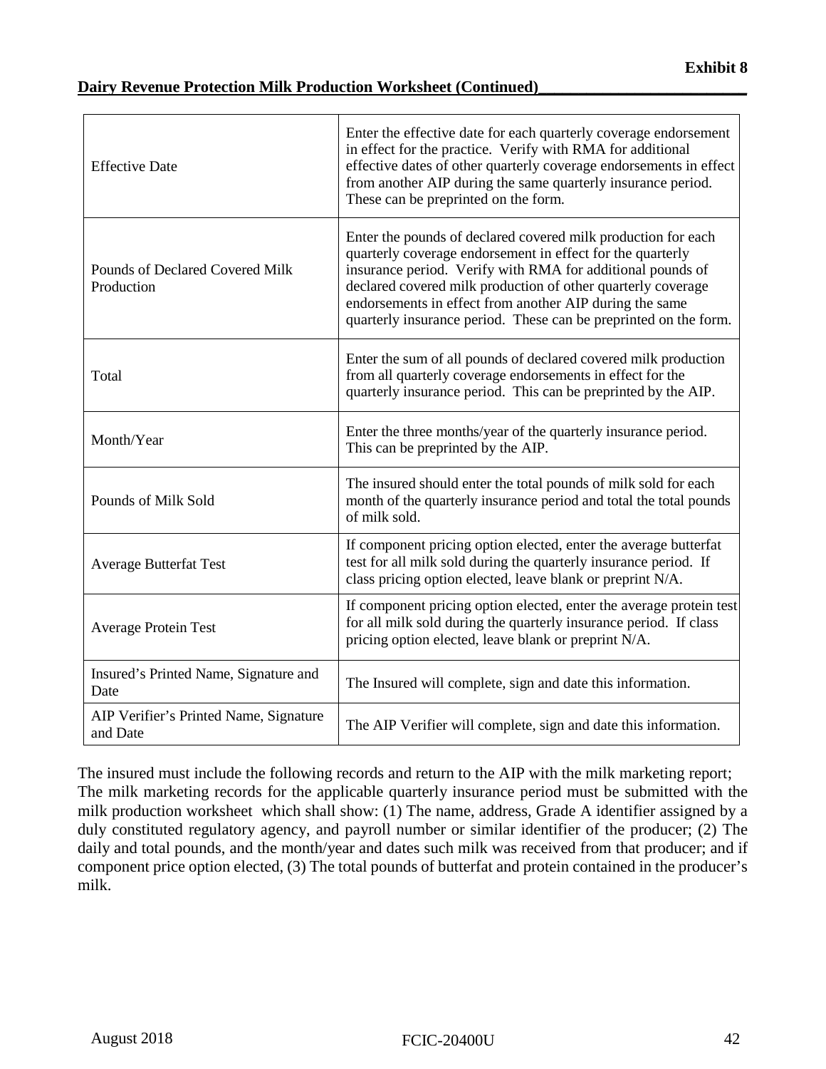**Exhibit 8**

**Dairy Revenue Protection Milk Production Worksheet (Continued)**

| | |
|---|---|
| Effective Date | Enter the effective date for each quarterly coverage endorsement in effect for the practice. Verify with RMA for additional effective dates of other quarterly coverage endorsements in effect from another AIP during the same quarterly insurance period. These can be preprinted on the form. |
| Pounds of Declared Covered Milk Production | Enter the pounds of declared covered milk production for each quarterly coverage endorsement in effect for the quarterly insurance period. Verify with RMA for additional pounds of declared covered milk production of other quarterly coverage endorsements in effect from another AIP during the same quarterly insurance period. These can be preprinted on the form. |
| Total | Enter the sum of all pounds of declared covered milk production from all quarterly coverage endorsements in effect for the quarterly insurance period. This can be preprinted by the AIP. |
| Month/Year | Enter the three months/year of the quarterly insurance period. This can be preprinted by the AIP. |
| Pounds of Milk Sold | The insured should enter the total pounds of milk sold for each month of the quarterly insurance period and total the total pounds of milk sold. |
| Average Butterfat Test | If component pricing option elected, enter the average butterfat test for all milk sold during the quarterly insurance period. If class pricing option elected, leave blank or preprint N/A. |
| Average Protein Test | If component pricing option elected, enter the average protein test for all milk sold during the quarterly insurance period. If class pricing option elected, leave blank or preprint N/A. |
| Insured's Printed Name, Signature and Date | The Insured will complete, sign and date this information. |
| AIP Verifier's Printed Name, Signature and Date | The AIP Verifier will complete, sign and date this information. |

The insured must include the following records and return to the AIP with the milk marketing report; The milk marketing records for the applicable quarterly insurance period must be submitted with the milk production worksheet which shall show: (1) The name, address, Grade A identifier assigned by a duly constituted regulatory agency, and payroll number or similar identifier of the producer; (2) The daily and total pounds, and the month/year and dates such milk was received from that producer; and if component price option elected, (3) The total pounds of butterfat and protein contained in the producer's milk.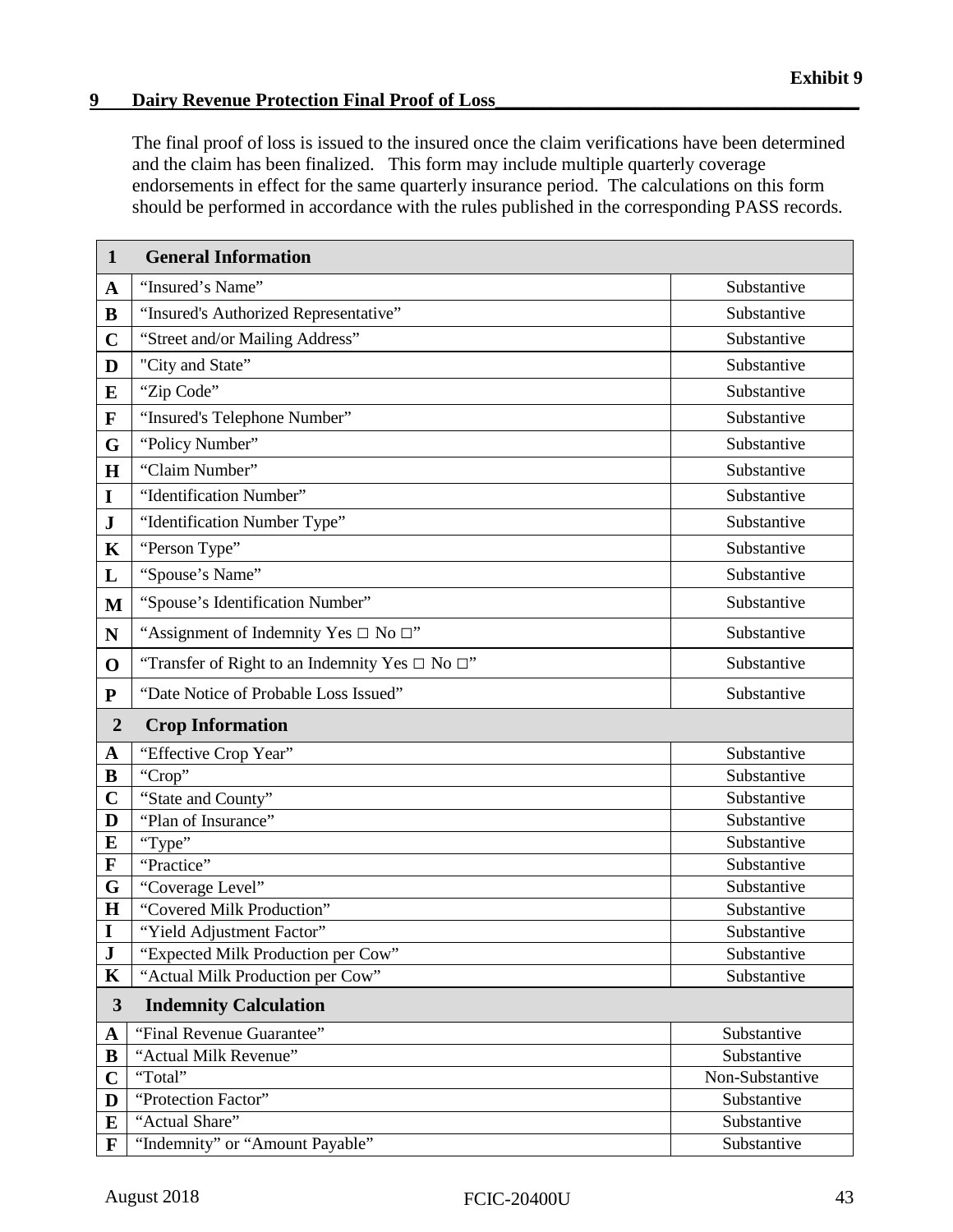**Exhibit 9**

## 9 Dairy Revenue Protection Final Proof of Loss

The final proof of loss is issued to the insured once the claim verifications have been determined and the claim has been finalized. This form may include multiple quarterly coverage endorsements in effect for the same quarterly insurance period. The calculations on this form should be performed in accordance with the rules published in the corresponding PASS records.

| **1** | **General Information** | |
|---|---|---|
| **A** | "Insured's Name" | Substantive |
| **B** | "Insured's Authorized Representative" | Substantive |
| **C** | "Street and/or Mailing Address" | Substantive |
| **D** | "City and State" | Substantive |
| **E** | "Zip Code" | Substantive |
| **F** | "Insured's Telephone Number" | Substantive |
| **G** | "Policy Number" | Substantive |
| **H** | "Claim Number" | Substantive |
| **I** | "Identification Number" | Substantive |
| **J** | "Identification Number Type" | Substantive |
| **K** | "Person Type" | Substantive |
| **L** | "Spouse's Name" | Substantive |
| **M** | "Spouse's Identification Number" | Substantive |
| **N** | "Assignment of Indemnity Yes □ No □" | Substantive |
| **O** | "Transfer of Right to an Indemnity Yes □ No □" | Substantive |
| **P** | "Date Notice of Probable Loss Issued" | Substantive |
| **2** | **Crop Information** | |
| **A** | "Effective Crop Year" | Substantive |
| **B** | "Crop" | Substantive |
| **C** | "State and County" | Substantive |
| **D** | "Plan of Insurance" | Substantive |
| **E** | "Type" | Substantive |
| **F** | "Practice" | Substantive |
| **G** | "Coverage Level" | Substantive |
| **H** | "Covered Milk Production" | Substantive |
| **I** | "Yield Adjustment Factor" | Substantive |
| **J** | "Expected Milk Production per Cow" | Substantive |
| **K** | "Actual Milk Production per Cow" | Substantive |
| **3** | **Indemnity Calculation** | |
| **A** | "Final Revenue Guarantee" | Substantive |
| **B** | "Actual Milk Revenue" | Substantive |
| **C** | "Total" | Non-Substantive |
| **D** | "Protection Factor" | Substantive |
| **E** | "Actual Share" | Substantive |
| **F** | "Indemnity" or "Amount Payable" | Substantive |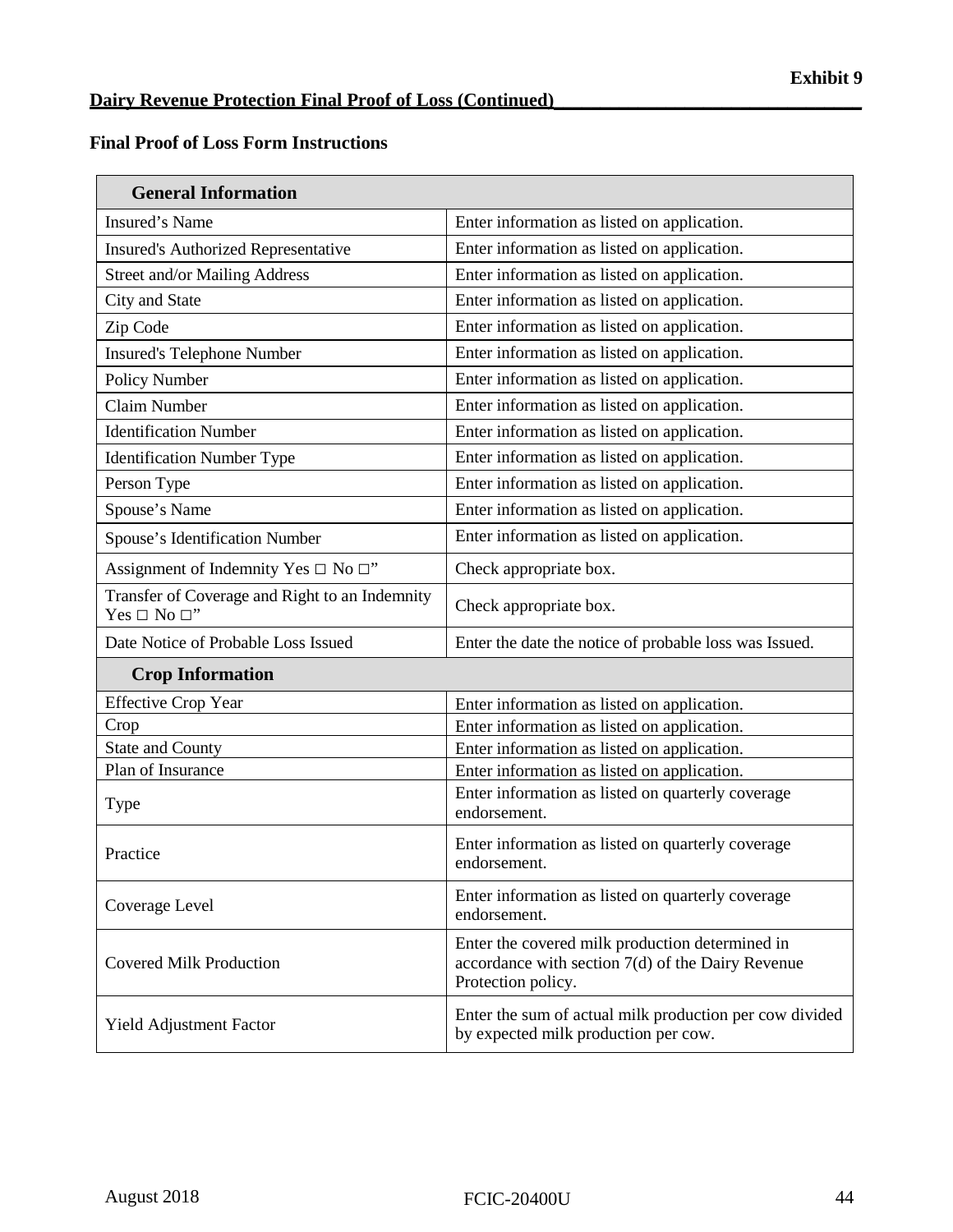**Exhibit 9**

**Dairy Revenue Protection Final Proof of Loss (Continued)**

## Final Proof of Loss Form Instructions

| **General Information** | |
|---|---|
| Insured's Name | Enter information as listed on application. |
| Insured's Authorized Representative | Enter information as listed on application. |
| Street and/or Mailing Address | Enter information as listed on application. |
| City and State | Enter information as listed on application. |
| Zip Code | Enter information as listed on application. |
| Insured's Telephone Number | Enter information as listed on application. |
| Policy Number | Enter information as listed on application. |
| Claim Number | Enter information as listed on application. |
| Identification Number | Enter information as listed on application. |
| Identification Number Type | Enter information as listed on application. |
| Person Type | Enter information as listed on application. |
| Spouse's Name | Enter information as listed on application. |
| Spouse's Identification Number | Enter information as listed on application. |
| Assignment of Indemnity Yes □ No □" | Check appropriate box. |
| Transfer of Coverage and Right to an Indemnity Yes □ No □" | Check appropriate box. |
| Date Notice of Probable Loss Issued | Enter the date the notice of probable loss was Issued. |
| **Crop Information** | |
| Effective Crop Year | Enter information as listed on application. |
| Crop | Enter information as listed on application. |
| State and County | Enter information as listed on application. |
| Plan of Insurance | Enter information as listed on application. |
| Type | Enter information as listed on quarterly coverage endorsement. |
| Practice | Enter information as listed on quarterly coverage endorsement. |
| Coverage Level | Enter information as listed on quarterly coverage endorsement. |
| Covered Milk Production | Enter the covered milk production determined in accordance with section 7(d) of the Dairy Revenue Protection policy. |
| Yield Adjustment Factor | Enter the sum of actual milk production per cow divided by expected milk production per cow. |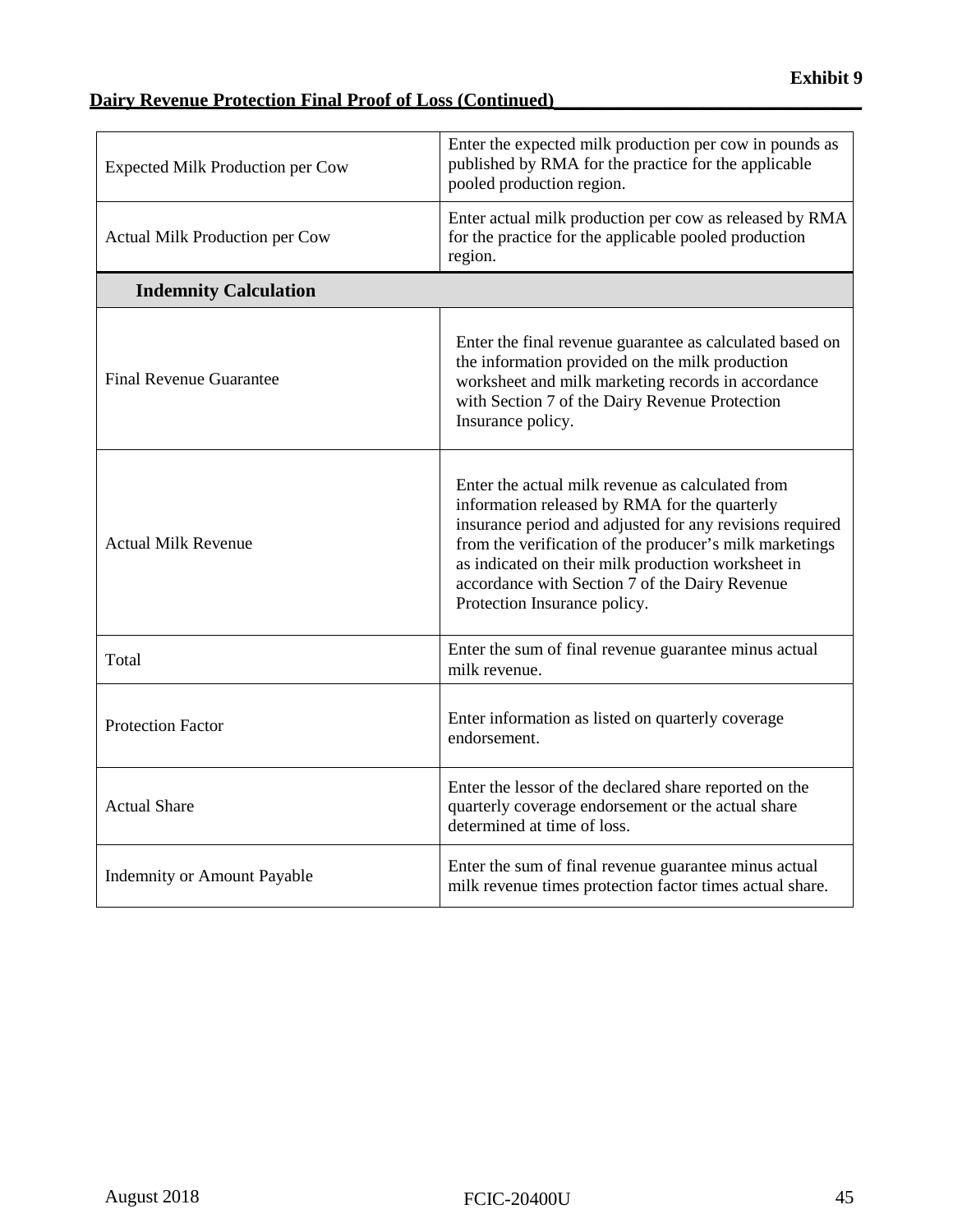**Exhibit 9**

**Dairy Revenue Protection Final Proof of Loss (Continued)**

| | |
|---|---|
| Expected Milk Production per Cow | Enter the expected milk production per cow in pounds as published by RMA for the practice for the applicable pooled production region. |
| Actual Milk Production per Cow | Enter actual milk production per cow as released by RMA for the practice for the applicable pooled production region. |
| **Indemnity Calculation** | |
| Final Revenue Guarantee | Enter the final revenue guarantee as calculated based on the information provided on the milk production worksheet and milk marketing records in accordance with Section 7 of the Dairy Revenue Protection Insurance policy. |
| Actual Milk Revenue | Enter the actual milk revenue as calculated from information released by RMA for the quarterly insurance period and adjusted for any revisions required from the verification of the producer's milk marketings as indicated on their milk production worksheet in accordance with Section 7 of the Dairy Revenue Protection Insurance policy. |
| Total | Enter the sum of final revenue guarantee minus actual milk revenue. |
| Protection Factor | Enter information as listed on quarterly coverage endorsement. |
| Actual Share | Enter the lessor of the declared share reported on the quarterly coverage endorsement or the actual share determined at time of loss. |
| Indemnity or Amount Payable | Enter the sum of final revenue guarantee minus actual milk revenue times protection factor times actual share. |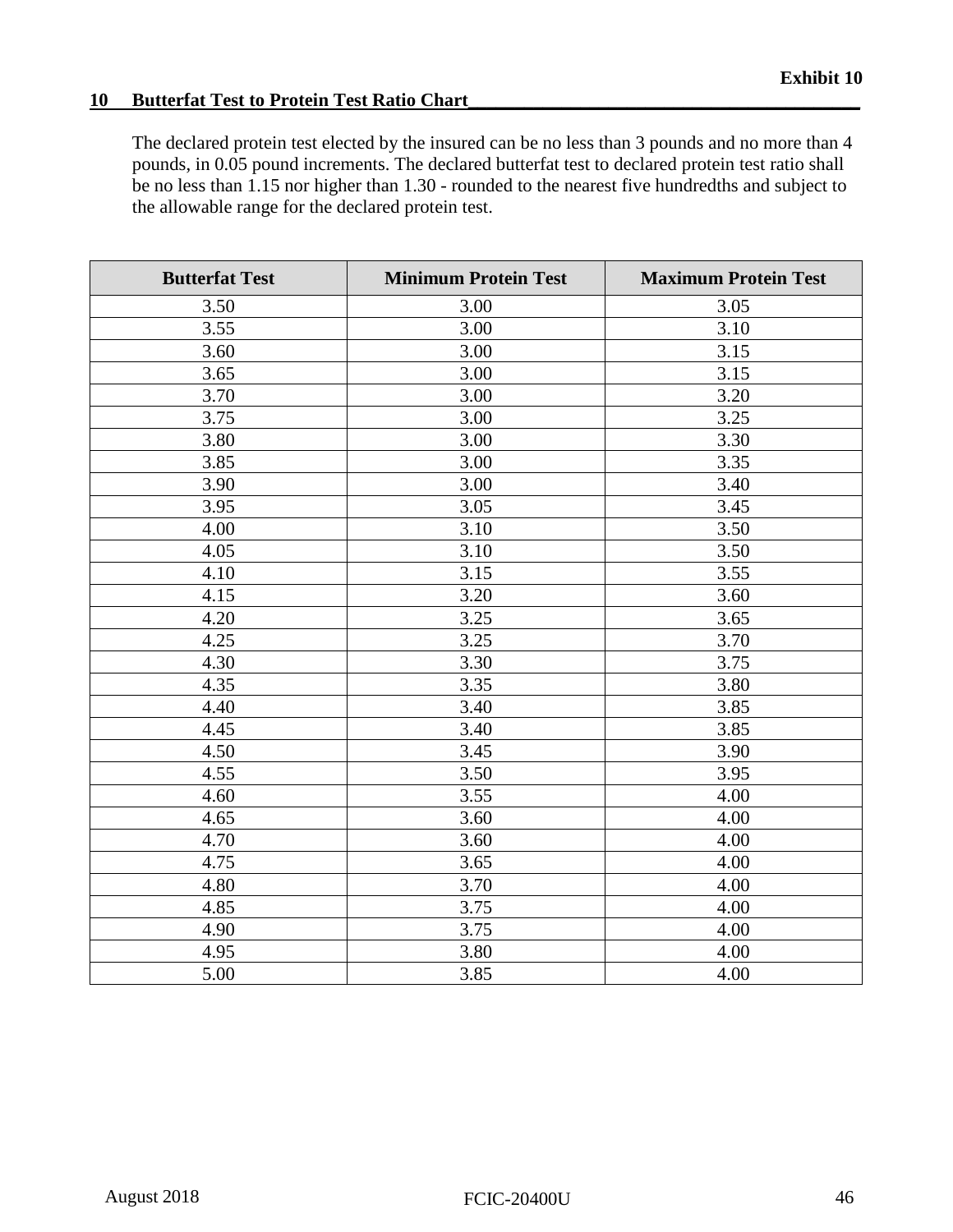**Exhibit 10**

## 10 Butterfat Test to Protein Test Ratio Chart

The declared protein test elected by the insured can be no less than 3 pounds and no more than 4 pounds, in 0.05 pound increments. The declared butterfat test to declared protein test ratio shall be no less than 1.15 nor higher than 1.30 - rounded to the nearest five hundredths and subject to the allowable range for the declared protein test.

| Butterfat Test | Minimum Protein Test | Maximum Protein Test |
|---|---|---|
| 3.50 | 3.00 | 3.05 |
| 3.55 | 3.00 | 3.10 |
| 3.60 | 3.00 | 3.15 |
| 3.65 | 3.00 | 3.15 |
| 3.70 | 3.00 | 3.20 |
| 3.75 | 3.00 | 3.25 |
| 3.80 | 3.00 | 3.30 |
| 3.85 | 3.00 | 3.35 |
| 3.90 | 3.00 | 3.40 |
| 3.95 | 3.05 | 3.45 |
| 4.00 | 3.10 | 3.50 |
| 4.05 | 3.10 | 3.50 |
| 4.10 | 3.15 | 3.55 |
| 4.15 | 3.20 | 3.60 |
| 4.20 | 3.25 | 3.65 |
| 4.25 | 3.25 | 3.70 |
| 4.30 | 3.30 | 3.75 |
| 4.35 | 3.35 | 3.80 |
| 4.40 | 3.40 | 3.85 |
| 4.45 | 3.40 | 3.85 |
| 4.50 | 3.45 | 3.90 |
| 4.55 | 3.50 | 3.95 |
| 4.60 | 3.55 | 4.00 |
| 4.65 | 3.60 | 4.00 |
| 4.70 | 3.60 | 4.00 |
| 4.75 | 3.65 | 4.00 |
| 4.80 | 3.70 | 4.00 |
| 4.85 | 3.75 | 4.00 |
| 4.90 | 3.75 | 4.00 |
| 4.95 | 3.80 | 4.00 |
| 5.00 | 3.85 | 4.00 |